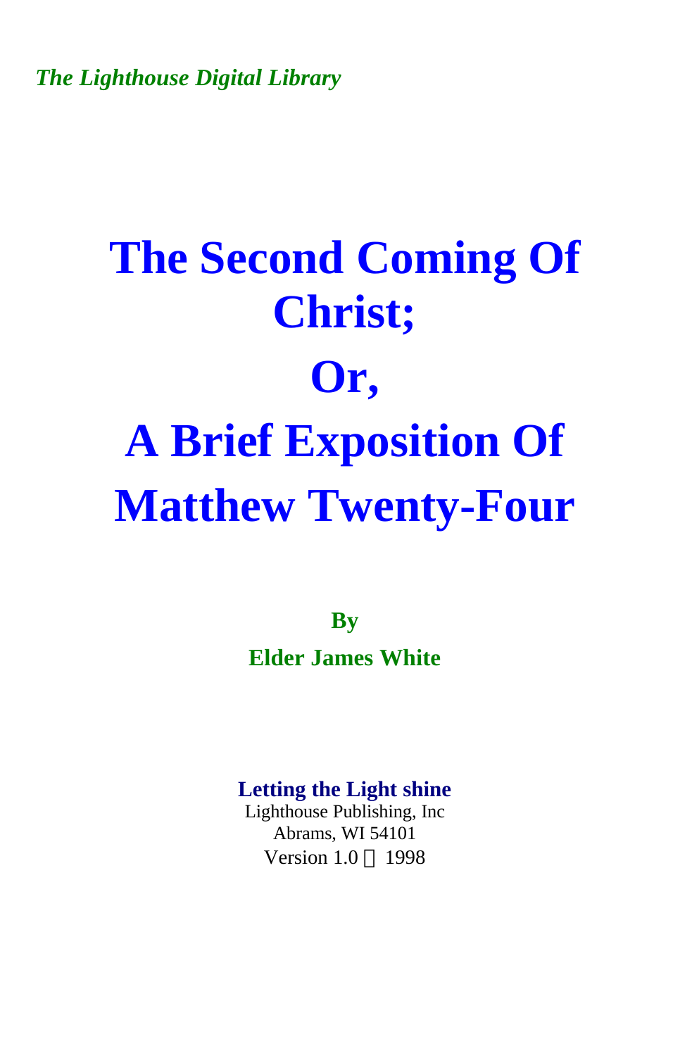*The Lighthouse Digital Library*

# The Second Coming Of Christ;

# Or,

# A Brief Exposition Of Matthew Twenty-Four

**By**

**Elder James White**

**Letting the Light shine**
Lighthouse Publishing, Inc
Abrams, WI 54101
Version 1.0 1998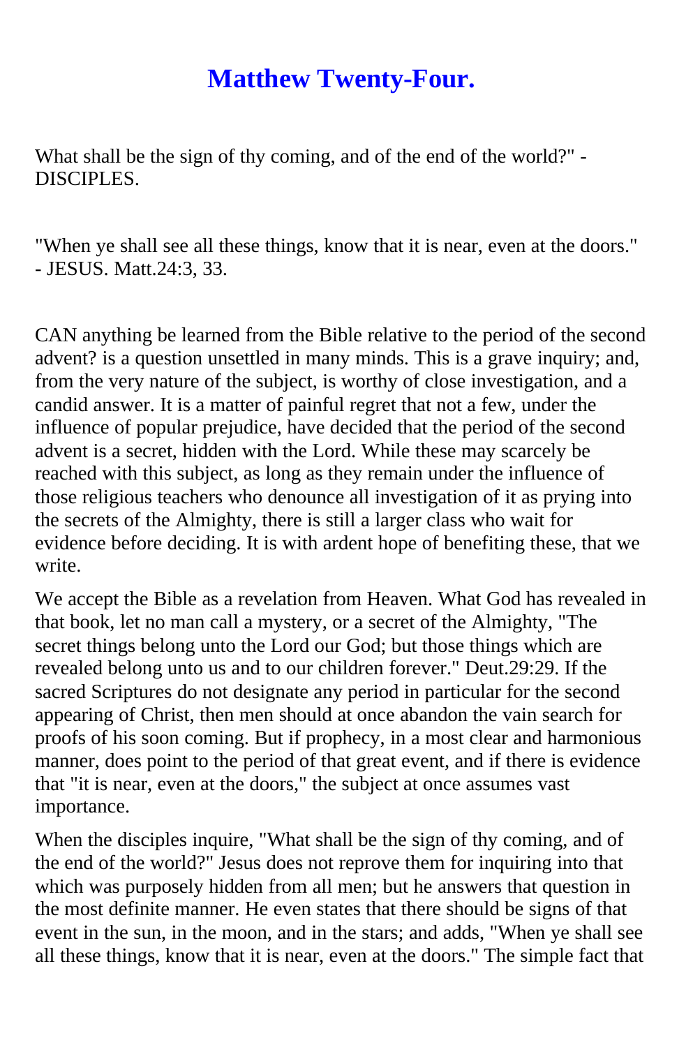# Matthew Twenty-Four.

What shall be the sign of thy coming, and of the end of the world?" - DISCIPLES.

"When ye shall see all these things, know that it is near, even at the doors." - JESUS. Matt.24:3, 33.

CAN anything be learned from the Bible relative to the period of the second advent? is a question unsettled in many minds. This is a grave inquiry; and, from the very nature of the subject, is worthy of close investigation, and a candid answer. It is a matter of painful regret that not a few, under the influence of popular prejudice, have decided that the period of the second advent is a secret, hidden with the Lord. While these may scarcely be reached with this subject, as long as they remain under the influence of those religious teachers who denounce all investigation of it as prying into the secrets of the Almighty, there is still a larger class who wait for evidence before deciding. It is with ardent hope of benefiting these, that we write.

We accept the Bible as a revelation from Heaven. What God has revealed in that book, let no man call a mystery, or a secret of the Almighty, "The secret things belong unto the Lord our God; but those things which are revealed belong unto us and to our children forever." Deut.29:29. If the sacred Scriptures do not designate any period in particular for the second appearing of Christ, then men should at once abandon the vain search for proofs of his soon coming. But if prophecy, in a most clear and harmonious manner, does point to the period of that great event, and if there is evidence that "it is near, even at the doors," the subject at once assumes vast importance.

When the disciples inquire, "What shall be the sign of thy coming, and of the end of the world?" Jesus does not reprove them for inquiring into that which was purposely hidden from all men; but he answers that question in the most definite manner. He even states that there should be signs of that event in the sun, in the moon, and in the stars; and adds, "When ye shall see all these things, know that it is near, even at the doors." The simple fact that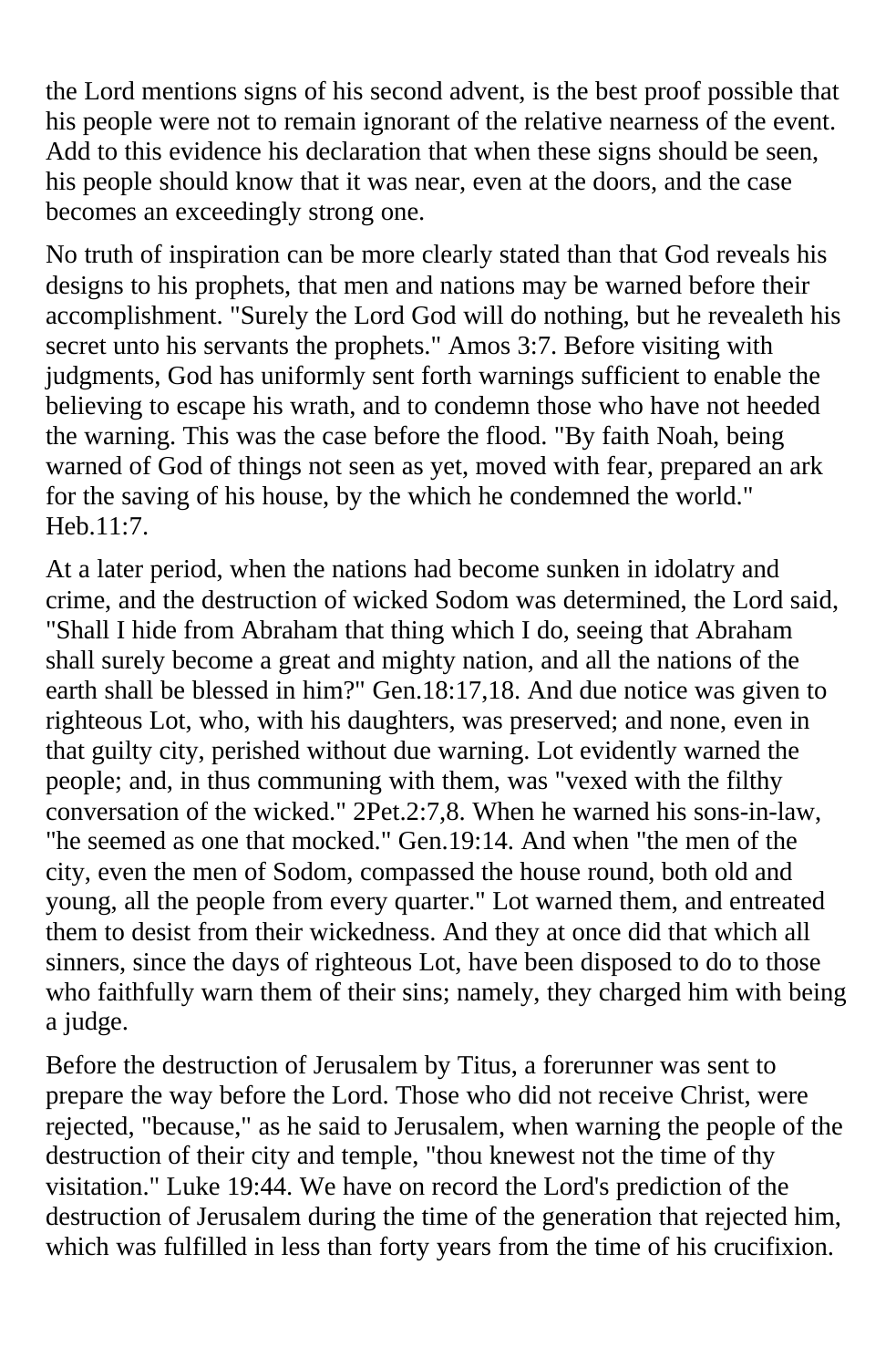the Lord mentions signs of his second advent, is the best proof possible that his people were not to remain ignorant of the relative nearness of the event. Add to this evidence his declaration that when these signs should be seen, his people should know that it was near, even at the doors, and the case becomes an exceedingly strong one.

No truth of inspiration can be more clearly stated than that God reveals his designs to his prophets, that men and nations may be warned before their accomplishment. "Surely the Lord God will do nothing, but he revealeth his secret unto his servants the prophets." Amos 3:7. Before visiting with judgments, God has uniformly sent forth warnings sufficient to enable the believing to escape his wrath, and to condemn those who have not heeded the warning. This was the case before the flood. "By faith Noah, being warned of God of things not seen as yet, moved with fear, prepared an ark for the saving of his house, by the which he condemned the world." Heb.11:7.

At a later period, when the nations had become sunken in idolatry and crime, and the destruction of wicked Sodom was determined, the Lord said, "Shall I hide from Abraham that thing which I do, seeing that Abraham shall surely become a great and mighty nation, and all the nations of the earth shall be blessed in him?" Gen.18:17,18. And due notice was given to righteous Lot, who, with his daughters, was preserved; and none, even in that guilty city, perished without due warning. Lot evidently warned the people; and, in thus communing with them, was "vexed with the filthy conversation of the wicked." 2Pet.2:7,8. When he warned his sons-in-law, "he seemed as one that mocked." Gen.19:14. And when "the men of the city, even the men of Sodom, compassed the house round, both old and young, all the people from every quarter." Lot warned them, and entreated them to desist from their wickedness. And they at once did that which all sinners, since the days of righteous Lot, have been disposed to do to those who faithfully warn them of their sins; namely, they charged him with being a judge.

Before the destruction of Jerusalem by Titus, a forerunner was sent to prepare the way before the Lord. Those who did not receive Christ, were rejected, "because," as he said to Jerusalem, when warning the people of the destruction of their city and temple, "thou knewest not the time of thy visitation." Luke 19:44. We have on record the Lord's prediction of the destruction of Jerusalem during the time of the generation that rejected him, which was fulfilled in less than forty years from the time of his crucifixion.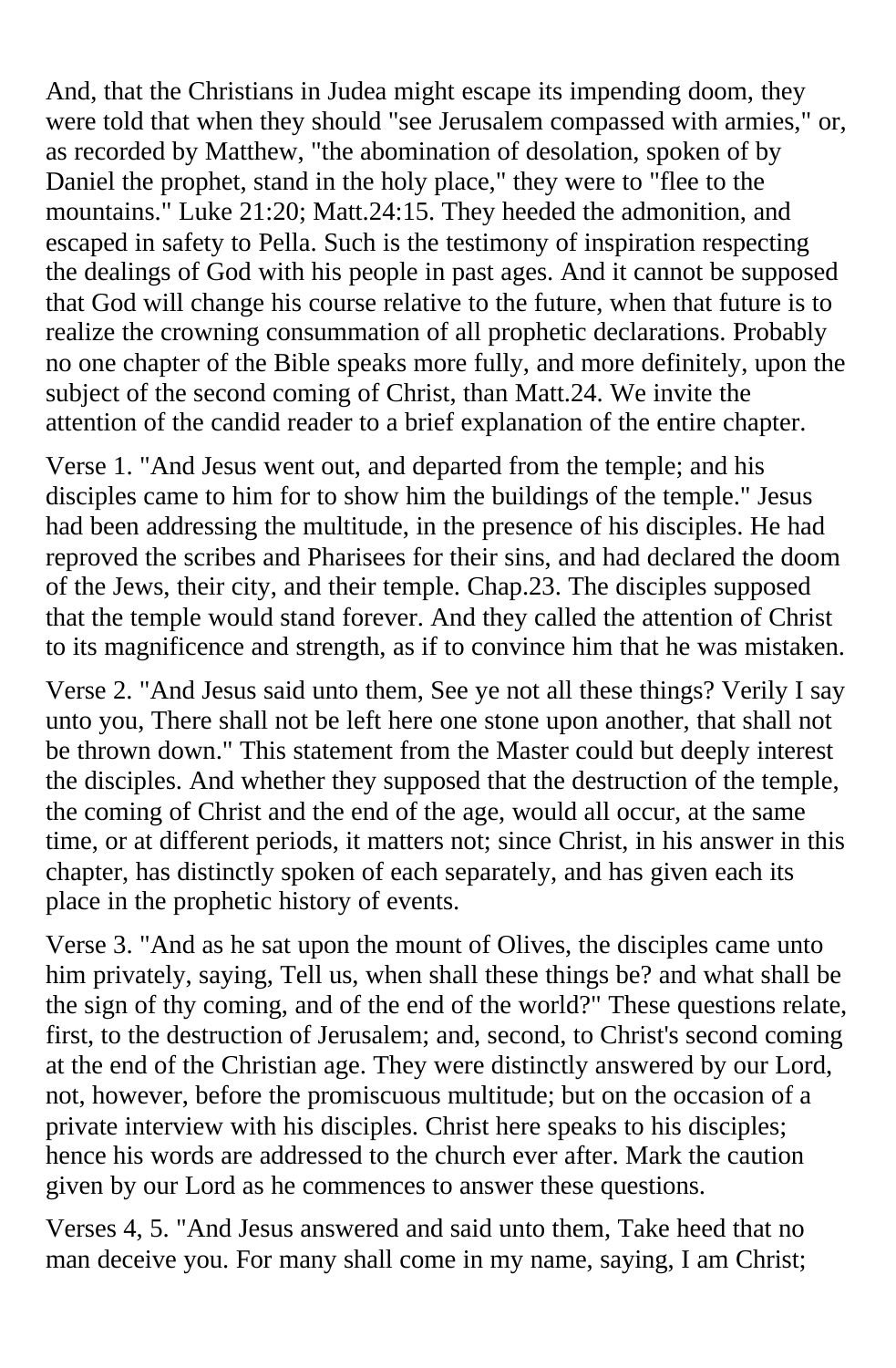And, that the Christians in Judea might escape its impending doom, they were told that when they should "see Jerusalem compassed with armies," or, as recorded by Matthew, "the abomination of desolation, spoken of by Daniel the prophet, stand in the holy place," they were to "flee to the mountains." Luke 21:20; Matt.24:15. They heeded the admonition, and escaped in safety to Pella. Such is the testimony of inspiration respecting the dealings of God with his people in past ages. And it cannot be supposed that God will change his course relative to the future, when that future is to realize the crowning consummation of all prophetic declarations. Probably no one chapter of the Bible speaks more fully, and more definitely, upon the subject of the second coming of Christ, than Matt.24. We invite the attention of the candid reader to a brief explanation of the entire chapter.

Verse 1. "And Jesus went out, and departed from the temple; and his disciples came to him for to show him the buildings of the temple." Jesus had been addressing the multitude, in the presence of his disciples. He had reproved the scribes and Pharisees for their sins, and had declared the doom of the Jews, their city, and their temple. Chap.23. The disciples supposed that the temple would stand forever. And they called the attention of Christ to its magnificence and strength, as if to convince him that he was mistaken.

Verse 2. "And Jesus said unto them, See ye not all these things? Verily I say unto you, There shall not be left here one stone upon another, that shall not be thrown down." This statement from the Master could but deeply interest the disciples. And whether they supposed that the destruction of the temple, the coming of Christ and the end of the age, would all occur, at the same time, or at different periods, it matters not; since Christ, in his answer in this chapter, has distinctly spoken of each separately, and has given each its place in the prophetic history of events.

Verse 3. "And as he sat upon the mount of Olives, the disciples came unto him privately, saying, Tell us, when shall these things be? and what shall be the sign of thy coming, and of the end of the world?" These questions relate, first, to the destruction of Jerusalem; and, second, to Christ's second coming at the end of the Christian age. They were distinctly answered by our Lord, not, however, before the promiscuous multitude; but on the occasion of a private interview with his disciples. Christ here speaks to his disciples; hence his words are addressed to the church ever after. Mark the caution given by our Lord as he commences to answer these questions.

Verses 4, 5. "And Jesus answered and said unto them, Take heed that no man deceive you. For many shall come in my name, saying, I am Christ;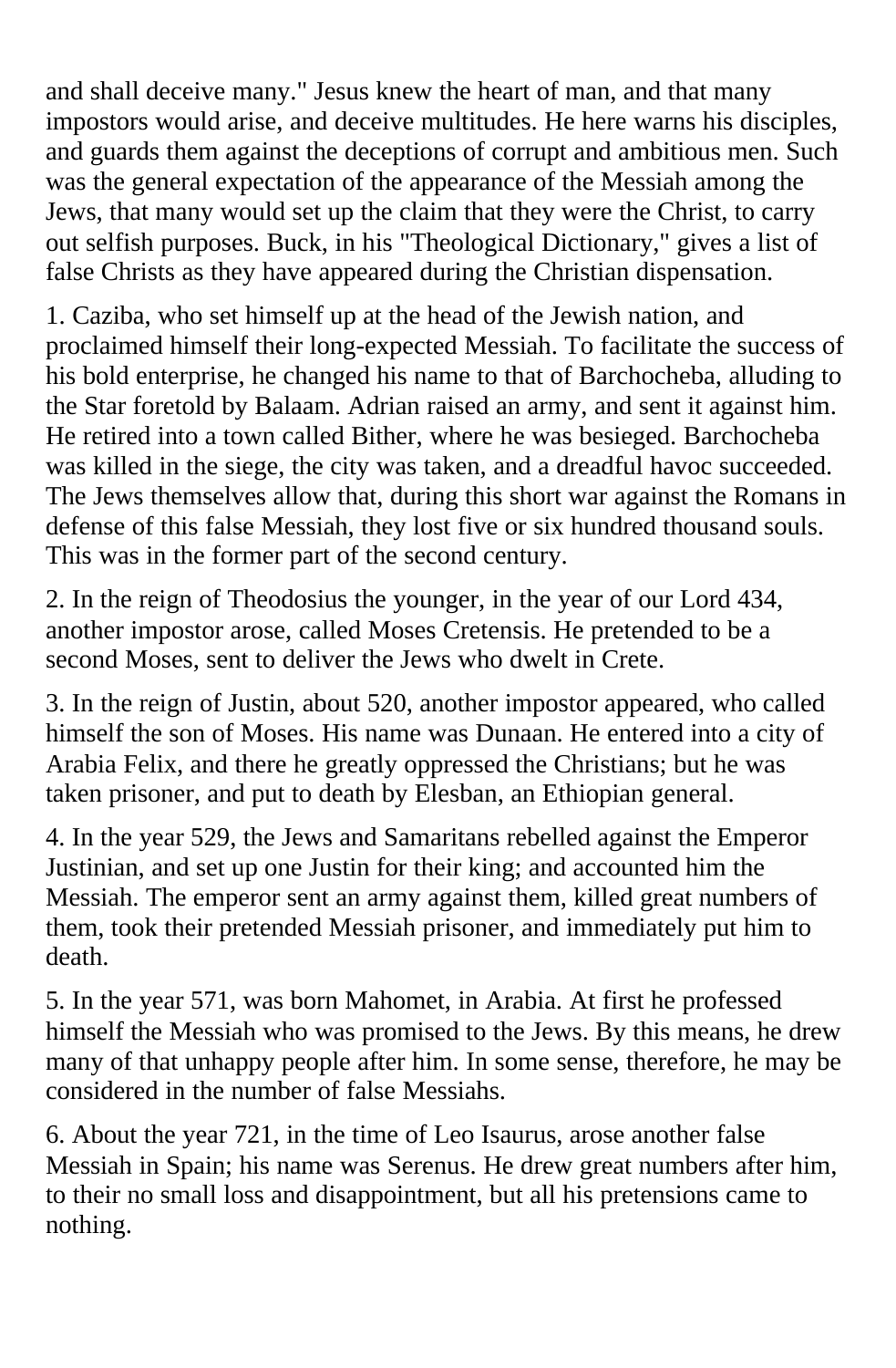and shall deceive many." Jesus knew the heart of man, and that many impostors would arise, and deceive multitudes. He here warns his disciples, and guards them against the deceptions of corrupt and ambitious men. Such was the general expectation of the appearance of the Messiah among the Jews, that many would set up the claim that they were the Christ, to carry out selfish purposes. Buck, in his "Theological Dictionary," gives a list of false Christs as they have appeared during the Christian dispensation.

1. Caziba, who set himself up at the head of the Jewish nation, and proclaimed himself their long-expected Messiah. To facilitate the success of his bold enterprise, he changed his name to that of Barchocheba, alluding to the Star foretold by Balaam. Adrian raised an army, and sent it against him. He retired into a town called Bither, where he was besieged. Barchocheba was killed in the siege, the city was taken, and a dreadful havoc succeeded. The Jews themselves allow that, during this short war against the Romans in defense of this false Messiah, they lost five or six hundred thousand souls. This was in the former part of the second century.

2. In the reign of Theodosius the younger, in the year of our Lord 434, another impostor arose, called Moses Cretensis. He pretended to be a second Moses, sent to deliver the Jews who dwelt in Crete.

3. In the reign of Justin, about 520, another impostor appeared, who called himself the son of Moses. His name was Dunaan. He entered into a city of Arabia Felix, and there he greatly oppressed the Christians; but he was taken prisoner, and put to death by Elesban, an Ethiopian general.

4. In the year 529, the Jews and Samaritans rebelled against the Emperor Justinian, and set up one Justin for their king; and accounted him the Messiah. The emperor sent an army against them, killed great numbers of them, took their pretended Messiah prisoner, and immediately put him to death.

5. In the year 571, was born Mahomet, in Arabia. At first he professed himself the Messiah who was promised to the Jews. By this means, he drew many of that unhappy people after him. In some sense, therefore, he may be considered in the number of false Messiahs.

6. About the year 721, in the time of Leo Isaurus, arose another false Messiah in Spain; his name was Serenus. He drew great numbers after him, to their no small loss and disappointment, but all his pretensions came to nothing.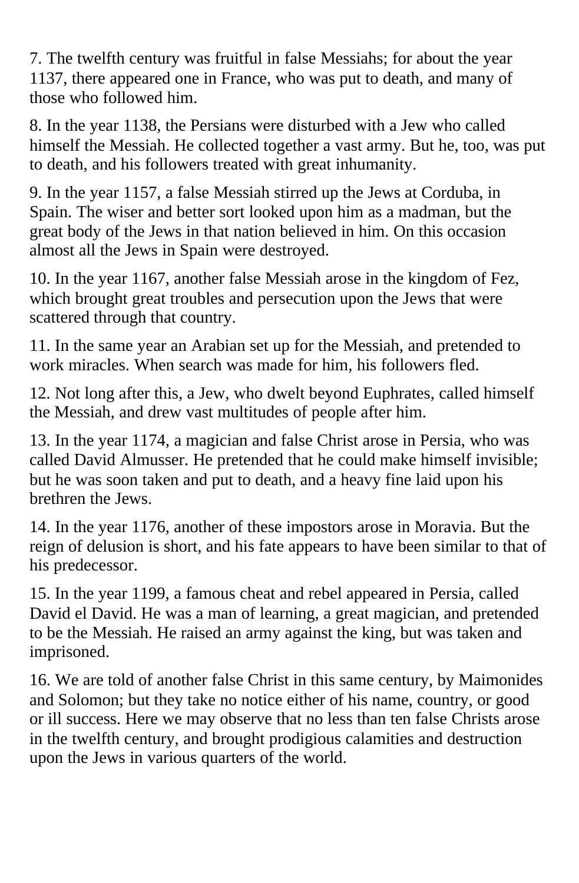7. The twelfth century was fruitful in false Messiahs; for about the year 1137, there appeared one in France, who was put to death, and many of those who followed him.

8. In the year 1138, the Persians were disturbed with a Jew who called himself the Messiah. He collected together a vast army. But he, too, was put to death, and his followers treated with great inhumanity.

9. In the year 1157, a false Messiah stirred up the Jews at Corduba, in Spain. The wiser and better sort looked upon him as a madman, but the great body of the Jews in that nation believed in him. On this occasion almost all the Jews in Spain were destroyed.

10. In the year 1167, another false Messiah arose in the kingdom of Fez, which brought great troubles and persecution upon the Jews that were scattered through that country.

11. In the same year an Arabian set up for the Messiah, and pretended to work miracles. When search was made for him, his followers fled.

12. Not long after this, a Jew, who dwelt beyond Euphrates, called himself the Messiah, and drew vast multitudes of people after him.

13. In the year 1174, a magician and false Christ arose in Persia, who was called David Almusser. He pretended that he could make himself invisible; but he was soon taken and put to death, and a heavy fine laid upon his brethren the Jews.

14. In the year 1176, another of these impostors arose in Moravia. But the reign of delusion is short, and his fate appears to have been similar to that of his predecessor.

15. In the year 1199, a famous cheat and rebel appeared in Persia, called David el David. He was a man of learning, a great magician, and pretended to be the Messiah. He raised an army against the king, but was taken and imprisoned.

16. We are told of another false Christ in this same century, by Maimonides and Solomon; but they take no notice either of his name, country, or good or ill success. Here we may observe that no less than ten false Christs arose in the twelfth century, and brought prodigious calamities and destruction upon the Jews in various quarters of the world.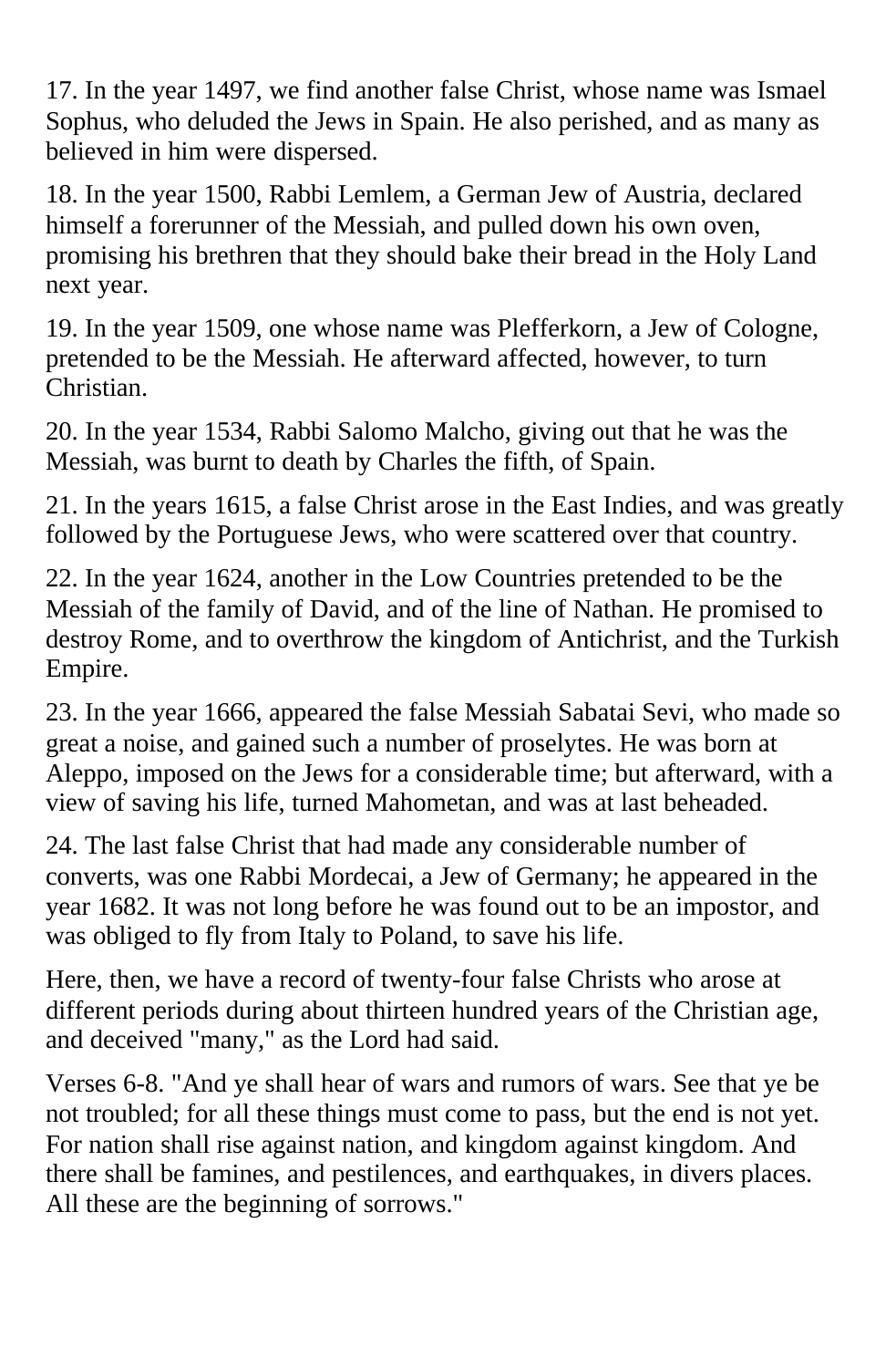17. In the year 1497, we find another false Christ, whose name was Ismael Sophus, who deluded the Jews in Spain. He also perished, and as many as believed in him were dispersed.

18. In the year 1500, Rabbi Lemlem, a German Jew of Austria, declared himself a forerunner of the Messiah, and pulled down his own oven, promising his brethren that they should bake their bread in the Holy Land next year.

19. In the year 1509, one whose name was Plefferkorn, a Jew of Cologne, pretended to be the Messiah. He afterward affected, however, to turn Christian.

20. In the year 1534, Rabbi Salomo Malcho, giving out that he was the Messiah, was burnt to death by Charles the fifth, of Spain.

21. In the years 1615, a false Christ arose in the East Indies, and was greatly followed by the Portuguese Jews, who were scattered over that country.

22. In the year 1624, another in the Low Countries pretended to be the Messiah of the family of David, and of the line of Nathan. He promised to destroy Rome, and to overthrow the kingdom of Antichrist, and the Turkish Empire.

23. In the year 1666, appeared the false Messiah Sabatai Sevi, who made so great a noise, and gained such a number of proselytes. He was born at Aleppo, imposed on the Jews for a considerable time; but afterward, with a view of saving his life, turned Mahometan, and was at last beheaded.

24. The last false Christ that had made any considerable number of converts, was one Rabbi Mordecai, a Jew of Germany; he appeared in the year 1682. It was not long before he was found out to be an impostor, and was obliged to fly from Italy to Poland, to save his life.

Here, then, we have a record of twenty-four false Christs who arose at different periods during about thirteen hundred years of the Christian age, and deceived "many," as the Lord had said.

Verses 6-8. "And ye shall hear of wars and rumors of wars. See that ye be not troubled; for all these things must come to pass, but the end is not yet. For nation shall rise against nation, and kingdom against kingdom. And there shall be famines, and pestilences, and earthquakes, in divers places. All these are the beginning of sorrows."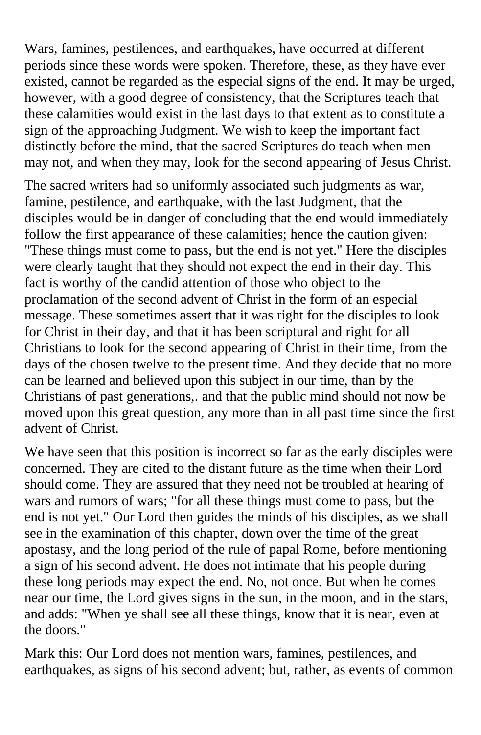Wars, famines, pestilences, and earthquakes, have occurred at different periods since these words were spoken. Therefore, these, as they have ever existed, cannot be regarded as the especial signs of the end. It may be urged, however, with a good degree of consistency, that the Scriptures teach that these calamities would exist in the last days to that extent as to constitute a sign of the approaching Judgment. We wish to keep the important fact distinctly before the mind, that the sacred Scriptures do teach when men may not, and when they may, look for the second appearing of Jesus Christ.

The sacred writers had so uniformly associated such judgments as war, famine, pestilence, and earthquake, with the last Judgment, that the disciples would be in danger of concluding that the end would immediately follow the first appearance of these calamities; hence the caution given: "These things must come to pass, but the end is not yet." Here the disciples were clearly taught that they should not expect the end in their day. This fact is worthy of the candid attention of those who object to the proclamation of the second advent of Christ in the form of an especial message. These sometimes assert that it was right for the disciples to look for Christ in their day, and that it has been scriptural and right for all Christians to look for the second appearing of Christ in their time, from the days of the chosen twelve to the present time. And they decide that no more can be learned and believed upon this subject in our time, than by the Christians of past generations,. and that the public mind should not now be moved upon this great question, any more than in all past time since the first advent of Christ.

We have seen that this position is incorrect so far as the early disciples were concerned. They are cited to the distant future as the time when their Lord should come. They are assured that they need not be troubled at hearing of wars and rumors of wars; "for all these things must come to pass, but the end is not yet." Our Lord then guides the minds of his disciples, as we shall see in the examination of this chapter, down over the time of the great apostasy, and the long period of the rule of papal Rome, before mentioning a sign of his second advent. He does not intimate that his people during these long periods may expect the end. No, not once. But when he comes near our time, the Lord gives signs in the sun, in the moon, and in the stars, and adds: "When ye shall see all these things, know that it is near, even at the doors."

Mark this: Our Lord does not mention wars, famines, pestilences, and earthquakes, as signs of his second advent; but, rather, as events of common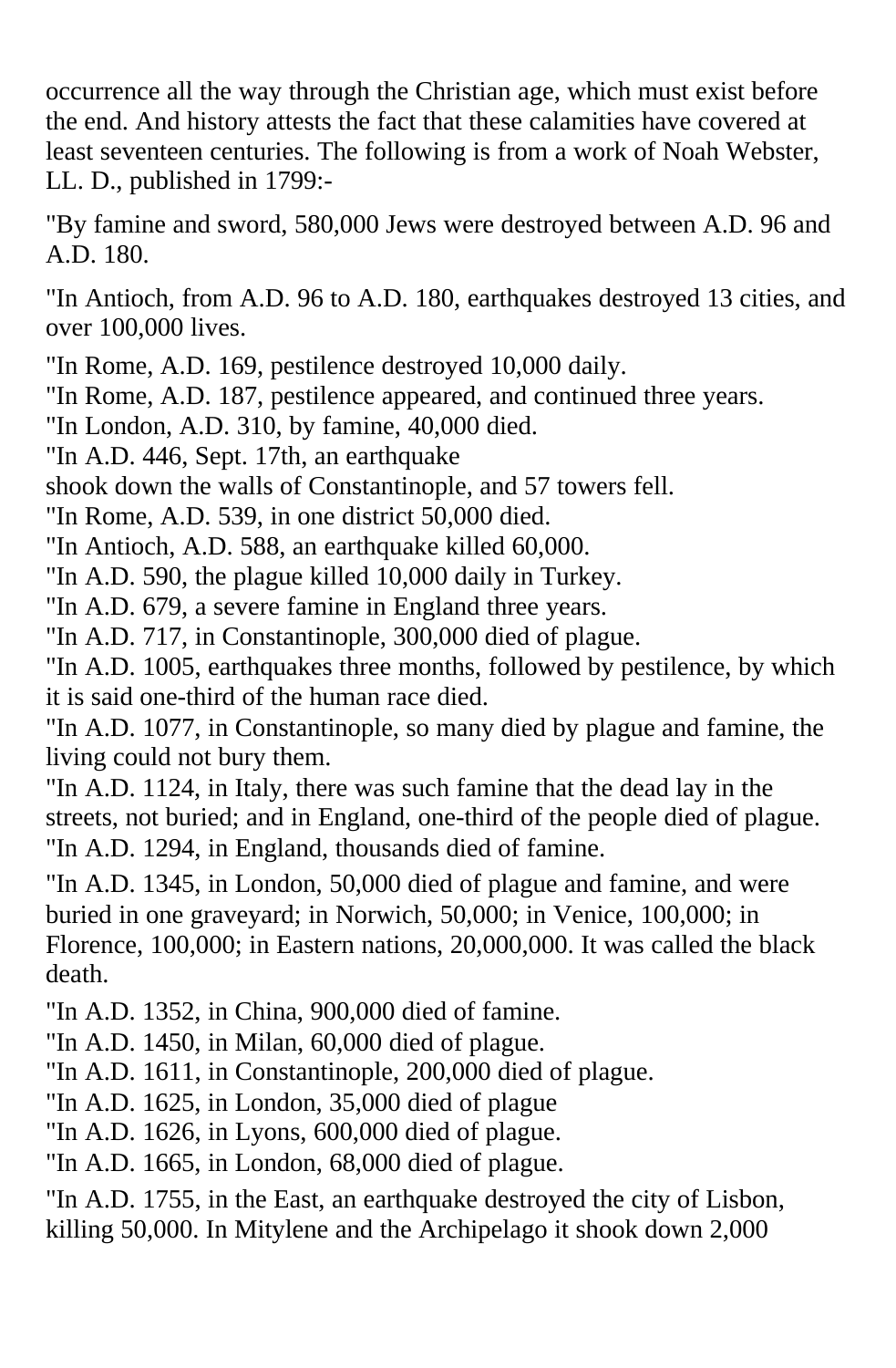occurrence all the way through the Christian age, which must exist before the end. And history attests the fact that these calamities have covered at least seventeen centuries. The following is from a work of Noah Webster, LL. D., published in 1799:-

"By famine and sword, 580,000 Jews were destroyed between A.D. 96 and A.D. 180.

"In Antioch, from A.D. 96 to A.D. 180, earthquakes destroyed 13 cities, and over 100,000 lives.

"In Rome, A.D. 169, pestilence destroyed 10,000 daily.

"In Rome, A.D. 187, pestilence appeared, and continued three years.

"In London, A.D. 310, by famine, 40,000 died.

"In A.D. 446, Sept. 17th, an earthquake shook down the walls of Constantinople, and 57 towers fell.

"In Rome, A.D. 539, in one district 50,000 died.

"In Antioch, A.D. 588, an earthquake killed 60,000.

"In A.D. 590, the plague killed 10,000 daily in Turkey.

"In A.D. 679, a severe famine in England three years.

"In A.D. 717, in Constantinople, 300,000 died of plague.

"In A.D. 1005, earthquakes three months, followed by pestilence, by which it is said one-third of the human race died.

"In A.D. 1077, in Constantinople, so many died by plague and famine, the living could not bury them.

"In A.D. 1124, in Italy, there was such famine that the dead lay in the streets, not buried; and in England, one-third of the people died of plague.

"In A.D. 1294, in England, thousands died of famine.

"In A.D. 1345, in London, 50,000 died of plague and famine, and were buried in one graveyard; in Norwich, 50,000; in Venice, 100,000; in Florence, 100,000; in Eastern nations, 20,000,000. It was called the black death.

"In A.D. 1352, in China, 900,000 died of famine.

"In A.D. 1450, in Milan, 60,000 died of plague.

"In A.D. 1611, in Constantinople, 200,000 died of plague.

"In A.D. 1625, in London, 35,000 died of plague

"In A.D. 1626, in Lyons, 600,000 died of plague.

"In A.D. 1665, in London, 68,000 died of plague.

"In A.D. 1755, in the East, an earthquake destroyed the city of Lisbon, killing 50,000. In Mitylene and the Archipelago it shook down 2,000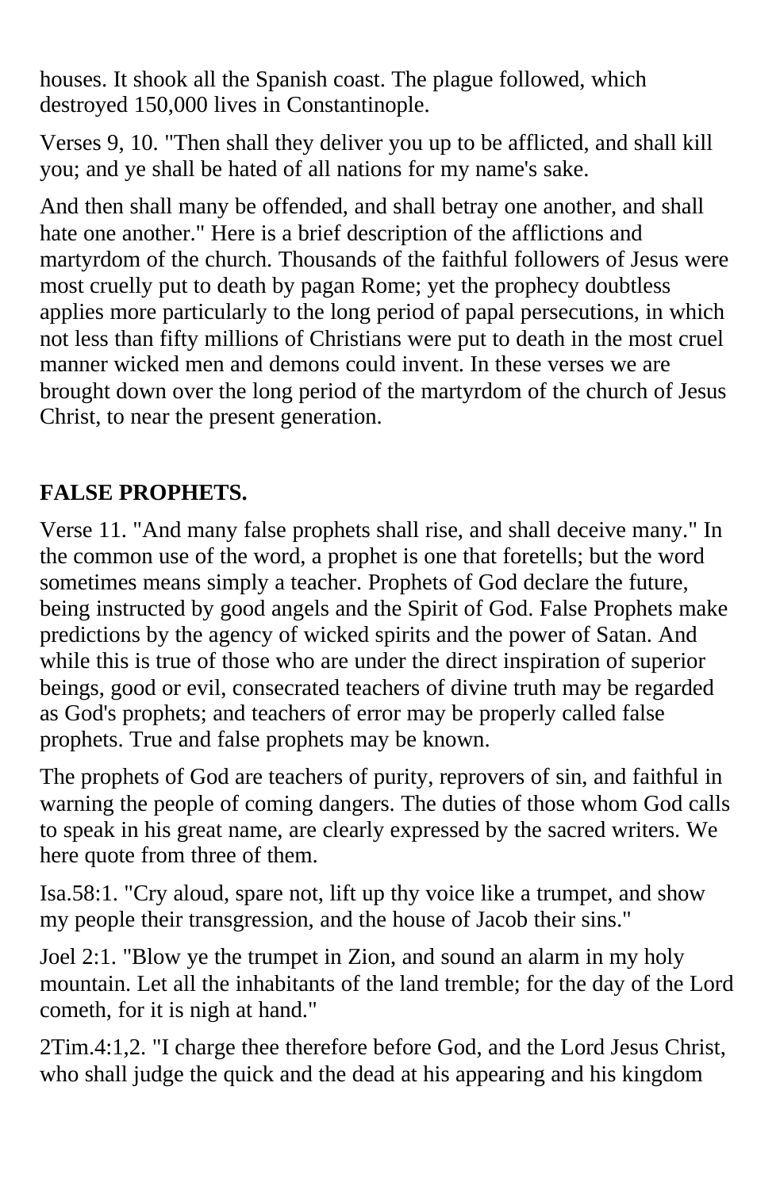houses. It shook all the Spanish coast. The plague followed, which destroyed 150,000 lives in Constantinople.

Verses 9, 10. "Then shall they deliver you up to be afflicted, and shall kill you; and ye shall be hated of all nations for my name's sake.

And then shall many be offended, and shall betray one another, and shall hate one another." Here is a brief description of the afflictions and martyrdom of the church. Thousands of the faithful followers of Jesus were most cruelly put to death by pagan Rome; yet the prophecy doubtless applies more particularly to the long period of papal persecutions, in which not less than fifty millions of Christians were put to death in the most cruel manner wicked men and demons could invent. In these verses we are brought down over the long period of the martyrdom of the church of Jesus Christ, to near the present generation.

## FALSE PROPHETS.

Verse 11. "And many false prophets shall rise, and shall deceive many." In the common use of the word, a prophet is one that foretells; but the word sometimes means simply a teacher. Prophets of God declare the future, being instructed by good angels and the Spirit of God. False Prophets make predictions by the agency of wicked spirits and the power of Satan. And while this is true of those who are under the direct inspiration of superior beings, good or evil, consecrated teachers of divine truth may be regarded as God's prophets; and teachers of error may be properly called false prophets. True and false prophets may be known.

The prophets of God are teachers of purity, reprovers of sin, and faithful in warning the people of coming dangers. The duties of those whom God calls to speak in his great name, are clearly expressed by the sacred writers. We here quote from three of them.

Isa.58:1. "Cry aloud, spare not, lift up thy voice like a trumpet, and show my people their transgression, and the house of Jacob their sins."

Joel 2:1. "Blow ye the trumpet in Zion, and sound an alarm in my holy mountain. Let all the inhabitants of the land tremble; for the day of the Lord cometh, for it is nigh at hand."

2Tim.4:1,2. "I charge thee therefore before God, and the Lord Jesus Christ, who shall judge the quick and the dead at his appearing and his kingdom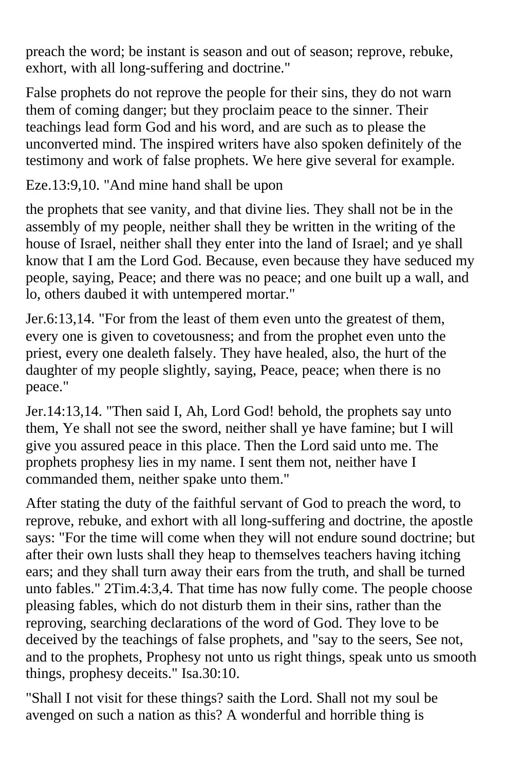preach the word; be instant is season and out of season; reprove, rebuke, exhort, with all long-suffering and doctrine."

False prophets do not reprove the people for their sins, they do not warn them of coming danger; but they proclaim peace to the sinner. Their teachings lead form God and his word, and are such as to please the unconverted mind. The inspired writers have also spoken definitely of the testimony and work of false prophets. We here give several for example.

Eze.13:9,10. "And mine hand shall be upon

the prophets that see vanity, and that divine lies. They shall not be in the assembly of my people, neither shall they be written in the writing of the house of Israel, neither shall they enter into the land of Israel; and ye shall know that I am the Lord God. Because, even because they have seduced my people, saying, Peace; and there was no peace; and one built up a wall, and lo, others daubed it with untempered mortar."

Jer.6:13,14. "For from the least of them even unto the greatest of them, every one is given to covetousness; and from the prophet even unto the priest, every one dealeth falsely. They have healed, also, the hurt of the daughter of my people slightly, saying, Peace, peace; when there is no peace."

Jer.14:13,14. "Then said I, Ah, Lord God! behold, the prophets say unto them, Ye shall not see the sword, neither shall ye have famine; but I will give you assured peace in this place. Then the Lord said unto me. The prophets prophesy lies in my name. I sent them not, neither have I commanded them, neither spake unto them."

After stating the duty of the faithful servant of God to preach the word, to reprove, rebuke, and exhort with all long-suffering and doctrine, the apostle says: "For the time will come when they will not endure sound doctrine; but after their own lusts shall they heap to themselves teachers having itching ears; and they shall turn away their ears from the truth, and shall be turned unto fables." 2Tim.4:3,4. That time has now fully come. The people choose pleasing fables, which do not disturb them in their sins, rather than the reproving, searching declarations of the word of God. They love to be deceived by the teachings of false prophets, and "say to the seers, See not, and to the prophets, Prophesy not unto us right things, speak unto us smooth things, prophesy deceits." Isa.30:10.

"Shall I not visit for these things? saith the Lord. Shall not my soul be avenged on such a nation as this? A wonderful and horrible thing is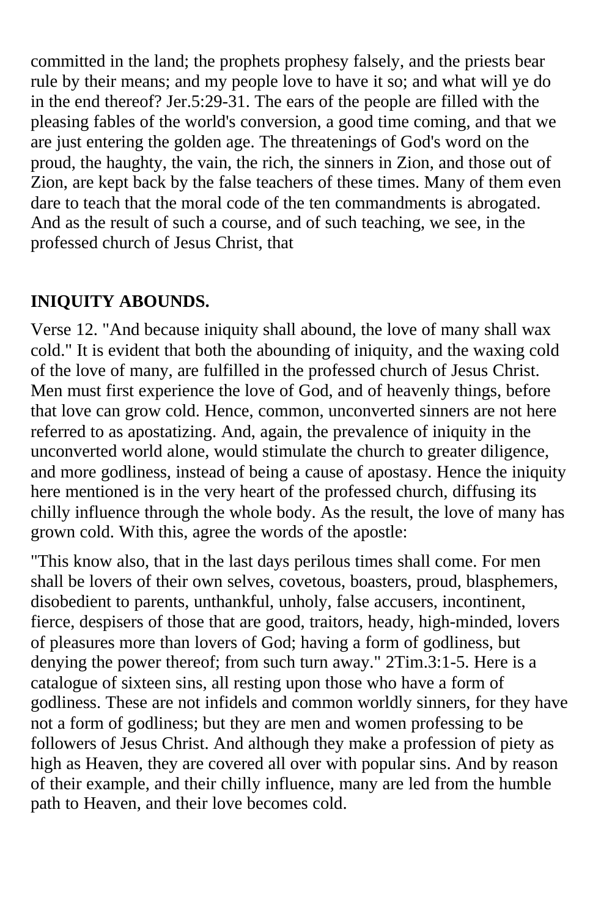committed in the land; the prophets prophesy falsely, and the priests bear rule by their means; and my people love to have it so; and what will ye do in the end thereof? Jer.5:29-31. The ears of the people are filled with the pleasing fables of the world's conversion, a good time coming, and that we are just entering the golden age. The threatenings of God's word on the proud, the haughty, the vain, the rich, the sinners in Zion, and those out of Zion, are kept back by the false teachers of these times. Many of them even dare to teach that the moral code of the ten commandments is abrogated. And as the result of such a course, and of such teaching, we see, in the professed church of Jesus Christ, that

**INIQUITY ABOUNDS.**

Verse 12. "And because iniquity shall abound, the love of many shall wax cold." It is evident that both the abounding of iniquity, and the waxing cold of the love of many, are fulfilled in the professed church of Jesus Christ. Men must first experience the love of God, and of heavenly things, before that love can grow cold. Hence, common, unconverted sinners are not here referred to as apostatizing. And, again, the prevalence of iniquity in the unconverted world alone, would stimulate the church to greater diligence, and more godliness, instead of being a cause of apostasy. Hence the iniquity here mentioned is in the very heart of the professed church, diffusing its chilly influence through the whole body. As the result, the love of many has grown cold. With this, agree the words of the apostle:

"This know also, that in the last days perilous times shall come. For men shall be lovers of their own selves, covetous, boasters, proud, blasphemers, disobedient to parents, unthankful, unholy, false accusers, incontinent, fierce, despisers of those that are good, traitors, heady, high-minded, lovers of pleasures more than lovers of God; having a form of godliness, but denying the power thereof; from such turn away." 2Tim.3:1-5. Here is a catalogue of sixteen sins, all resting upon those who have a form of godliness. These are not infidels and common worldly sinners, for they have not a form of godliness; but they are men and women professing to be followers of Jesus Christ. And although they make a profession of piety as high as Heaven, they are covered all over with popular sins. And by reason of their example, and their chilly influence, many are led from the humble path to Heaven, and their love becomes cold.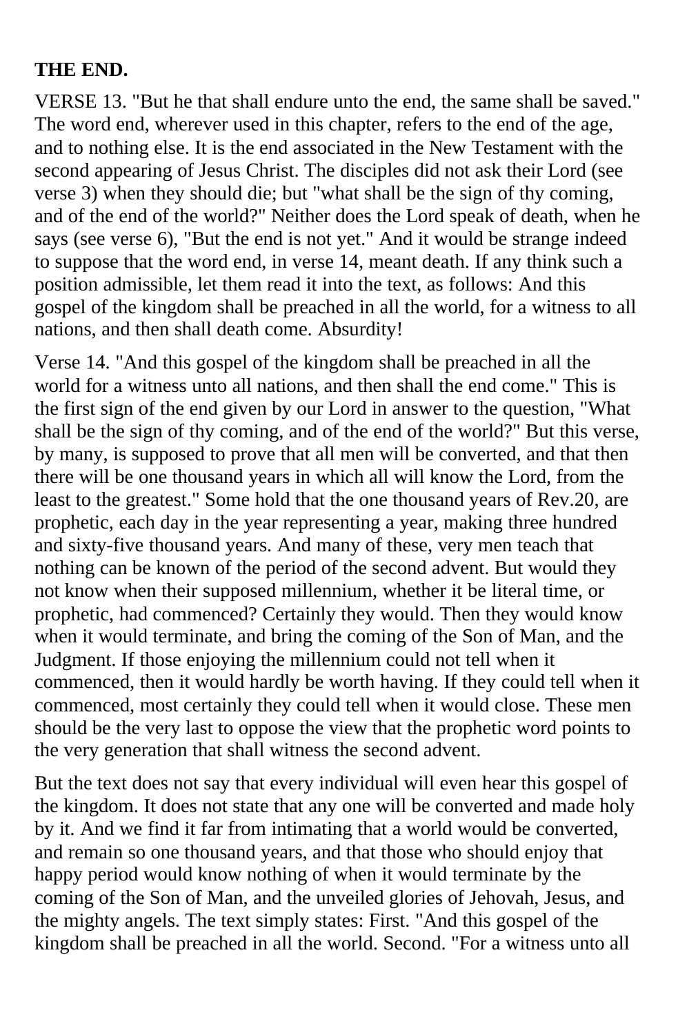**THE END.**

VERSE 13. "But he that shall endure unto the end, the same shall be saved." The word end, wherever used in this chapter, refers to the end of the age, and to nothing else. It is the end associated in the New Testament with the second appearing of Jesus Christ. The disciples did not ask their Lord (see verse 3) when they should die; but "what shall be the sign of thy coming, and of the end of the world?" Neither does the Lord speak of death, when he says (see verse 6), "But the end is not yet." And it would be strange indeed to suppose that the word end, in verse 14, meant death. If any think such a position admissible, let them read it into the text, as follows: And this gospel of the kingdom shall be preached in all the world, for a witness to all nations, and then shall death come. Absurdity!

Verse 14. "And this gospel of the kingdom shall be preached in all the world for a witness unto all nations, and then shall the end come." This is the first sign of the end given by our Lord in answer to the question, "What shall be the sign of thy coming, and of the end of the world?" But this verse, by many, is supposed to prove that all men will be converted, and that then there will be one thousand years in which all will know the Lord, from the least to the greatest." Some hold that the one thousand years of Rev.20, are prophetic, each day in the year representing a year, making three hundred and sixty-five thousand years. And many of these, very men teach that nothing can be known of the period of the second advent. But would they not know when their supposed millennium, whether it be literal time, or prophetic, had commenced? Certainly they would. Then they would know when it would terminate, and bring the coming of the Son of Man, and the Judgment. If those enjoying the millennium could not tell when it commenced, then it would hardly be worth having. If they could tell when it commenced, most certainly they could tell when it would close. These men should be the very last to oppose the view that the prophetic word points to the very generation that shall witness the second advent.

But the text does not say that every individual will even hear this gospel of the kingdom. It does not state that any one will be converted and made holy by it. And we find it far from intimating that a world would be converted, and remain so one thousand years, and that those who should enjoy that happy period would know nothing of when it would terminate by the coming of the Son of Man, and the unveiled glories of Jehovah, Jesus, and the mighty angels. The text simply states: First. "And this gospel of the kingdom shall be preached in all the world. Second. "For a witness unto all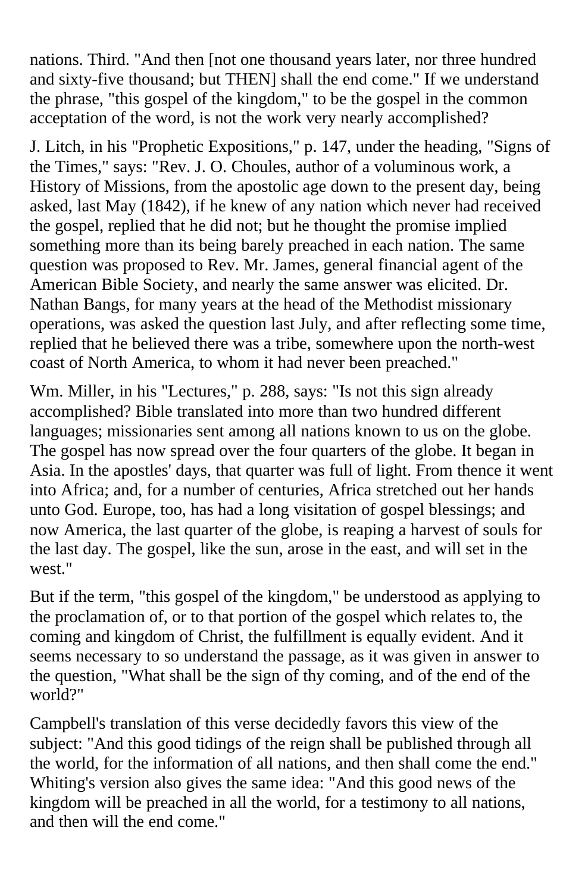nations. Third. "And then [not one thousand years later, nor three hundred and sixty-five thousand; but THEN] shall the end come." If we understand the phrase, "this gospel of the kingdom," to be the gospel in the common acceptation of the word, is not the work very nearly accomplished?

J. Litch, in his "Prophetic Expositions," p. 147, under the heading, "Signs of the Times," says: "Rev. J. O. Choules, author of a voluminous work, a History of Missions, from the apostolic age down to the present day, being asked, last May (1842), if he knew of any nation which never had received the gospel, replied that he did not; but he thought the promise implied something more than its being barely preached in each nation. The same question was proposed to Rev. Mr. James, general financial agent of the American Bible Society, and nearly the same answer was elicited. Dr. Nathan Bangs, for many years at the head of the Methodist missionary operations, was asked the question last July, and after reflecting some time, replied that he believed there was a tribe, somewhere upon the north-west coast of North America, to whom it had never been preached."

Wm. Miller, in his "Lectures," p. 288, says: "Is not this sign already accomplished? Bible translated into more than two hundred different languages; missionaries sent among all nations known to us on the globe. The gospel has now spread over the four quarters of the globe. It began in Asia. In the apostles' days, that quarter was full of light. From thence it went into Africa; and, for a number of centuries, Africa stretched out her hands unto God. Europe, too, has had a long visitation of gospel blessings; and now America, the last quarter of the globe, is reaping a harvest of souls for the last day. The gospel, like the sun, arose in the east, and will set in the west."

But if the term, "this gospel of the kingdom," be understood as applying to the proclamation of, or to that portion of the gospel which relates to, the coming and kingdom of Christ, the fulfillment is equally evident. And it seems necessary to so understand the passage, as it was given in answer to the question, "What shall be the sign of thy coming, and of the end of the world?"

Campbell's translation of this verse decidedly favors this view of the subject: "And this good tidings of the reign shall be published through all the world, for the information of all nations, and then shall come the end." Whiting's version also gives the same idea: "And this good news of the kingdom will be preached in all the world, for a testimony to all nations, and then will the end come."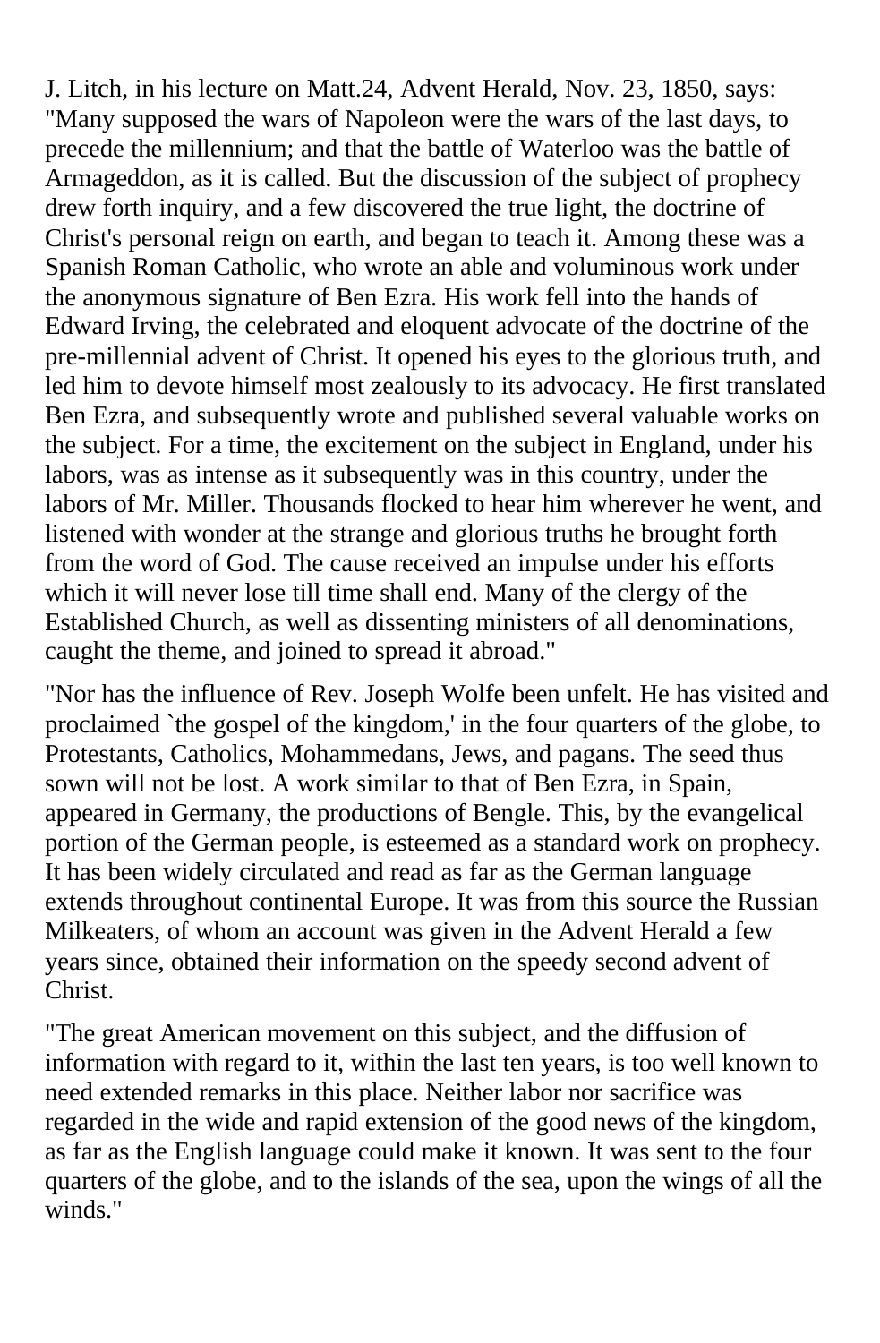J. Litch, in his lecture on Matt.24, Advent Herald, Nov. 23, 1850, says: "Many supposed the wars of Napoleon were the wars of the last days, to precede the millennium; and that the battle of Waterloo was the battle of Armageddon, as it is called. But the discussion of the subject of prophecy drew forth inquiry, and a few discovered the true light, the doctrine of Christ's personal reign on earth, and began to teach it. Among these was a Spanish Roman Catholic, who wrote an able and voluminous work under the anonymous signature of Ben Ezra. His work fell into the hands of Edward Irving, the celebrated and eloquent advocate of the doctrine of the pre-millennial advent of Christ. It opened his eyes to the glorious truth, and led him to devote himself most zealously to its advocacy. He first translated Ben Ezra, and subsequently wrote and published several valuable works on the subject. For a time, the excitement on the subject in England, under his labors, was as intense as it subsequently was in this country, under the labors of Mr. Miller. Thousands flocked to hear him wherever he went, and listened with wonder at the strange and glorious truths he brought forth from the word of God. The cause received an impulse under his efforts which it will never lose till time shall end. Many of the clergy of the Established Church, as well as dissenting ministers of all denominations, caught the theme, and joined to spread it abroad."

"Nor has the influence of Rev. Joseph Wolfe been unfelt. He has visited and proclaimed `the gospel of the kingdom,' in the four quarters of the globe, to Protestants, Catholics, Mohammedans, Jews, and pagans. The seed thus sown will not be lost. A work similar to that of Ben Ezra, in Spain, appeared in Germany, the productions of Bengle. This, by the evangelical portion of the German people, is esteemed as a standard work on prophecy. It has been widely circulated and read as far as the German language extends throughout continental Europe. It was from this source the Russian Milkeaters, of whom an account was given in the Advent Herald a few years since, obtained their information on the speedy second advent of Christ.

"The great American movement on this subject, and the diffusion of information with regard to it, within the last ten years, is too well known to need extended remarks in this place. Neither labor nor sacrifice was regarded in the wide and rapid extension of the good news of the kingdom, as far as the English language could make it known. It was sent to the four quarters of the globe, and to the islands of the sea, upon the wings of all the winds."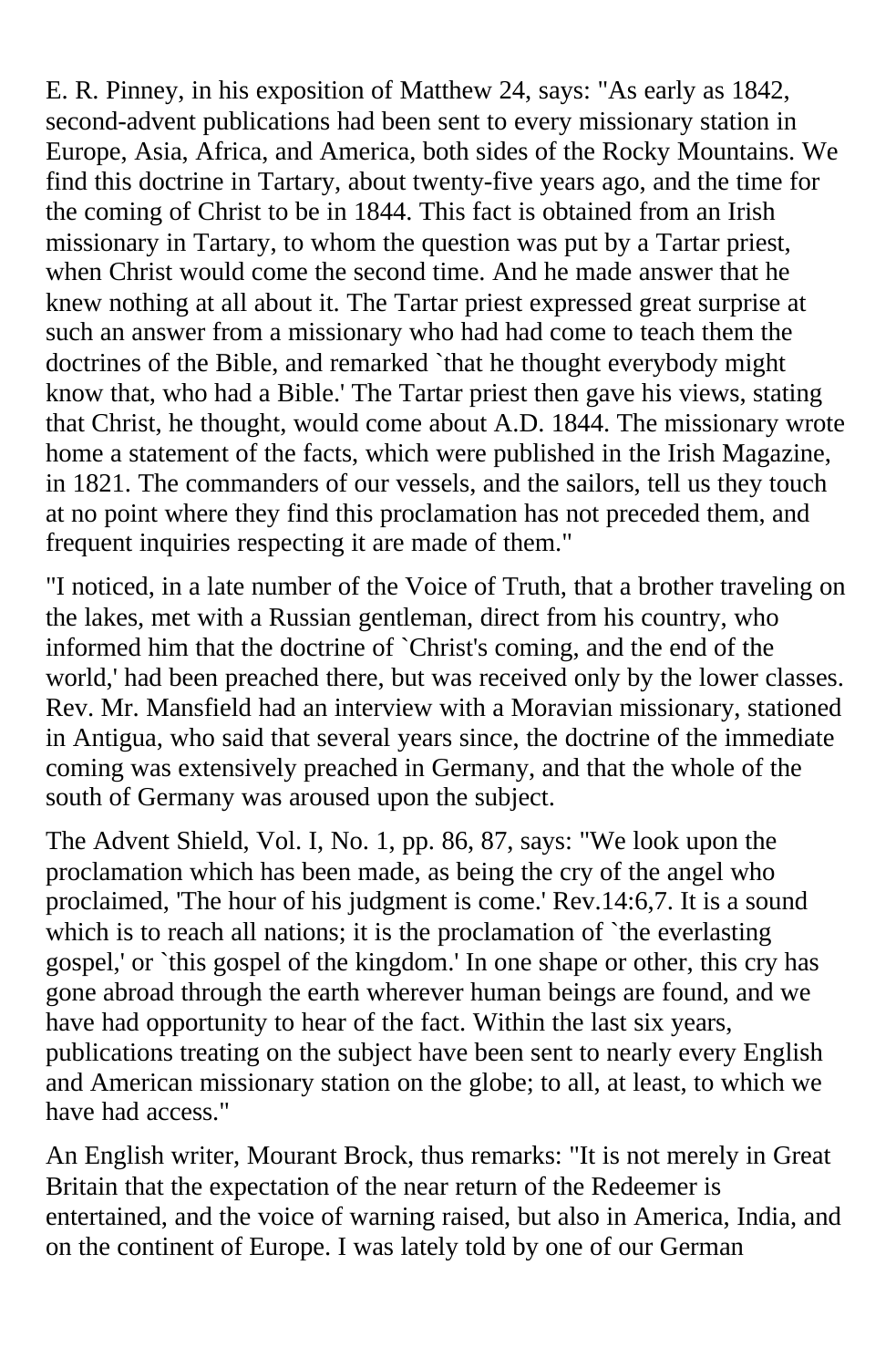E. R. Pinney, in his exposition of Matthew 24, says: "As early as 1842, second-advent publications had been sent to every missionary station in Europe, Asia, Africa, and America, both sides of the Rocky Mountains. We find this doctrine in Tartary, about twenty-five years ago, and the time for the coming of Christ to be in 1844. This fact is obtained from an Irish missionary in Tartary, to whom the question was put by a Tartar priest, when Christ would come the second time. And he made answer that he knew nothing at all about it. The Tartar priest expressed great surprise at such an answer from a missionary who had had come to teach them the doctrines of the Bible, and remarked `that he thought everybody might know that, who had a Bible.' The Tartar priest then gave his views, stating that Christ, he thought, would come about A.D. 1844. The missionary wrote home a statement of the facts, which were published in the Irish Magazine, in 1821. The commanders of our vessels, and the sailors, tell us they touch at no point where they find this proclamation has not preceded them, and frequent inquiries respecting it are made of them."

"I noticed, in a late number of the Voice of Truth, that a brother traveling on the lakes, met with a Russian gentleman, direct from his country, who informed him that the doctrine of `Christ's coming, and the end of the world,' had been preached there, but was received only by the lower classes. Rev. Mr. Mansfield had an interview with a Moravian missionary, stationed in Antigua, who said that several years since, the doctrine of the immediate coming was extensively preached in Germany, and that the whole of the south of Germany was aroused upon the subject.

The Advent Shield, Vol. I, No. 1, pp. 86, 87, says: "We look upon the proclamation which has been made, as being the cry of the angel who proclaimed, 'The hour of his judgment is come.' Rev.14:6,7. It is a sound which is to reach all nations; it is the proclamation of `the everlasting gospel,' or `this gospel of the kingdom.' In one shape or other, this cry has gone abroad through the earth wherever human beings are found, and we have had opportunity to hear of the fact. Within the last six years, publications treating on the subject have been sent to nearly every English and American missionary station on the globe; to all, at least, to which we have had access."

An English writer, Mourant Brock, thus remarks: "It is not merely in Great Britain that the expectation of the near return of the Redeemer is entertained, and the voice of warning raised, but also in America, India, and on the continent of Europe. I was lately told by one of our German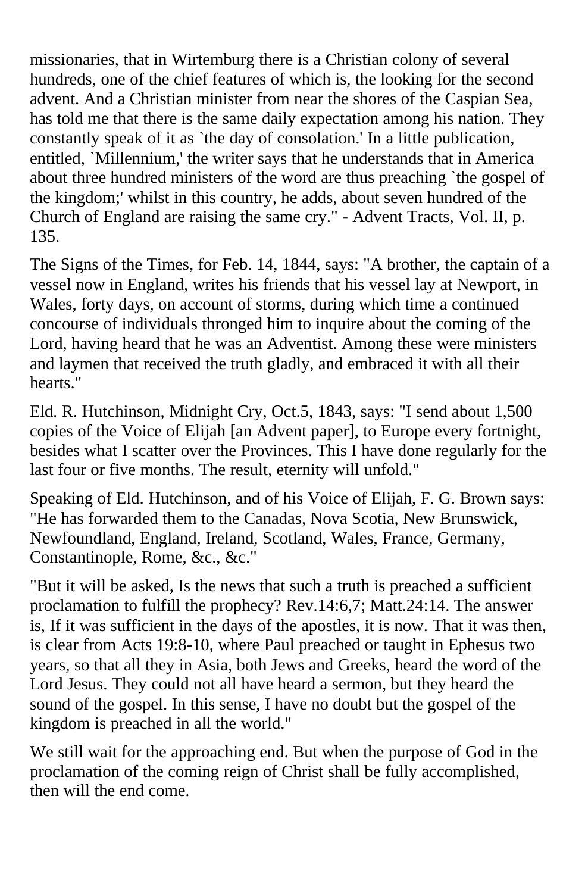missionaries, that in Wirtemburg there is a Christian colony of several hundreds, one of the chief features of which is, the looking for the second advent. And a Christian minister from near the shores of the Caspian Sea, has told me that there is the same daily expectation among his nation. They constantly speak of it as `the day of consolation.' In a little publication, entitled, `Millennium,' the writer says that he understands that in America about three hundred ministers of the word are thus preaching `the gospel of the kingdom;' whilst in this country, he adds, about seven hundred of the Church of England are raising the same cry." - Advent Tracts, Vol. II, p. 135.

The Signs of the Times, for Feb. 14, 1844, says: "A brother, the captain of a vessel now in England, writes his friends that his vessel lay at Newport, in Wales, forty days, on account of storms, during which time a continued concourse of individuals thronged him to inquire about the coming of the Lord, having heard that he was an Adventist. Among these were ministers and laymen that received the truth gladly, and embraced it with all their hearts."

Eld. R. Hutchinson, Midnight Cry, Oct.5, 1843, says: "I send about 1,500 copies of the Voice of Elijah [an Advent paper], to Europe every fortnight, besides what I scatter over the Provinces. This I have done regularly for the last four or five months. The result, eternity will unfold."

Speaking of Eld. Hutchinson, and of his Voice of Elijah, F. G. Brown says: "He has forwarded them to the Canadas, Nova Scotia, New Brunswick, Newfoundland, England, Ireland, Scotland, Wales, France, Germany, Constantinople, Rome, &c., &c."

"But it will be asked, Is the news that such a truth is preached a sufficient proclamation to fulfill the prophecy? Rev.14:6,7; Matt.24:14. The answer is, If it was sufficient in the days of the apostles, it is now. That it was then, is clear from Acts 19:8-10, where Paul preached or taught in Ephesus two years, so that all they in Asia, both Jews and Greeks, heard the word of the Lord Jesus. They could not all have heard a sermon, but they heard the sound of the gospel. In this sense, I have no doubt but the gospel of the kingdom is preached in all the world."

We still wait for the approaching end. But when the purpose of God in the proclamation of the coming reign of Christ shall be fully accomplished, then will the end come.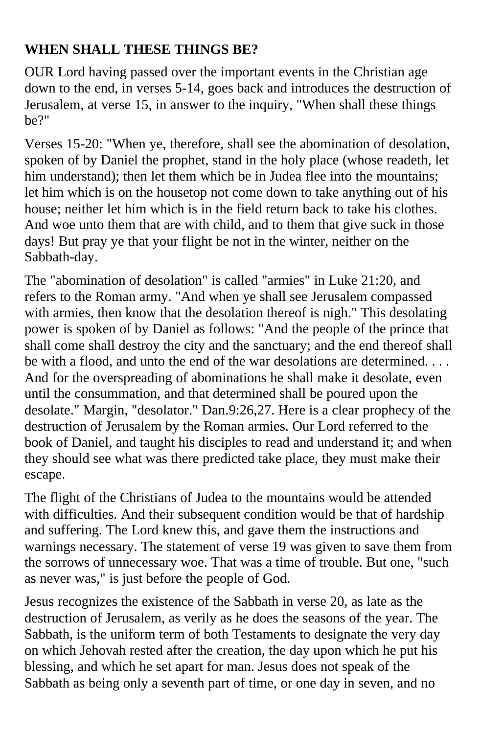**WHEN SHALL THESE THINGS BE?**

OUR Lord having passed over the important events in the Christian age down to the end, in verses 5-14, goes back and introduces the destruction of Jerusalem, at verse 15, in answer to the inquiry, "When shall these things be?"

Verses 15-20: "When ye, therefore, shall see the abomination of desolation, spoken of by Daniel the prophet, stand in the holy place (whose readeth, let him understand); then let them which be in Judea flee into the mountains; let him which is on the housetop not come down to take anything out of his house; neither let him which is in the field return back to take his clothes. And woe unto them that are with child, and to them that give suck in those days! But pray ye that your flight be not in the winter, neither on the Sabbath-day.

The "abomination of desolation" is called "armies" in Luke 21:20, and refers to the Roman army. "And when ye shall see Jerusalem compassed with armies, then know that the desolation thereof is nigh." This desolating power is spoken of by Daniel as follows: "And the people of the prince that shall come shall destroy the city and the sanctuary; and the end thereof shall be with a flood, and unto the end of the war desolations are determined. . . . And for the overspreading of abominations he shall make it desolate, even until the consummation, and that determined shall be poured upon the desolate." Margin, "desolator." Dan.9:26,27. Here is a clear prophecy of the destruction of Jerusalem by the Roman armies. Our Lord referred to the book of Daniel, and taught his disciples to read and understand it; and when they should see what was there predicted take place, they must make their escape.

The flight of the Christians of Judea to the mountains would be attended with difficulties. And their subsequent condition would be that of hardship and suffering. The Lord knew this, and gave them the instructions and warnings necessary. The statement of verse 19 was given to save them from the sorrows of unnecessary woe. That was a time of trouble. But one, "such as never was," is just before the people of God.

Jesus recognizes the existence of the Sabbath in verse 20, as late as the destruction of Jerusalem, as verily as he does the seasons of the year. The Sabbath, is the uniform term of both Testaments to designate the very day on which Jehovah rested after the creation, the day upon which he put his blessing, and which he set apart for man. Jesus does not speak of the Sabbath as being only a seventh part of time, or one day in seven, and no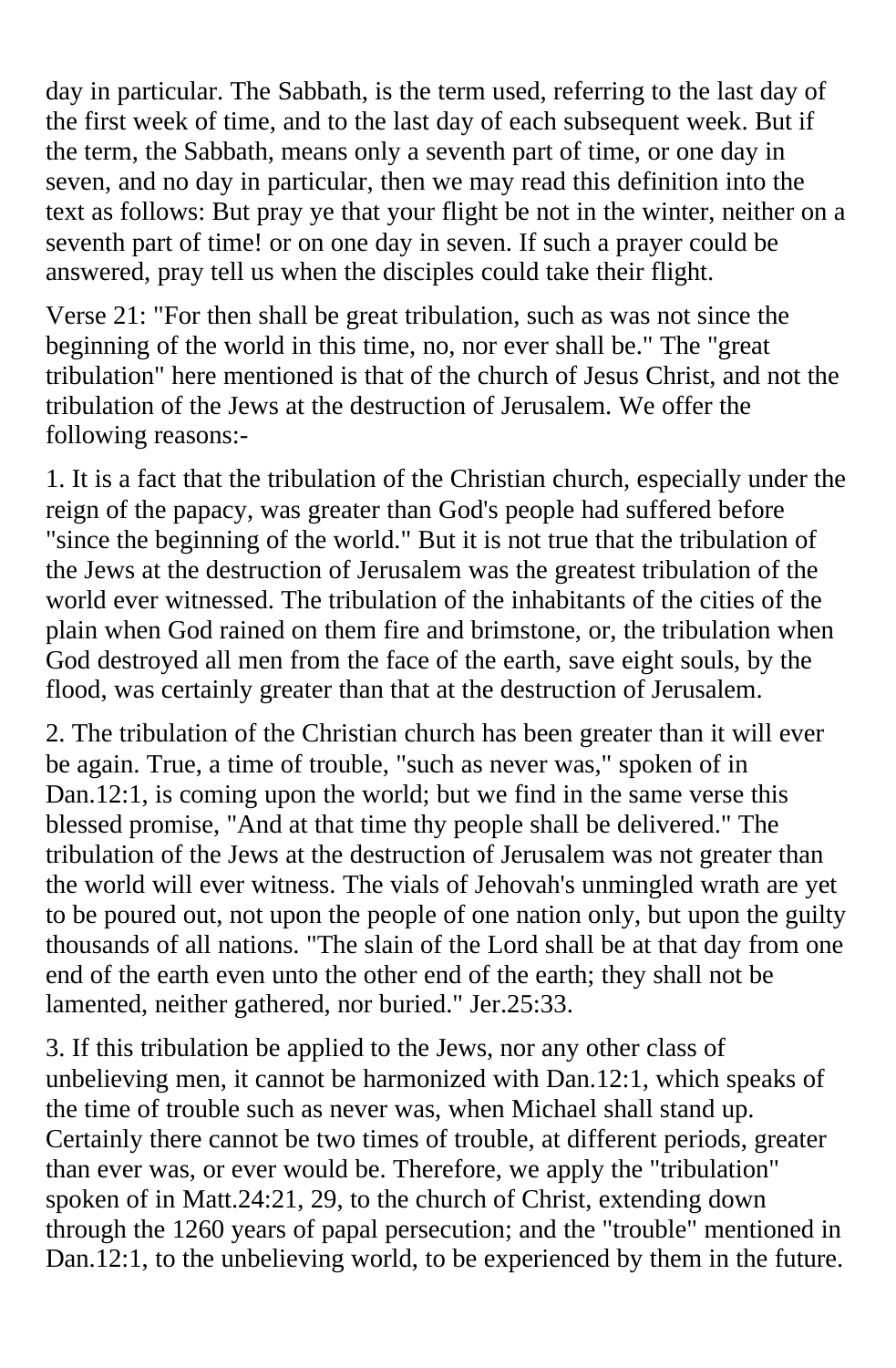day in particular. The Sabbath, is the term used, referring to the last day of the first week of time, and to the last day of each subsequent week. But if the term, the Sabbath, means only a seventh part of time, or one day in seven, and no day in particular, then we may read this definition into the text as follows: But pray ye that your flight be not in the winter, neither on a seventh part of time! or on one day in seven. If such a prayer could be answered, pray tell us when the disciples could take their flight.

Verse 21: "For then shall be great tribulation, such as was not since the beginning of the world in this time, no, nor ever shall be." The "great tribulation" here mentioned is that of the church of Jesus Christ, and not the tribulation of the Jews at the destruction of Jerusalem. We offer the following reasons:-

1. It is a fact that the tribulation of the Christian church, especially under the reign of the papacy, was greater than God's people had suffered before "since the beginning of the world." But it is not true that the tribulation of the Jews at the destruction of Jerusalem was the greatest tribulation of the world ever witnessed. The tribulation of the inhabitants of the cities of the plain when God rained on them fire and brimstone, or, the tribulation when God destroyed all men from the face of the earth, save eight souls, by the flood, was certainly greater than that at the destruction of Jerusalem.

2. The tribulation of the Christian church has been greater than it will ever be again. True, a time of trouble, "such as never was," spoken of in Dan.12:1, is coming upon the world; but we find in the same verse this blessed promise, "And at that time thy people shall be delivered." The tribulation of the Jews at the destruction of Jerusalem was not greater than the world will ever witness. The vials of Jehovah's unmingled wrath are yet to be poured out, not upon the people of one nation only, but upon the guilty thousands of all nations. "The slain of the Lord shall be at that day from one end of the earth even unto the other end of the earth; they shall not be lamented, neither gathered, nor buried." Jer.25:33.

3. If this tribulation be applied to the Jews, nor any other class of unbelieving men, it cannot be harmonized with Dan.12:1, which speaks of the time of trouble such as never was, when Michael shall stand up. Certainly there cannot be two times of trouble, at different periods, greater than ever was, or ever would be. Therefore, we apply the "tribulation" spoken of in Matt.24:21, 29, to the church of Christ, extending down through the 1260 years of papal persecution; and the "trouble" mentioned in Dan.12:1, to the unbelieving world, to be experienced by them in the future.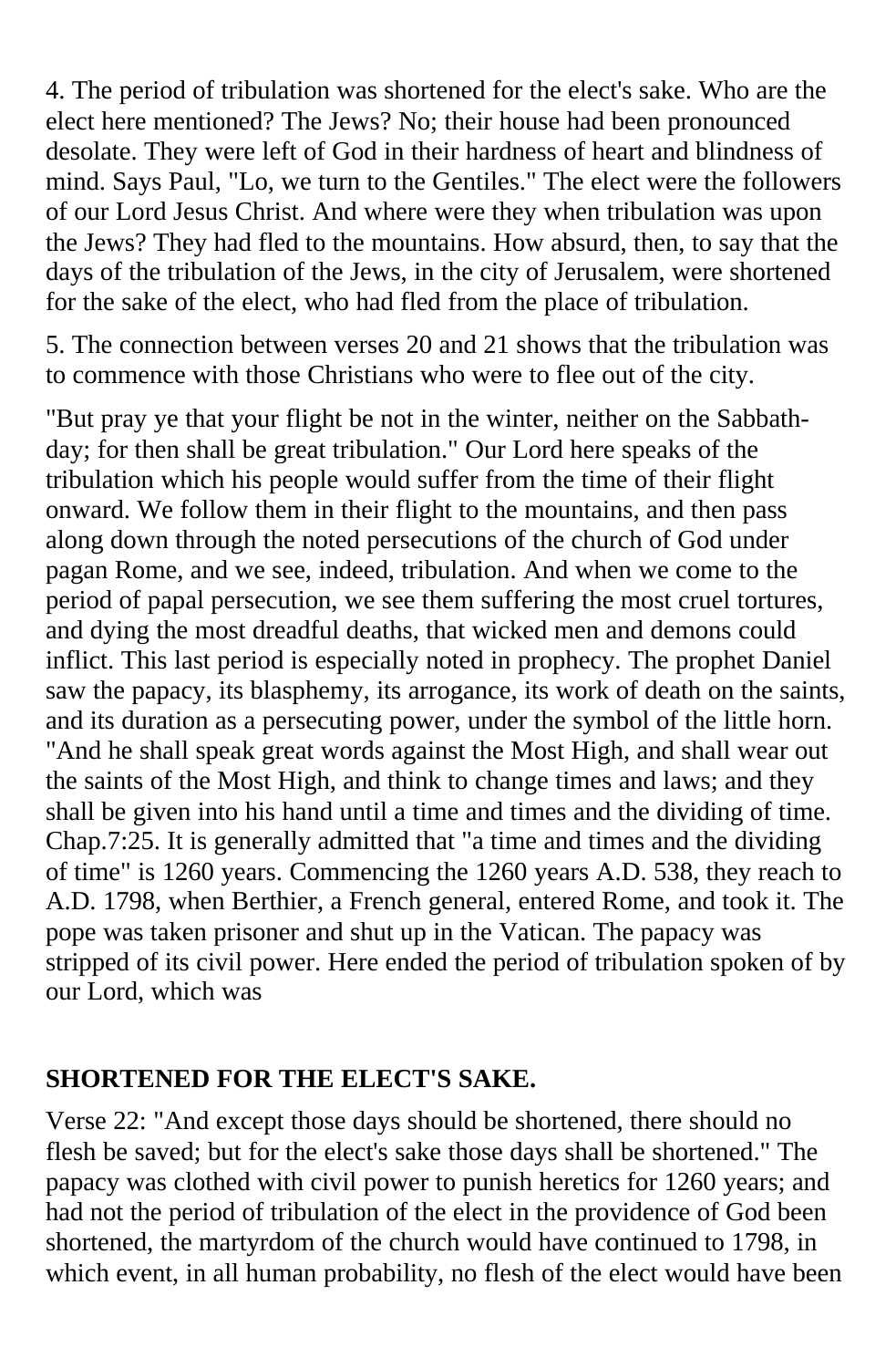4. The period of tribulation was shortened for the elect's sake. Who are the elect here mentioned? The Jews? No; their house had been pronounced desolate. They were left of God in their hardness of heart and blindness of mind. Says Paul, "Lo, we turn to the Gentiles." The elect were the followers of our Lord Jesus Christ. And where were they when tribulation was upon the Jews? They had fled to the mountains. How absurd, then, to say that the days of the tribulation of the Jews, in the city of Jerusalem, were shortened for the sake of the elect, who had fled from the place of tribulation.

5. The connection between verses 20 and 21 shows that the tribulation was to commence with those Christians who were to flee out of the city.

"But pray ye that your flight be not in the winter, neither on the Sabbath-day; for then shall be great tribulation." Our Lord here speaks of the tribulation which his people would suffer from the time of their flight onward. We follow them in their flight to the mountains, and then pass along down through the noted persecutions of the church of God under pagan Rome, and we see, indeed, tribulation. And when we come to the period of papal persecution, we see them suffering the most cruel tortures, and dying the most dreadful deaths, that wicked men and demons could inflict. This last period is especially noted in prophecy. The prophet Daniel saw the papacy, its blasphemy, its arrogance, its work of death on the saints, and its duration as a persecuting power, under the symbol of the little horn. "And he shall speak great words against the Most High, and shall wear out the saints of the Most High, and think to change times and laws; and they shall be given into his hand until a time and times and the dividing of time. Chap.7:25. It is generally admitted that "a time and times and the dividing of time" is 1260 years. Commencing the 1260 years A.D. 538, they reach to A.D. 1798, when Berthier, a French general, entered Rome, and took it. The pope was taken prisoner and shut up in the Vatican. The papacy was stripped of its civil power. Here ended the period of tribulation spoken of by our Lord, which was

### SHORTENED FOR THE ELECT'S SAKE.

Verse 22: "And except those days should be shortened, there should no flesh be saved; but for the elect's sake those days shall be shortened." The papacy was clothed with civil power to punish heretics for 1260 years; and had not the period of tribulation of the elect in the providence of God been shortened, the martyrdom of the church would have continued to 1798, in which event, in all human probability, no flesh of the elect would have been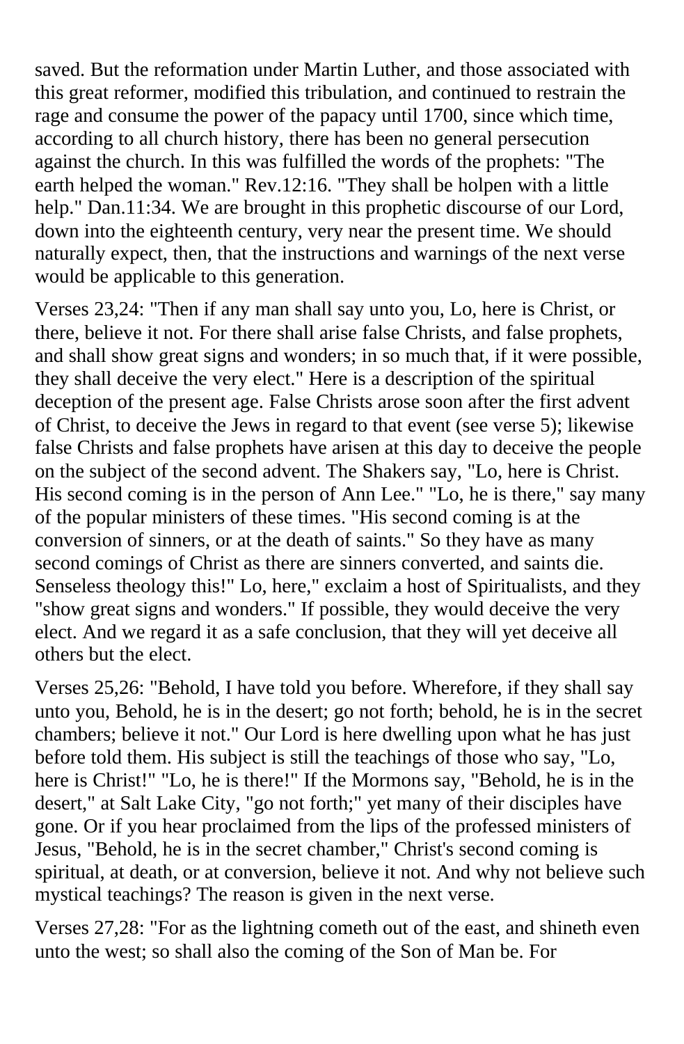saved. But the reformation under Martin Luther, and those associated with this great reformer, modified this tribulation, and continued to restrain the rage and consume the power of the papacy until 1700, since which time, according to all church history, there has been no general persecution against the church. In this was fulfilled the words of the prophets: "The earth helped the woman." Rev.12:16. "They shall be holpen with a little help." Dan.11:34. We are brought in this prophetic discourse of our Lord, down into the eighteenth century, very near the present time. We should naturally expect, then, that the instructions and warnings of the next verse would be applicable to this generation.

Verses 23,24: "Then if any man shall say unto you, Lo, here is Christ, or there, believe it not. For there shall arise false Christs, and false prophets, and shall show great signs and wonders; in so much that, if it were possible, they shall deceive the very elect." Here is a description of the spiritual deception of the present age. False Christs arose soon after the first advent of Christ, to deceive the Jews in regard to that event (see verse 5); likewise false Christs and false prophets have arisen at this day to deceive the people on the subject of the second advent. The Shakers say, "Lo, here is Christ. His second coming is in the person of Ann Lee." "Lo, he is there," say many of the popular ministers of these times. "His second coming is at the conversion of sinners, or at the death of saints." So they have as many second comings of Christ as there are sinners converted, and saints die. Senseless theology this!" Lo, here," exclaim a host of Spiritualists, and they "show great signs and wonders." If possible, they would deceive the very elect. And we regard it as a safe conclusion, that they will yet deceive all others but the elect.

Verses 25,26: "Behold, I have told you before. Wherefore, if they shall say unto you, Behold, he is in the desert; go not forth; behold, he is in the secret chambers; believe it not." Our Lord is here dwelling upon what he has just before told them. His subject is still the teachings of those who say, "Lo, here is Christ!" "Lo, he is there!" If the Mormons say, "Behold, he is in the desert," at Salt Lake City, "go not forth;" yet many of their disciples have gone. Or if you hear proclaimed from the lips of the professed ministers of Jesus, "Behold, he is in the secret chamber," Christ's second coming is spiritual, at death, or at conversion, believe it not. And why not believe such mystical teachings? The reason is given in the next verse.

Verses 27,28: "For as the lightning cometh out of the east, and shineth even unto the west; so shall also the coming of the Son of Man be. For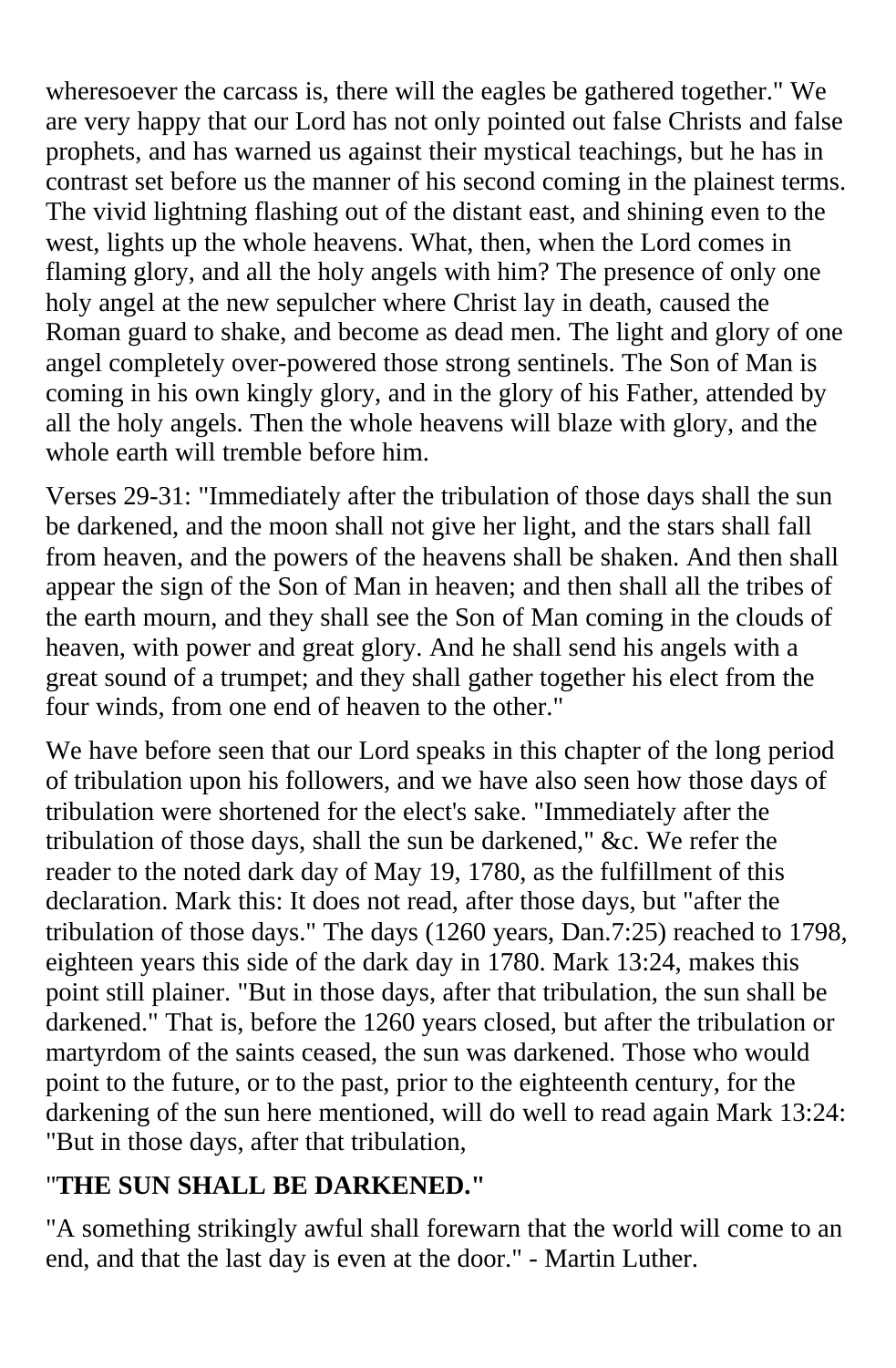wheresoever the carcass is, there will the eagles be gathered together." We are very happy that our Lord has not only pointed out false Christs and false prophets, and has warned us against their mystical teachings, but he has in contrast set before us the manner of his second coming in the plainest terms. The vivid lightning flashing out of the distant east, and shining even to the west, lights up the whole heavens. What, then, when the Lord comes in flaming glory, and all the holy angels with him? The presence of only one holy angel at the new sepulcher where Christ lay in death, caused the Roman guard to shake, and become as dead men. The light and glory of one angel completely over-powered those strong sentinels. The Son of Man is coming in his own kingly glory, and in the glory of his Father, attended by all the holy angels. Then the whole heavens will blaze with glory, and the whole earth will tremble before him.

Verses 29-31: "Immediately after the tribulation of those days shall the sun be darkened, and the moon shall not give her light, and the stars shall fall from heaven, and the powers of the heavens shall be shaken. And then shall appear the sign of the Son of Man in heaven; and then shall all the tribes of the earth mourn, and they shall see the Son of Man coming in the clouds of heaven, with power and great glory. And he shall send his angels with a great sound of a trumpet; and they shall gather together his elect from the four winds, from one end of heaven to the other."

We have before seen that our Lord speaks in this chapter of the long period of tribulation upon his followers, and we have also seen how those days of tribulation were shortened for the elect's sake. "Immediately after the tribulation of those days, shall the sun be darkened," &c. We refer the reader to the noted dark day of May 19, 1780, as the fulfillment of this declaration. Mark this: It does not read, after those days, but "after the tribulation of those days." The days (1260 years, Dan.7:25) reached to 1798, eighteen years this side of the dark day in 1780. Mark 13:24, makes this point still plainer. "But in those days, after that tribulation, the sun shall be darkened." That is, before the 1260 years closed, but after the tribulation or martyrdom of the saints ceased, the sun was darkened. Those who would point to the future, or to the past, prior to the eighteenth century, for the darkening of the sun here mentioned, will do well to read again Mark 13:24: "But in those days, after that tribulation,

## "THE SUN SHALL BE DARKENED."

"A something strikingly awful shall forewarn that the world will come to an end, and that the last day is even at the door." - Martin Luther.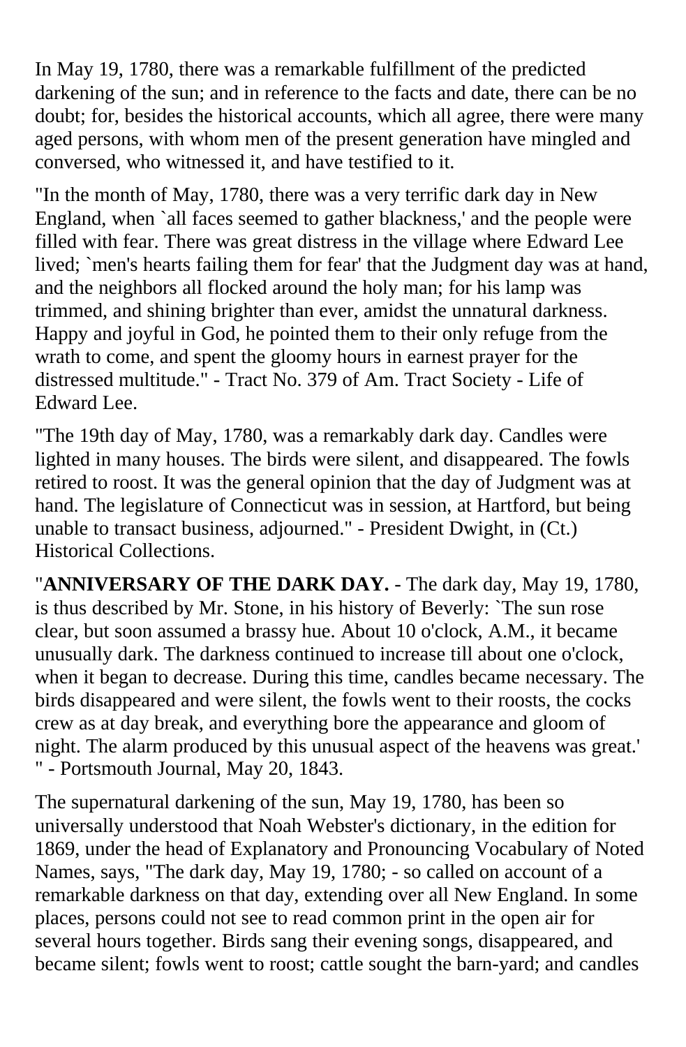In May 19, 1780, there was a remarkable fulfillment of the predicted darkening of the sun; and in reference to the facts and date, there can be no doubt; for, besides the historical accounts, which all agree, there were many aged persons, with whom men of the present generation have mingled and conversed, who witnessed it, and have testified to it.

"In the month of May, 1780, there was a very terrific dark day in New England, when `all faces seemed to gather blackness,' and the people were filled with fear. There was great distress in the village where Edward Lee lived; `men's hearts failing them for fear' that the Judgment day was at hand, and the neighbors all flocked around the holy man; for his lamp was trimmed, and shining brighter than ever, amidst the unnatural darkness. Happy and joyful in God, he pointed them to their only refuge from the wrath to come, and spent the gloomy hours in earnest prayer for the distressed multitude." - Tract No. 379 of Am. Tract Society - Life of Edward Lee.

"The 19th day of May, 1780, was a remarkably dark day. Candles were lighted in many houses. The birds were silent, and disappeared. The fowls retired to roost. It was the general opinion that the day of Judgment was at hand. The legislature of Connecticut was in session, at Hartford, but being unable to transact business, adjourned." - President Dwight, in (Ct.) Historical Collections.

"**ANNIVERSARY OF THE DARK DAY.** - The dark day, May 19, 1780, is thus described by Mr. Stone, in his history of Beverly: `The sun rose clear, but soon assumed a brassy hue. About 10 o'clock, A.M., it became unusually dark. The darkness continued to increase till about one o'clock, when it began to decrease. During this time, candles became necessary. The birds disappeared and were silent, the fowls went to their roosts, the cocks crew as at day break, and everything bore the appearance and gloom of night. The alarm produced by this unusual aspect of the heavens was great.' " - Portsmouth Journal, May 20, 1843.

The supernatural darkening of the sun, May 19, 1780, has been so universally understood that Noah Webster's dictionary, in the edition for 1869, under the head of Explanatory and Pronouncing Vocabulary of Noted Names, says, "The dark day, May 19, 1780; - so called on account of a remarkable darkness on that day, extending over all New England. In some places, persons could not see to read common print in the open air for several hours together. Birds sang their evening songs, disappeared, and became silent; fowls went to roost; cattle sought the barn-yard; and candles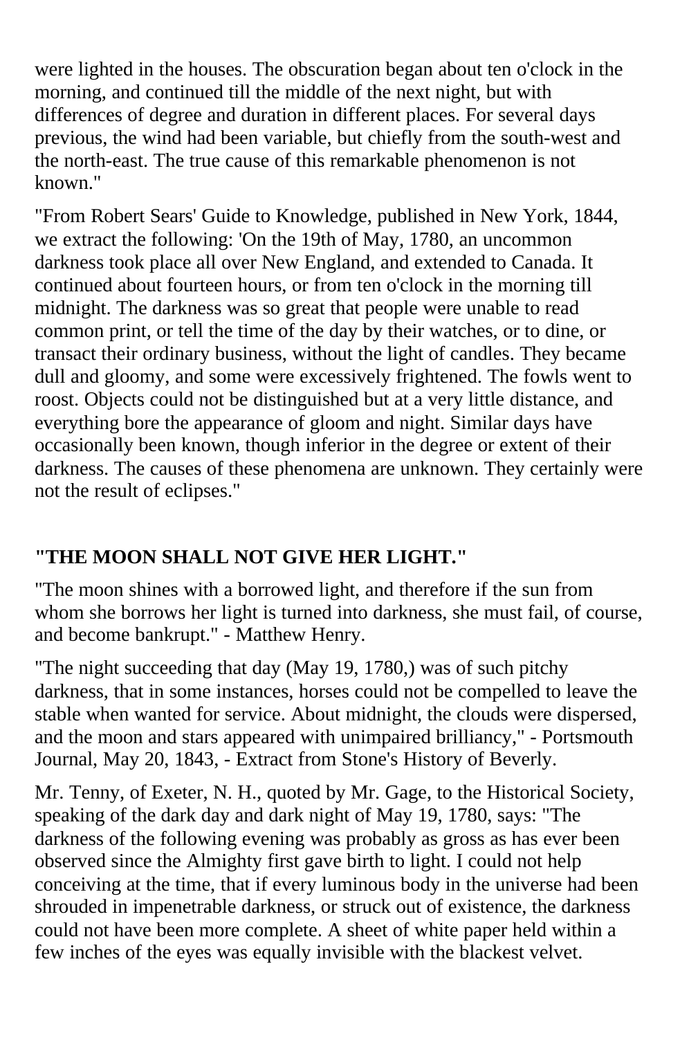were lighted in the houses. The obscuration began about ten o'clock in the morning, and continued till the middle of the next night, but with differences of degree and duration in different places. For several days previous, the wind had been variable, but chiefly from the south-west and the north-east. The true cause of this remarkable phenomenon is not known."

"From Robert Sears' Guide to Knowledge, published in New York, 1844, we extract the following: 'On the 19th of May, 1780, an uncommon darkness took place all over New England, and extended to Canada. It continued about fourteen hours, or from ten o'clock in the morning till midnight. The darkness was so great that people were unable to read common print, or tell the time of the day by their watches, or to dine, or transact their ordinary business, without the light of candles. They became dull and gloomy, and some were excessively frightened. The fowls went to roost. Objects could not be distinguished but at a very little distance, and everything bore the appearance of gloom and night. Similar days have occasionally been known, though inferior in the degree or extent of their darkness. The causes of these phenomena are unknown. They certainly were not the result of eclipses."

**"THE MOON SHALL NOT GIVE HER LIGHT."**

"The moon shines with a borrowed light, and therefore if the sun from whom she borrows her light is turned into darkness, she must fail, of course, and become bankrupt." - Matthew Henry.

"The night succeeding that day (May 19, 1780,) was of such pitchy darkness, that in some instances, horses could not be compelled to leave the stable when wanted for service. About midnight, the clouds were dispersed, and the moon and stars appeared with unimpaired brilliancy," - Portsmouth Journal, May 20, 1843, - Extract from Stone's History of Beverly.

Mr. Tenny, of Exeter, N. H., quoted by Mr. Gage, to the Historical Society, speaking of the dark day and dark night of May 19, 1780, says: "The darkness of the following evening was probably as gross as has ever been observed since the Almighty first gave birth to light. I could not help conceiving at the time, that if every luminous body in the universe had been shrouded in impenetrable darkness, or struck out of existence, the darkness could not have been more complete. A sheet of white paper held within a few inches of the eyes was equally invisible with the blackest velvet.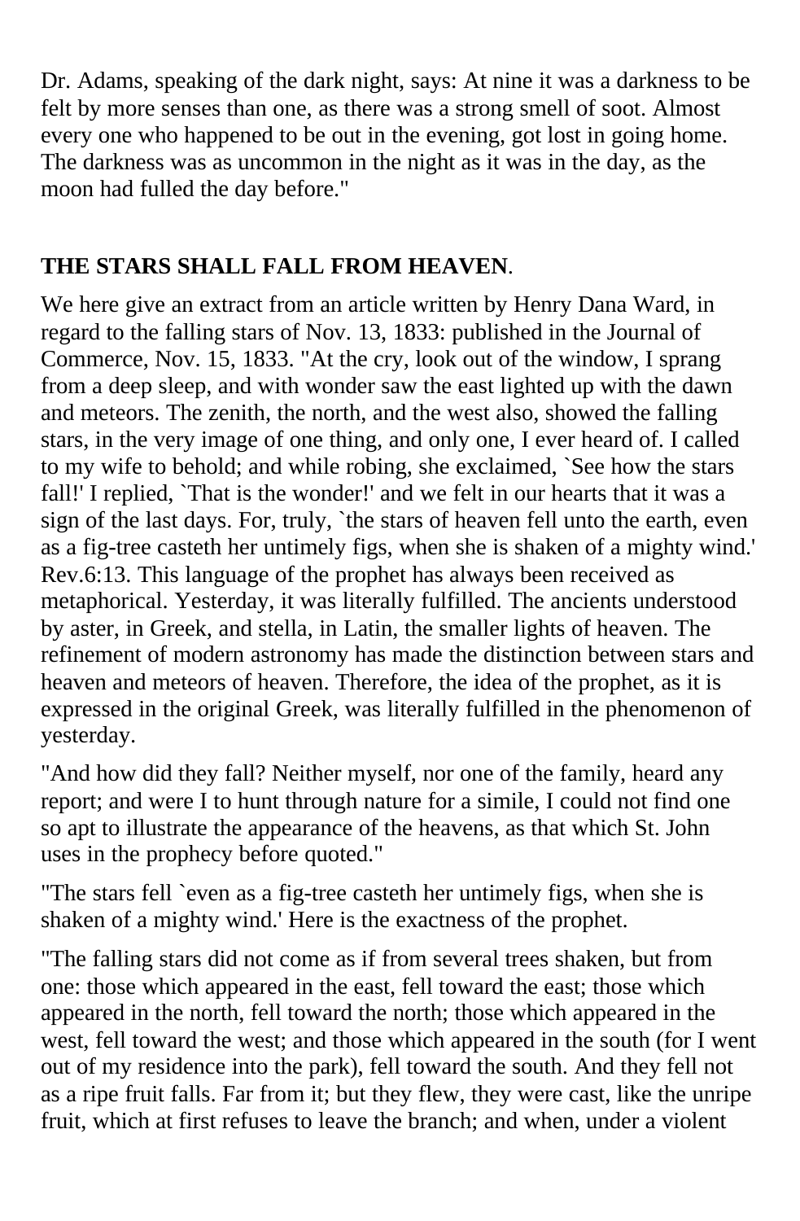Dr. Adams, speaking of the dark night, says: At nine it was a darkness to be felt by more senses than one, as there was a strong smell of soot. Almost every one who happened to be out in the evening, got lost in going home. The darkness was as uncommon in the night as it was in the day, as the moon had fulled the day before."

## THE STARS SHALL FALL FROM HEAVEN.

We here give an extract from an article written by Henry Dana Ward, in regard to the falling stars of Nov. 13, 1833: published in the Journal of Commerce, Nov. 15, 1833. "At the cry, look out of the window, I sprang from a deep sleep, and with wonder saw the east lighted up with the dawn and meteors. The zenith, the north, and the west also, showed the falling stars, in the very image of one thing, and only one, I ever heard of. I called to my wife to behold; and while robing, she exclaimed, `See how the stars fall!' I replied, `That is the wonder!' and we felt in our hearts that it was a sign of the last days. For, truly, `the stars of heaven fell unto the earth, even as a fig-tree casteth her untimely figs, when she is shaken of a mighty wind.' Rev.6:13. This language of the prophet has always been received as metaphorical. Yesterday, it was literally fulfilled. The ancients understood by aster, in Greek, and stella, in Latin, the smaller lights of heaven. The refinement of modern astronomy has made the distinction between stars and heaven and meteors of heaven. Therefore, the idea of the prophet, as it is expressed in the original Greek, was literally fulfilled in the phenomenon of yesterday.

"And how did they fall? Neither myself, nor one of the family, heard any report; and were I to hunt through nature for a simile, I could not find one so apt to illustrate the appearance of the heavens, as that which St. John uses in the prophecy before quoted."

"The stars fell `even as a fig-tree casteth her untimely figs, when she is shaken of a mighty wind.' Here is the exactness of the prophet.

"The falling stars did not come as if from several trees shaken, but from one: those which appeared in the east, fell toward the east; those which appeared in the north, fell toward the north; those which appeared in the west, fell toward the west; and those which appeared in the south (for I went out of my residence into the park), fell toward the south. And they fell not as a ripe fruit falls. Far from it; but they flew, they were cast, like the unripe fruit, which at first refuses to leave the branch; and when, under a violent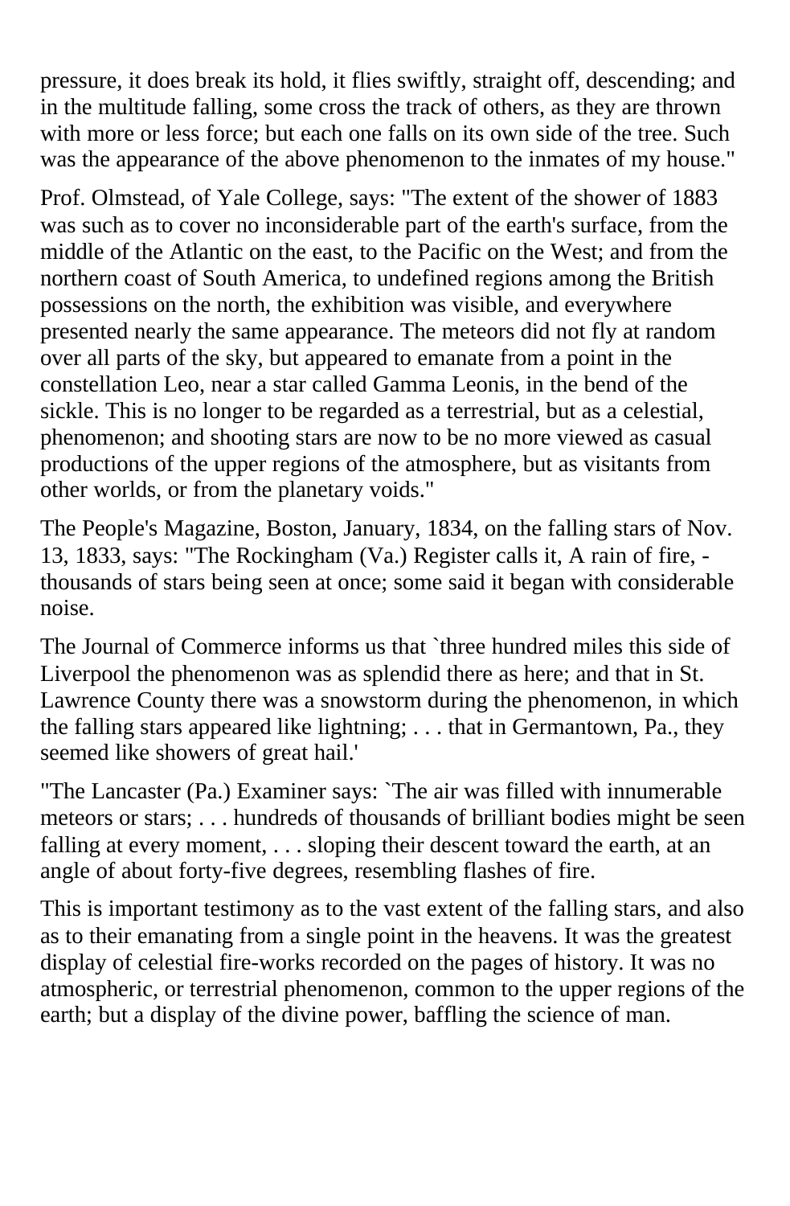pressure, it does break its hold, it flies swiftly, straight off, descending; and in the multitude falling, some cross the track of others, as they are thrown with more or less force; but each one falls on its own side of the tree. Such was the appearance of the above phenomenon to the inmates of my house."

Prof. Olmstead, of Yale College, says: "The extent of the shower of 1883 was such as to cover no inconsiderable part of the earth's surface, from the middle of the Atlantic on the east, to the Pacific on the West; and from the northern coast of South America, to undefined regions among the British possessions on the north, the exhibition was visible, and everywhere presented nearly the same appearance. The meteors did not fly at random over all parts of the sky, but appeared to emanate from a point in the constellation Leo, near a star called Gamma Leonis, in the bend of the sickle. This is no longer to be regarded as a terrestrial, but as a celestial, phenomenon; and shooting stars are now to be no more viewed as casual productions of the upper regions of the atmosphere, but as visitants from other worlds, or from the planetary voids."

The People's Magazine, Boston, January, 1834, on the falling stars of Nov. 13, 1833, says: "The Rockingham (Va.) Register calls it, A rain of fire, - thousands of stars being seen at once; some said it began with considerable noise.

The Journal of Commerce informs us that `three hundred miles this side of Liverpool the phenomenon was as splendid there as here; and that in St. Lawrence County there was a snowstorm during the phenomenon, in which the falling stars appeared like lightning; . . . that in Germantown, Pa., they seemed like showers of great hail.'

"The Lancaster (Pa.) Examiner says: `The air was filled with innumerable meteors or stars; . . . hundreds of thousands of brilliant bodies might be seen falling at every moment, . . . sloping their descent toward the earth, at an angle of about forty-five degrees, resembling flashes of fire.

This is important testimony as to the vast extent of the falling stars, and also as to their emanating from a single point in the heavens. It was the greatest display of celestial fire-works recorded on the pages of history. It was no atmospheric, or terrestrial phenomenon, common to the upper regions of the earth; but a display of the divine power, baffling the science of man.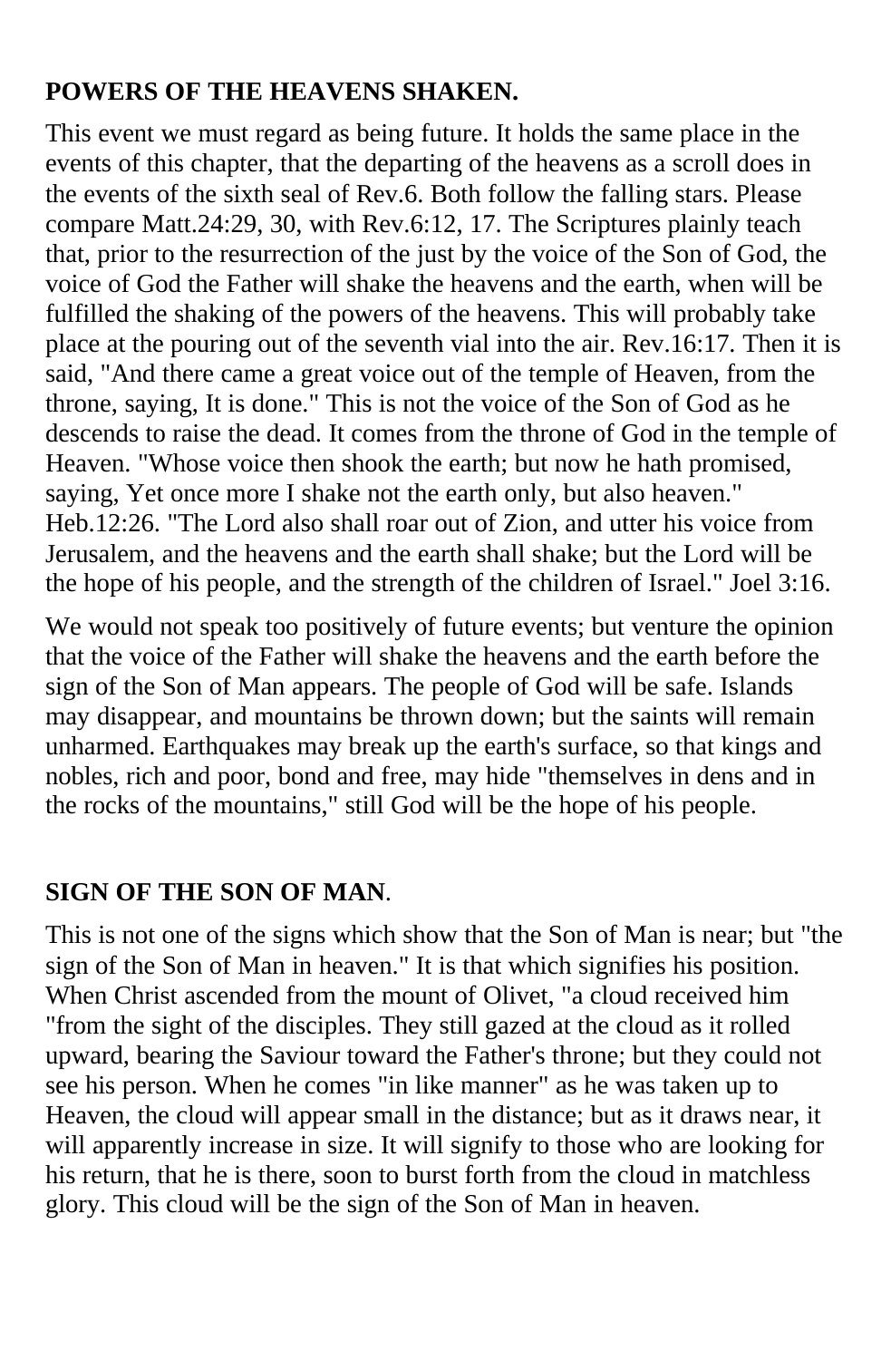**POWERS OF THE HEAVENS SHAKEN.**

This event we must regard as being future. It holds the same place in the events of this chapter, that the departing of the heavens as a scroll does in the events of the sixth seal of Rev.6. Both follow the falling stars. Please compare Matt.24:29, 30, with Rev.6:12, 17. The Scriptures plainly teach that, prior to the resurrection of the just by the voice of the Son of God, the voice of God the Father will shake the heavens and the earth, when will be fulfilled the shaking of the powers of the heavens. This will probably take place at the pouring out of the seventh vial into the air. Rev.16:17. Then it is said, "And there came a great voice out of the temple of Heaven, from the throne, saying, It is done." This is not the voice of the Son of God as he descends to raise the dead. It comes from the throne of God in the temple of Heaven. "Whose voice then shook the earth; but now he hath promised, saying, Yet once more I shake not the earth only, but also heaven." Heb.12:26. "The Lord also shall roar out of Zion, and utter his voice from Jerusalem, and the heavens and the earth shall shake; but the Lord will be the hope of his people, and the strength of the children of Israel." Joel 3:16.

We would not speak too positively of future events; but venture the opinion that the voice of the Father will shake the heavens and the earth before the sign of the Son of Man appears. The people of God will be safe. Islands may disappear, and mountains be thrown down; but the saints will remain unharmed. Earthquakes may break up the earth's surface, so that kings and nobles, rich and poor, bond and free, may hide "themselves in dens and in the rocks of the mountains," still God will be the hope of his people.

**SIGN OF THE SON OF MAN**.

This is not one of the signs which show that the Son of Man is near; but "the sign of the Son of Man in heaven." It is that which signifies his position. When Christ ascended from the mount of Olivet, "a cloud received him "from the sight of the disciples. They still gazed at the cloud as it rolled upward, bearing the Saviour toward the Father's throne; but they could not see his person. When he comes "in like manner" as he was taken up to Heaven, the cloud will appear small in the distance; but as it draws near, it will apparently increase in size. It will signify to those who are looking for his return, that he is there, soon to burst forth from the cloud in matchless glory. This cloud will be the sign of the Son of Man in heaven.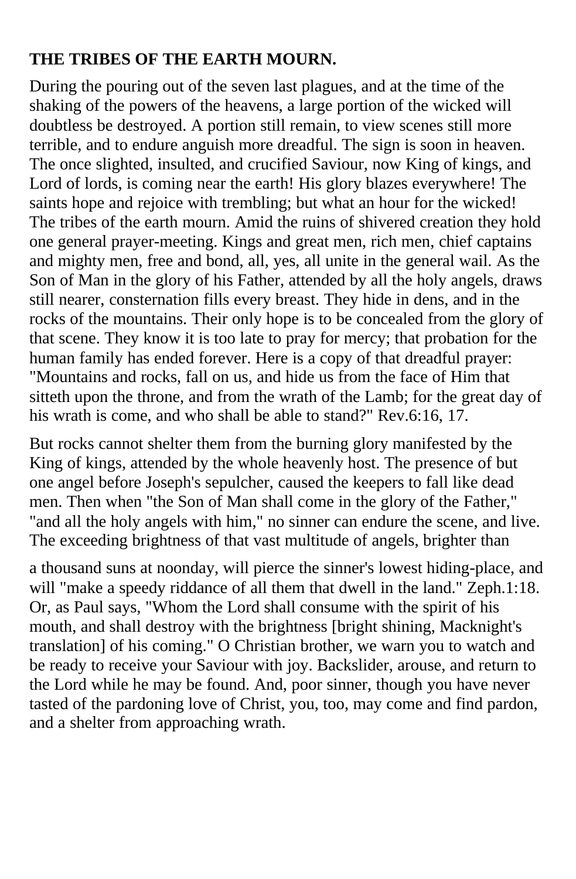**THE TRIBES OF THE EARTH MOURN.**

During the pouring out of the seven last plagues, and at the time of the shaking of the powers of the heavens, a large portion of the wicked will doubtless be destroyed. A portion still remain, to view scenes still more terrible, and to endure anguish more dreadful. The sign is soon in heaven. The once slighted, insulted, and crucified Saviour, now King of kings, and Lord of lords, is coming near the earth! His glory blazes everywhere! The saints hope and rejoice with trembling; but what an hour for the wicked! The tribes of the earth mourn. Amid the ruins of shivered creation they hold one general prayer-meeting. Kings and great men, rich men, chief captains and mighty men, free and bond, all, yes, all unite in the general wail. As the Son of Man in the glory of his Father, attended by all the holy angels, draws still nearer, consternation fills every breast. They hide in dens, and in the rocks of the mountains. Their only hope is to be concealed from the glory of that scene. They know it is too late to pray for mercy; that probation for the human family has ended forever. Here is a copy of that dreadful prayer: "Mountains and rocks, fall on us, and hide us from the face of Him that sitteth upon the throne, and from the wrath of the Lamb; for the great day of his wrath is come, and who shall be able to stand?" Rev.6:16, 17.

But rocks cannot shelter them from the burning glory manifested by the King of kings, attended by the whole heavenly host. The presence of but one angel before Joseph's sepulcher, caused the keepers to fall like dead men. Then when "the Son of Man shall come in the glory of the Father," "and all the holy angels with him," no sinner can endure the scene, and live. The exceeding brightness of that vast multitude of angels, brighter than a thousand suns at noonday, will pierce the sinner's lowest hiding-place, and will "make a speedy riddance of all them that dwell in the land." Zeph.1:18. Or, as Paul says, "Whom the Lord shall consume with the spirit of his mouth, and shall destroy with the brightness [bright shining, Macknight's translation] of his coming." O Christian brother, we warn you to watch and be ready to receive your Saviour with joy. Backslider, arouse, and return to the Lord while he may be found. And, poor sinner, though you have never tasted of the pardoning love of Christ, you, too, may come and find pardon, and a shelter from approaching wrath.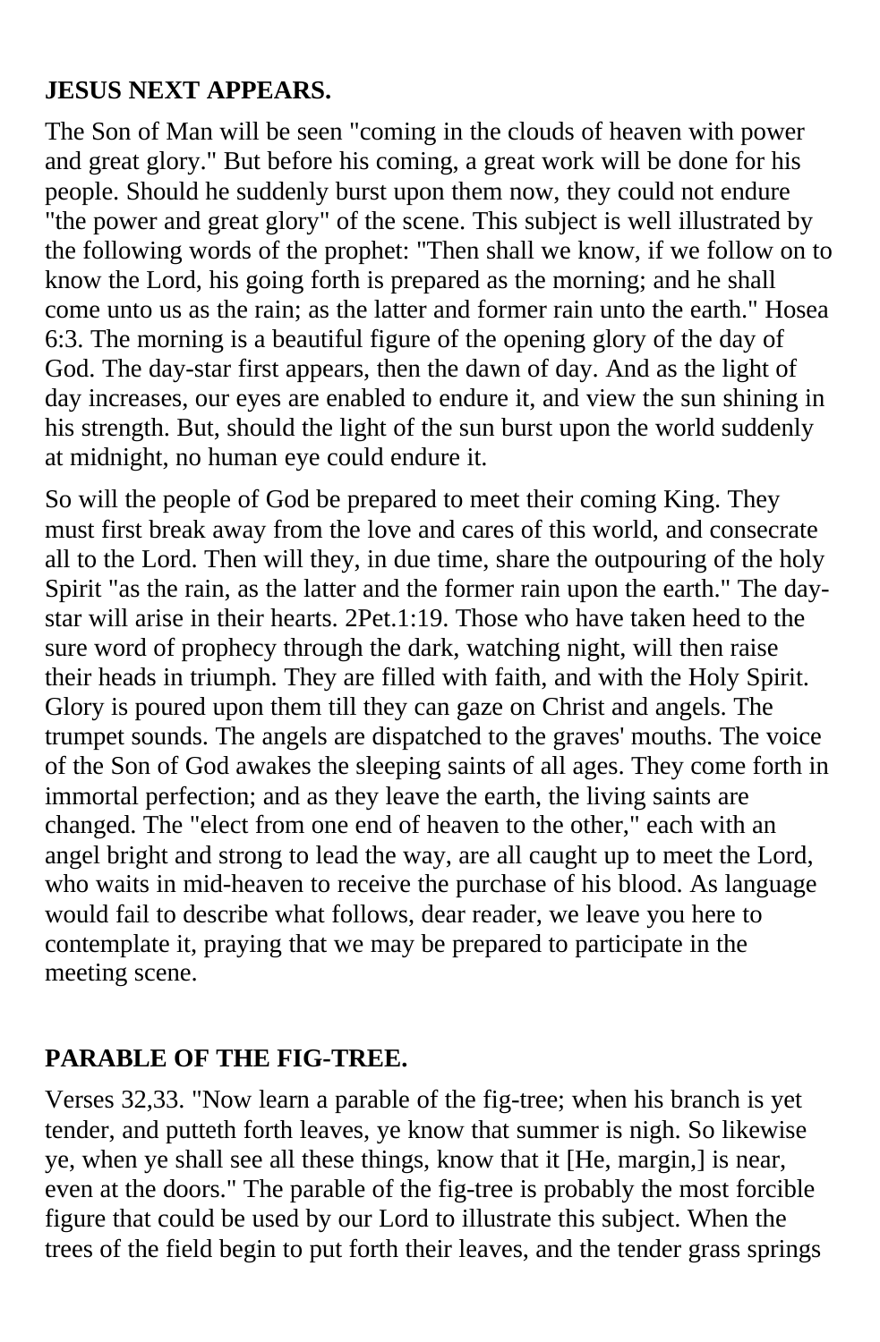**JESUS NEXT APPEARS.**

The Son of Man will be seen "coming in the clouds of heaven with power and great glory." But before his coming, a great work will be done for his people. Should he suddenly burst upon them now, they could not endure "the power and great glory" of the scene. This subject is well illustrated by the following words of the prophet: "Then shall we know, if we follow on to know the Lord, his going forth is prepared as the morning; and he shall come unto us as the rain; as the latter and former rain unto the earth." Hosea 6:3. The morning is a beautiful figure of the opening glory of the day of God. The day-star first appears, then the dawn of day. And as the light of day increases, our eyes are enabled to endure it, and view the sun shining in his strength. But, should the light of the sun burst upon the world suddenly at midnight, no human eye could endure it.

So will the people of God be prepared to meet their coming King. They must first break away from the love and cares of this world, and consecrate all to the Lord. Then will they, in due time, share the outpouring of the holy Spirit "as the rain, as the latter and the former rain upon the earth." The day-star will arise in their hearts. 2Pet.1:19. Those who have taken heed to the sure word of prophecy through the dark, watching night, will then raise their heads in triumph. They are filled with faith, and with the Holy Spirit. Glory is poured upon them till they can gaze on Christ and angels. The trumpet sounds. The angels are dispatched to the graves' mouths. The voice of the Son of God awakes the sleeping saints of all ages. They come forth in immortal perfection; and as they leave the earth, the living saints are changed. The "elect from one end of heaven to the other," each with an angel bright and strong to lead the way, are all caught up to meet the Lord, who waits in mid-heaven to receive the purchase of his blood. As language would fail to describe what follows, dear reader, we leave you here to contemplate it, praying that we may be prepared to participate in the meeting scene.

**PARABLE OF THE FIG-TREE.**

Verses 32,33. "Now learn a parable of the fig-tree; when his branch is yet tender, and putteth forth leaves, ye know that summer is nigh. So likewise ye, when ye shall see all these things, know that it [He, margin,] is near, even at the doors." The parable of the fig-tree is probably the most forcible figure that could be used by our Lord to illustrate this subject. When the trees of the field begin to put forth their leaves, and the tender grass springs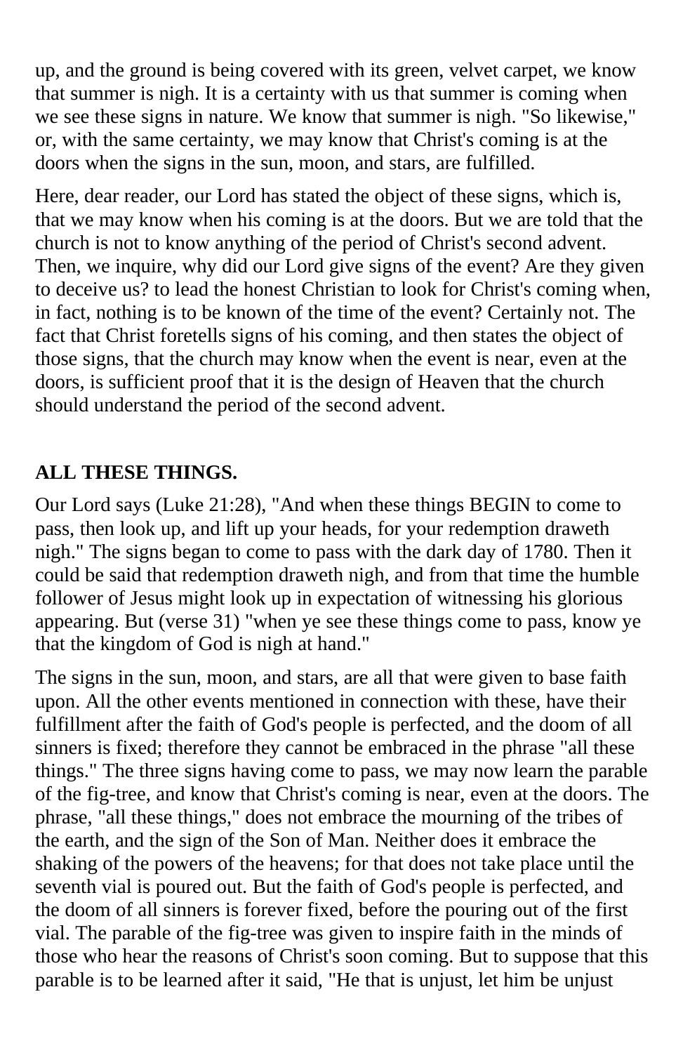up, and the ground is being covered with its green, velvet carpet, we know that summer is nigh. It is a certainty with us that summer is coming when we see these signs in nature. We know that summer is nigh. "So likewise," or, with the same certainty, we may know that Christ's coming is at the doors when the signs in the sun, moon, and stars, are fulfilled.

Here, dear reader, our Lord has stated the object of these signs, which is, that we may know when his coming is at the doors. But we are told that the church is not to know anything of the period of Christ's second advent. Then, we inquire, why did our Lord give signs of the event? Are they given to deceive us? to lead the honest Christian to look for Christ's coming when, in fact, nothing is to be known of the time of the event? Certainly not. The fact that Christ foretells signs of his coming, and then states the object of those signs, that the church may know when the event is near, even at the doors, is sufficient proof that it is the design of Heaven that the church should understand the period of the second advent.

## ALL THESE THINGS.

Our Lord says (Luke 21:28), "And when these things BEGIN to come to pass, then look up, and lift up your heads, for your redemption draweth nigh." The signs began to come to pass with the dark day of 1780. Then it could be said that redemption draweth nigh, and from that time the humble follower of Jesus might look up in expectation of witnessing his glorious appearing. But (verse 31) "when ye see these things come to pass, know ye that the kingdom of God is nigh at hand."

The signs in the sun, moon, and stars, are all that were given to base faith upon. All the other events mentioned in connection with these, have their fulfillment after the faith of God's people is perfected, and the doom of all sinners is fixed; therefore they cannot be embraced in the phrase "all these things." The three signs having come to pass, we may now learn the parable of the fig-tree, and know that Christ's coming is near, even at the doors. The phrase, "all these things," does not embrace the mourning of the tribes of the earth, and the sign of the Son of Man. Neither does it embrace the shaking of the powers of the heavens; for that does not take place until the seventh vial is poured out. But the faith of God's people is perfected, and the doom of all sinners is forever fixed, before the pouring out of the first vial. The parable of the fig-tree was given to inspire faith in the minds of those who hear the reasons of Christ's soon coming. But to suppose that this parable is to be learned after it said, "He that is unjust, let him be unjust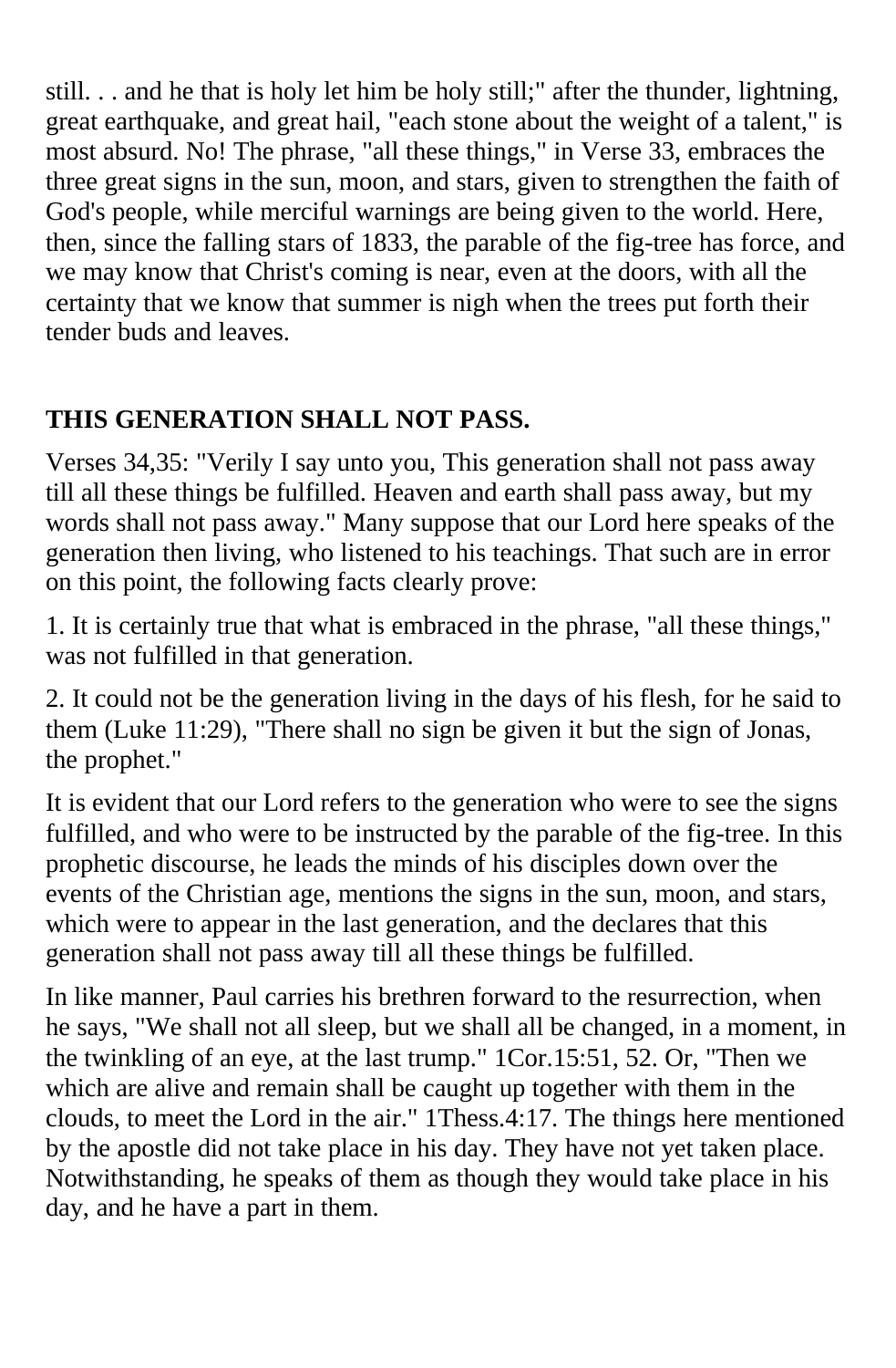still. . . and he that is holy let him be holy still;" after the thunder, lightning, great earthquake, and great hail, "each stone about the weight of a talent," is most absurd. No! The phrase, "all these things," in Verse 33, embraces the three great signs in the sun, moon, and stars, given to strengthen the faith of God's people, while merciful warnings are being given to the world. Here, then, since the falling stars of 1833, the parable of the fig-tree has force, and we may know that Christ's coming is near, even at the doors, with all the certainty that we know that summer is nigh when the trees put forth their tender buds and leaves.

**THIS GENERATION SHALL NOT PASS.**

Verses 34,35: "Verily I say unto you, This generation shall not pass away till all these things be fulfilled. Heaven and earth shall pass away, but my words shall not pass away." Many suppose that our Lord here speaks of the generation then living, who listened to his teachings. That such are in error on this point, the following facts clearly prove:

1. It is certainly true that what is embraced in the phrase, "all these things," was not fulfilled in that generation.

2. It could not be the generation living in the days of his flesh, for he said to them (Luke 11:29), "There shall no sign be given it but the sign of Jonas, the prophet."

It is evident that our Lord refers to the generation who were to see the signs fulfilled, and who were to be instructed by the parable of the fig-tree. In this prophetic discourse, he leads the minds of his disciples down over the events of the Christian age, mentions the signs in the sun, moon, and stars, which were to appear in the last generation, and the declares that this generation shall not pass away till all these things be fulfilled.

In like manner, Paul carries his brethren forward to the resurrection, when he says, "We shall not all sleep, but we shall all be changed, in a moment, in the twinkling of an eye, at the last trump." 1Cor.15:51, 52. Or, "Then we which are alive and remain shall be caught up together with them in the clouds, to meet the Lord in the air." 1Thess.4:17. The things here mentioned by the apostle did not take place in his day. They have not yet taken place. Notwithstanding, he speaks of them as though they would take place in his day, and he have a part in them.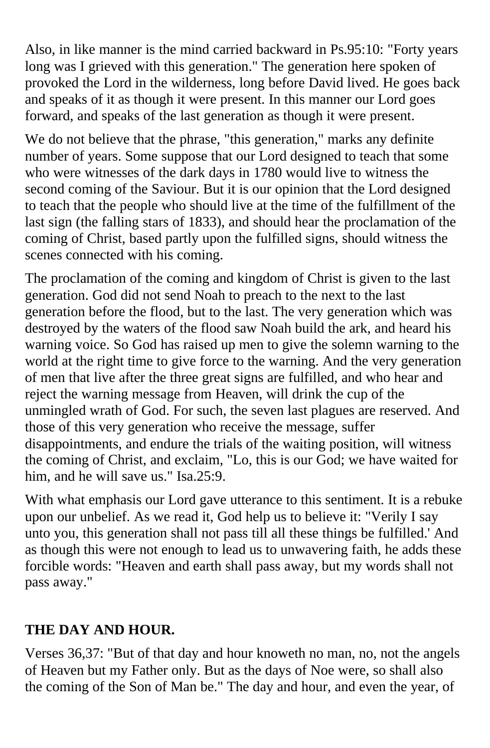Also, in like manner is the mind carried backward in Ps.95:10: "Forty years long was I grieved with this generation." The generation here spoken of provoked the Lord in the wilderness, long before David lived. He goes back and speaks of it as though it were present. In this manner our Lord goes forward, and speaks of the last generation as though it were present.

We do not believe that the phrase, "this generation," marks any definite number of years. Some suppose that our Lord designed to teach that some who were witnesses of the dark days in 1780 would live to witness the second coming of the Saviour. But it is our opinion that the Lord designed to teach that the people who should live at the time of the fulfillment of the last sign (the falling stars of 1833), and should hear the proclamation of the coming of Christ, based partly upon the fulfilled signs, should witness the scenes connected with his coming.

The proclamation of the coming and kingdom of Christ is given to the last generation. God did not send Noah to preach to the next to the last generation before the flood, but to the last. The very generation which was destroyed by the waters of the flood saw Noah build the ark, and heard his warning voice. So God has raised up men to give the solemn warning to the world at the right time to give force to the warning. And the very generation of men that live after the three great signs are fulfilled, and who hear and reject the warning message from Heaven, will drink the cup of the unmingled wrath of God. For such, the seven last plagues are reserved. And those of this very generation who receive the message, suffer disappointments, and endure the trials of the waiting position, will witness the coming of Christ, and exclaim, "Lo, this is our God; we have waited for him, and he will save us." Isa.25:9.

With what emphasis our Lord gave utterance to this sentiment. It is a rebuke upon our unbelief. As we read it, God help us to believe it: "Verily I say unto you, this generation shall not pass till all these things be fulfilled.' And as though this were not enough to lead us to unwavering faith, he adds these forcible words: "Heaven and earth shall pass away, but my words shall not pass away."

## THE DAY AND HOUR.

Verses 36,37: "But of that day and hour knoweth no man, no, not the angels of Heaven but my Father only. But as the days of Noe were, so shall also the coming of the Son of Man be." The day and hour, and even the year, of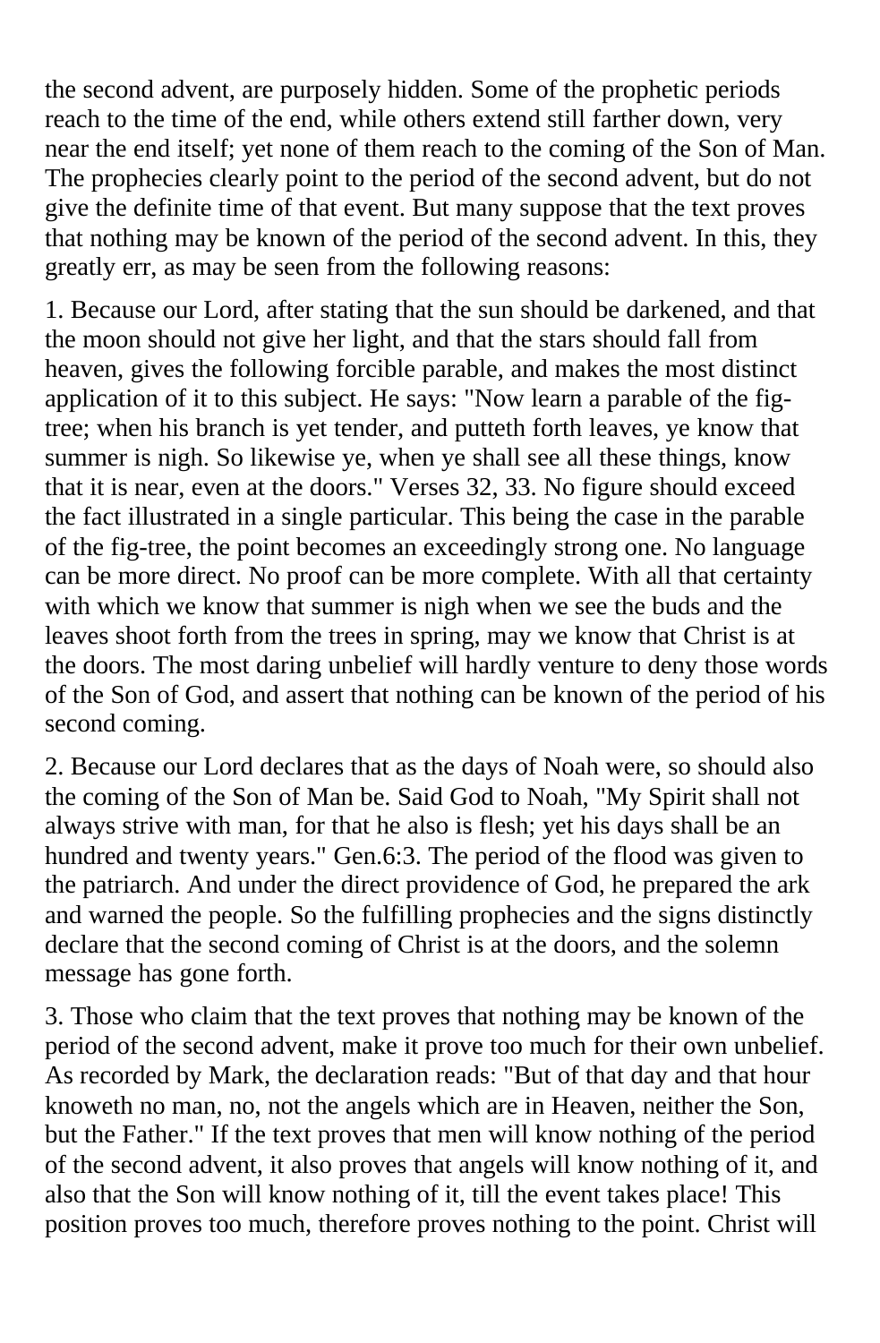the second advent, are purposely hidden. Some of the prophetic periods reach to the time of the end, while others extend still farther down, very near the end itself; yet none of them reach to the coming of the Son of Man. The prophecies clearly point to the period of the second advent, but do not give the definite time of that event. But many suppose that the text proves that nothing may be known of the period of the second advent. In this, they greatly err, as may be seen from the following reasons:

1. Because our Lord, after stating that the sun should be darkened, and that the moon should not give her light, and that the stars should fall from heaven, gives the following forcible parable, and makes the most distinct application of it to this subject. He says: "Now learn a parable of the fig-tree; when his branch is yet tender, and putteth forth leaves, ye know that summer is nigh. So likewise ye, when ye shall see all these things, know that it is near, even at the doors." Verses 32, 33. No figure should exceed the fact illustrated in a single particular. This being the case in the parable of the fig-tree, the point becomes an exceedingly strong one. No language can be more direct. No proof can be more complete. With all that certainty with which we know that summer is nigh when we see the buds and the leaves shoot forth from the trees in spring, may we know that Christ is at the doors. The most daring unbelief will hardly venture to deny those words of the Son of God, and assert that nothing can be known of the period of his second coming.

2. Because our Lord declares that as the days of Noah were, so should also the coming of the Son of Man be. Said God to Noah, "My Spirit shall not always strive with man, for that he also is flesh; yet his days shall be an hundred and twenty years." Gen.6:3. The period of the flood was given to the patriarch. And under the direct providence of God, he prepared the ark and warned the people. So the fulfilling prophecies and the signs distinctly declare that the second coming of Christ is at the doors, and the solemn message has gone forth.

3. Those who claim that the text proves that nothing may be known of the period of the second advent, make it prove too much for their own unbelief. As recorded by Mark, the declaration reads: "But of that day and that hour knoweth no man, no, not the angels which are in Heaven, neither the Son, but the Father." If the text proves that men will know nothing of the period of the second advent, it also proves that angels will know nothing of it, and also that the Son will know nothing of it, till the event takes place! This position proves too much, therefore proves nothing to the point. Christ will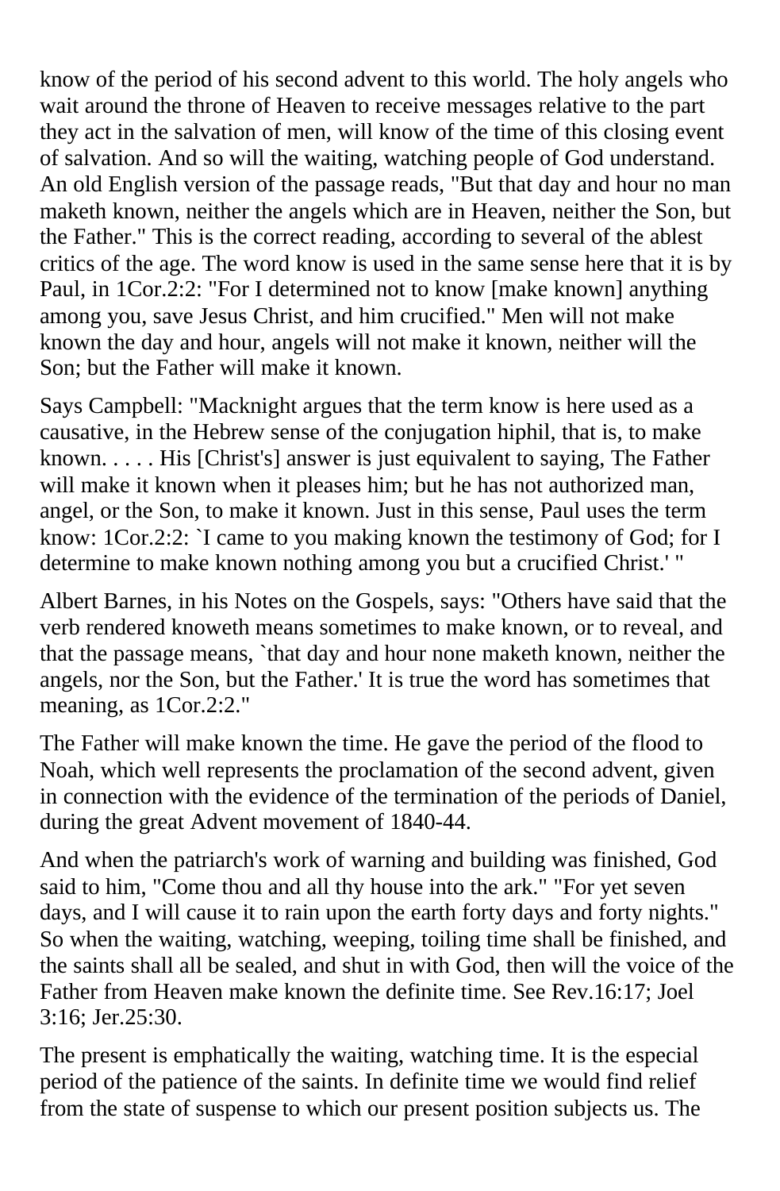know of the period of his second advent to this world. The holy angels who wait around the throne of Heaven to receive messages relative to the part they act in the salvation of men, will know of the time of this closing event of salvation. And so will the waiting, watching people of God understand. An old English version of the passage reads, "But that day and hour no man maketh known, neither the angels which are in Heaven, neither the Son, but the Father." This is the correct reading, according to several of the ablest critics of the age. The word know is used in the same sense here that it is by Paul, in 1Cor.2:2: "For I determined not to know [make known] anything among you, save Jesus Christ, and him crucified." Men will not make known the day and hour, angels will not make it known, neither will the Son; but the Father will make it known.

Says Campbell: "Macknight argues that the term know is here used as a causative, in the Hebrew sense of the conjugation hiphil, that is, to make known. . . . . His [Christ's] answer is just equivalent to saying, The Father will make it known when it pleases him; but he has not authorized man, angel, or the Son, to make it known. Just in this sense, Paul uses the term know: 1Cor.2:2: `I came to you making known the testimony of God; for I determine to make known nothing among you but a crucified Christ.' "

Albert Barnes, in his Notes on the Gospels, says: "Others have said that the verb rendered knoweth means sometimes to make known, or to reveal, and that the passage means, `that day and hour none maketh known, neither the angels, nor the Son, but the Father.' It is true the word has sometimes that meaning, as 1Cor.2:2."

The Father will make known the time. He gave the period of the flood to Noah, which well represents the proclamation of the second advent, given in connection with the evidence of the termination of the periods of Daniel, during the great Advent movement of 1840-44.

And when the patriarch's work of warning and building was finished, God said to him, "Come thou and all thy house into the ark." "For yet seven days, and I will cause it to rain upon the earth forty days and forty nights." So when the waiting, watching, weeping, toiling time shall be finished, and the saints shall all be sealed, and shut in with God, then will the voice of the Father from Heaven make known the definite time. See Rev.16:17; Joel 3:16; Jer.25:30.

The present is emphatically the waiting, watching time. It is the especial period of the patience of the saints. In definite time we would find relief from the state of suspense to which our present position subjects us. The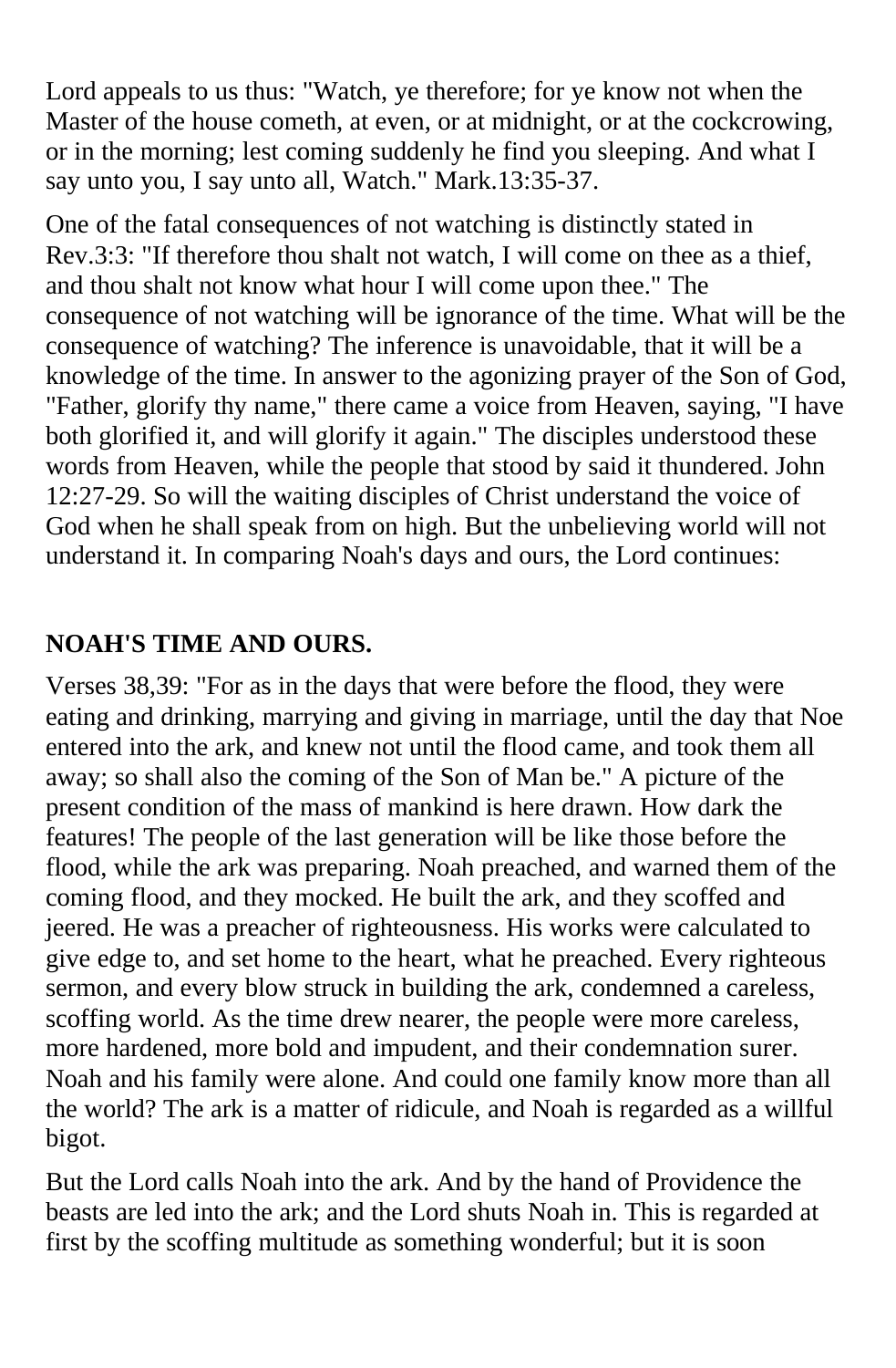Lord appeals to us thus: "Watch, ye therefore; for ye know not when the Master of the house cometh, at even, or at midnight, or at the cockcrowing, or in the morning; lest coming suddenly he find you sleeping. And what I say unto you, I say unto all, Watch." Mark.13:35-37.

One of the fatal consequences of not watching is distinctly stated in Rev.3:3: "If therefore thou shalt not watch, I will come on thee as a thief, and thou shalt not know what hour I will come upon thee." The consequence of not watching will be ignorance of the time. What will be the consequence of watching? The inference is unavoidable, that it will be a knowledge of the time. In answer to the agonizing prayer of the Son of God, "Father, glorify thy name," there came a voice from Heaven, saying, "I have both glorified it, and will glorify it again." The disciples understood these words from Heaven, while the people that stood by said it thundered. John 12:27-29. So will the waiting disciples of Christ understand the voice of God when he shall speak from on high. But the unbelieving world will not understand it. In comparing Noah's days and ours, the Lord continues:

### NOAH'S TIME AND OURS.

Verses 38,39: "For as in the days that were before the flood, they were eating and drinking, marrying and giving in marriage, until the day that Noe entered into the ark, and knew not until the flood came, and took them all away; so shall also the coming of the Son of Man be." A picture of the present condition of the mass of mankind is here drawn. How dark the features! The people of the last generation will be like those before the flood, while the ark was preparing. Noah preached, and warned them of the coming flood, and they mocked. He built the ark, and they scoffed and jeered. He was a preacher of righteousness. His works were calculated to give edge to, and set home to the heart, what he preached. Every righteous sermon, and every blow struck in building the ark, condemned a careless, scoffing world. As the time drew nearer, the people were more careless, more hardened, more bold and impudent, and their condemnation surer. Noah and his family were alone. And could one family know more than all the world? The ark is a matter of ridicule, and Noah is regarded as a willful bigot.

But the Lord calls Noah into the ark. And by the hand of Providence the beasts are led into the ark; and the Lord shuts Noah in. This is regarded at first by the scoffing multitude as something wonderful; but it is soon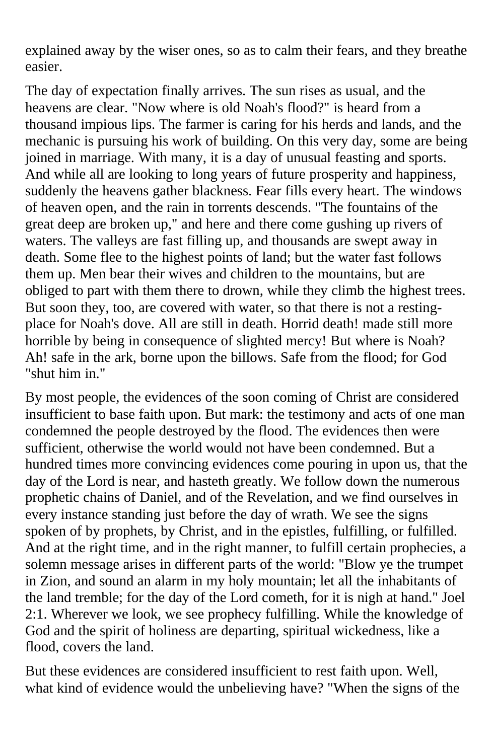explained away by the wiser ones, so as to calm their fears, and they breathe easier.

The day of expectation finally arrives. The sun rises as usual, and the heavens are clear. "Now where is old Noah's flood?" is heard from a thousand impious lips. The farmer is caring for his herds and lands, and the mechanic is pursuing his work of building. On this very day, some are being joined in marriage. With many, it is a day of unusual feasting and sports. And while all are looking to long years of future prosperity and happiness, suddenly the heavens gather blackness. Fear fills every heart. The windows of heaven open, and the rain in torrents descends. "The fountains of the great deep are broken up," and here and there come gushing up rivers of waters. The valleys are fast filling up, and thousands are swept away in death. Some flee to the highest points of land; but the water fast follows them up. Men bear their wives and children to the mountains, but are obliged to part with them there to drown, while they climb the highest trees. But soon they, too, are covered with water, so that there is not a resting-place for Noah's dove. All are still in death. Horrid death! made still more horrible by being in consequence of slighted mercy! But where is Noah? Ah! safe in the ark, borne upon the billows. Safe from the flood; for God "shut him in."

By most people, the evidences of the soon coming of Christ are considered insufficient to base faith upon. But mark: the testimony and acts of one man condemned the people destroyed by the flood. The evidences then were sufficient, otherwise the world would not have been condemned. But a hundred times more convincing evidences come pouring in upon us, that the day of the Lord is near, and hasteth greatly. We follow down the numerous prophetic chains of Daniel, and of the Revelation, and we find ourselves in every instance standing just before the day of wrath. We see the signs spoken of by prophets, by Christ, and in the epistles, fulfilling, or fulfilled. And at the right time, and in the right manner, to fulfill certain prophecies, a solemn message arises in different parts of the world: "Blow ye the trumpet in Zion, and sound an alarm in my holy mountain; let all the inhabitants of the land tremble; for the day of the Lord cometh, for it is nigh at hand." Joel 2:1. Wherever we look, we see prophecy fulfilling. While the knowledge of God and the spirit of holiness are departing, spiritual wickedness, like a flood, covers the land.

But these evidences are considered insufficient to rest faith upon. Well, what kind of evidence would the unbelieving have? "When the signs of the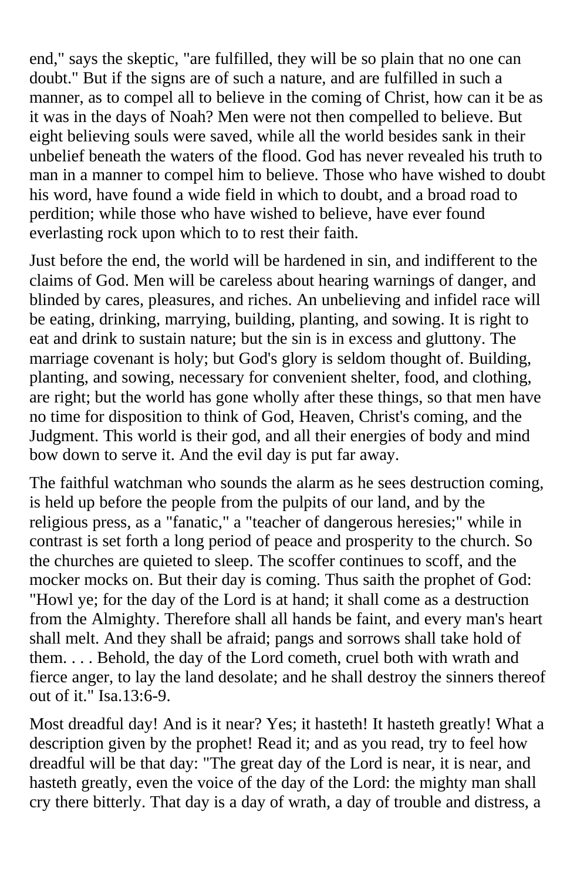end," says the skeptic, "are fulfilled, they will be so plain that no one can doubt." But if the signs are of such a nature, and are fulfilled in such a manner, as to compel all to believe in the coming of Christ, how can it be as it was in the days of Noah? Men were not then compelled to believe. But eight believing souls were saved, while all the world besides sank in their unbelief beneath the waters of the flood. God has never revealed his truth to man in a manner to compel him to believe. Those who have wished to doubt his word, have found a wide field in which to doubt, and a broad road to perdition; while those who have wished to believe, have ever found everlasting rock upon which to to rest their faith.

Just before the end, the world will be hardened in sin, and indifferent to the claims of God. Men will be careless about hearing warnings of danger, and blinded by cares, pleasures, and riches. An unbelieving and infidel race will be eating, drinking, marrying, building, planting, and sowing. It is right to eat and drink to sustain nature; but the sin is in excess and gluttony. The marriage covenant is holy; but God's glory is seldom thought of. Building, planting, and sowing, necessary for convenient shelter, food, and clothing, are right; but the world has gone wholly after these things, so that men have no time for disposition to think of God, Heaven, Christ's coming, and the Judgment. This world is their god, and all their energies of body and mind bow down to serve it. And the evil day is put far away.

The faithful watchman who sounds the alarm as he sees destruction coming, is held up before the people from the pulpits of our land, and by the religious press, as a "fanatic," a "teacher of dangerous heresies;" while in contrast is set forth a long period of peace and prosperity to the church. So the churches are quieted to sleep. The scoffer continues to scoff, and the mocker mocks on. But their day is coming. Thus saith the prophet of God: "Howl ye; for the day of the Lord is at hand; it shall come as a destruction from the Almighty. Therefore shall all hands be faint, and every man's heart shall melt. And they shall be afraid; pangs and sorrows shall take hold of them. . . . Behold, the day of the Lord cometh, cruel both with wrath and fierce anger, to lay the land desolate; and he shall destroy the sinners thereof out of it." Isa.13:6-9.

Most dreadful day! And is it near? Yes; it hasteth! It hasteth greatly! What a description given by the prophet! Read it; and as you read, try to feel how dreadful will be that day: "The great day of the Lord is near, it is near, and hasteth greatly, even the voice of the day of the Lord: the mighty man shall cry there bitterly. That day is a day of wrath, a day of trouble and distress, a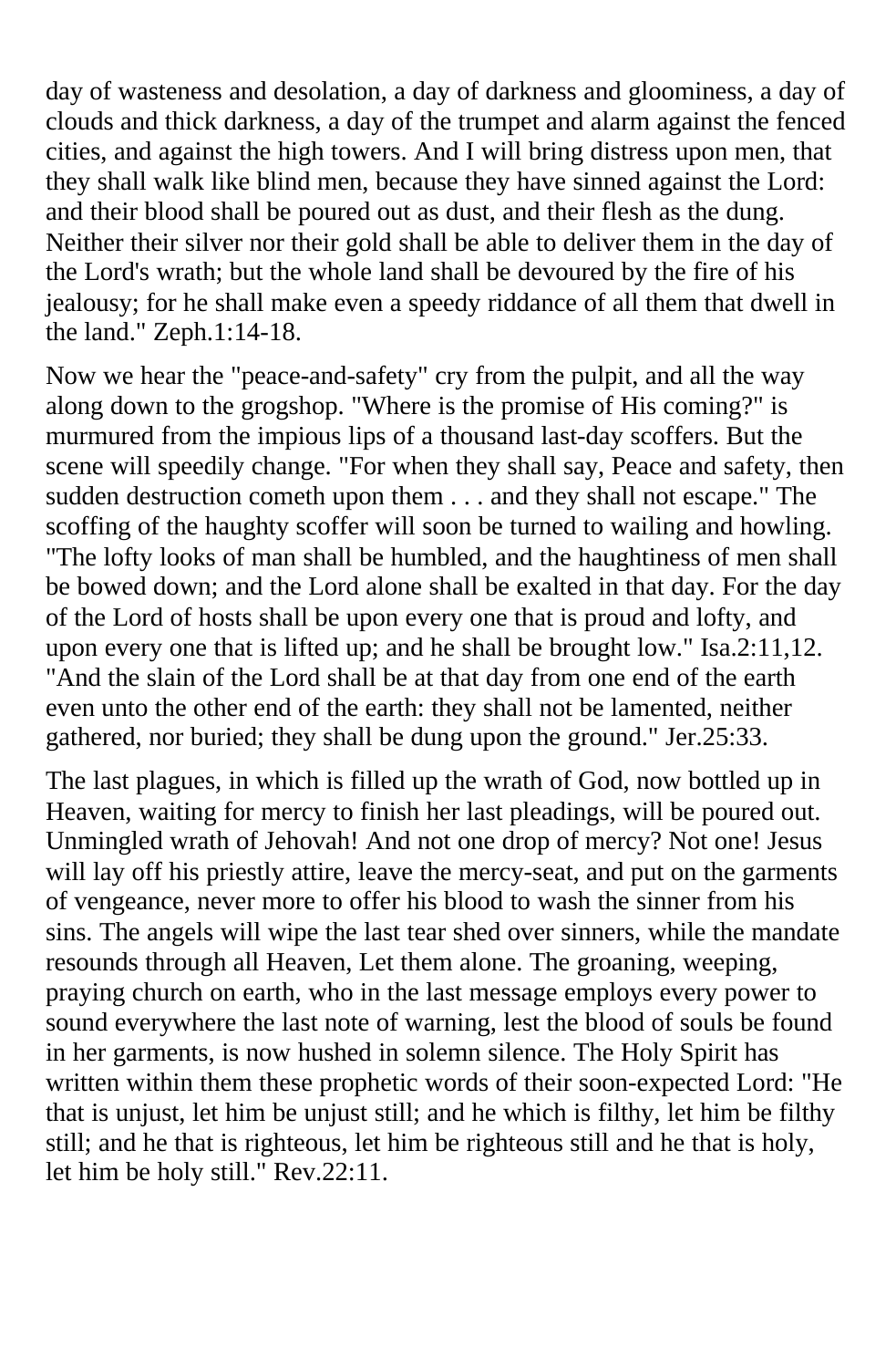day of wasteness and desolation, a day of darkness and gloominess, a day of clouds and thick darkness, a day of the trumpet and alarm against the fenced cities, and against the high towers. And I will bring distress upon men, that they shall walk like blind men, because they have sinned against the Lord: and their blood shall be poured out as dust, and their flesh as the dung. Neither their silver nor their gold shall be able to deliver them in the day of the Lord's wrath; but the whole land shall be devoured by the fire of his jealousy; for he shall make even a speedy riddance of all them that dwell in the land." Zeph.1:14-18.

Now we hear the "peace-and-safety" cry from the pulpit, and all the way along down to the grogshop. "Where is the promise of His coming?" is murmured from the impious lips of a thousand last-day scoffers. But the scene will speedily change. "For when they shall say, Peace and safety, then sudden destruction cometh upon them . . . and they shall not escape." The scoffing of the haughty scoffer will soon be turned to wailing and howling. "The lofty looks of man shall be humbled, and the haughtiness of men shall be bowed down; and the Lord alone shall be exalted in that day. For the day of the Lord of hosts shall be upon every one that is proud and lofty, and upon every one that is lifted up; and he shall be brought low." Isa.2:11,12. "And the slain of the Lord shall be at that day from one end of the earth even unto the other end of the earth: they shall not be lamented, neither gathered, nor buried; they shall be dung upon the ground." Jer.25:33.

The last plagues, in which is filled up the wrath of God, now bottled up in Heaven, waiting for mercy to finish her last pleadings, will be poured out. Unmingled wrath of Jehovah! And not one drop of mercy? Not one! Jesus will lay off his priestly attire, leave the mercy-seat, and put on the garments of vengeance, never more to offer his blood to wash the sinner from his sins. The angels will wipe the last tear shed over sinners, while the mandate resounds through all Heaven, Let them alone. The groaning, weeping, praying church on earth, who in the last message employs every power to sound everywhere the last note of warning, lest the blood of souls be found in her garments, is now hushed in solemn silence. The Holy Spirit has written within them these prophetic words of their soon-expected Lord: "He that is unjust, let him be unjust still; and he which is filthy, let him be filthy still; and he that is righteous, let him be righteous still and he that is holy, let him be holy still." Rev.22:11.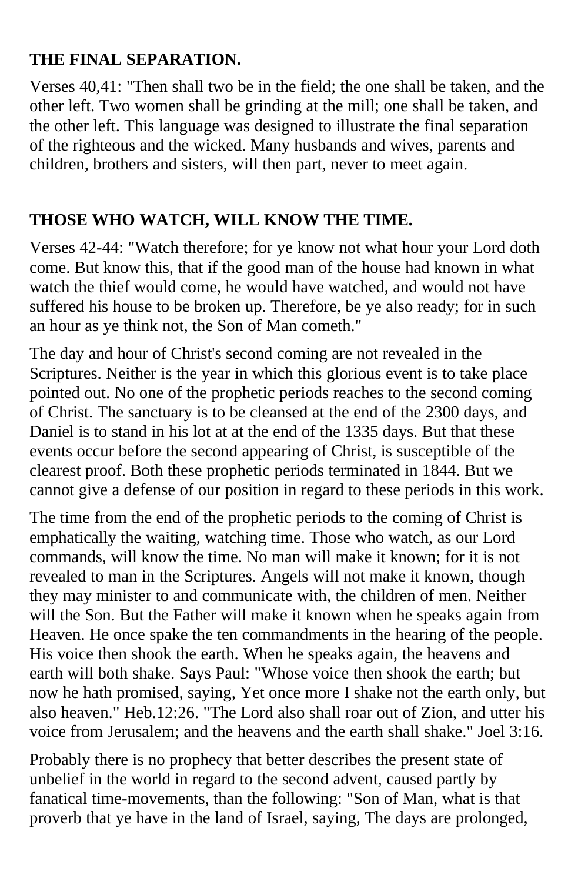## THE FINAL SEPARATION.

Verses 40,41: "Then shall two be in the field; the one shall be taken, and the other left. Two women shall be grinding at the mill; one shall be taken, and the other left. This language was designed to illustrate the final separation of the righteous and the wicked. Many husbands and wives, parents and children, brothers and sisters, will then part, never to meet again.

## THOSE WHO WATCH, WILL KNOW THE TIME.

Verses 42-44: "Watch therefore; for ye know not what hour your Lord doth come. But know this, that if the good man of the house had known in what watch the thief would come, he would have watched, and would not have suffered his house to be broken up. Therefore, be ye also ready; for in such an hour as ye think not, the Son of Man cometh."

The day and hour of Christ's second coming are not revealed in the Scriptures. Neither is the year in which this glorious event is to take place pointed out. No one of the prophetic periods reaches to the second coming of Christ. The sanctuary is to be cleansed at the end of the 2300 days, and Daniel is to stand in his lot at at the end of the 1335 days. But that these events occur before the second appearing of Christ, is susceptible of the clearest proof. Both these prophetic periods terminated in 1844. But we cannot give a defense of our position in regard to these periods in this work.

The time from the end of the prophetic periods to the coming of Christ is emphatically the waiting, watching time. Those who watch, as our Lord commands, will know the time. No man will make it known; for it is not revealed to man in the Scriptures. Angels will not make it known, though they may minister to and communicate with, the children of men. Neither will the Son. But the Father will make it known when he speaks again from Heaven. He once spake the ten commandments in the hearing of the people. His voice then shook the earth. When he speaks again, the heavens and earth will both shake. Says Paul: "Whose voice then shook the earth; but now he hath promised, saying, Yet once more I shake not the earth only, but also heaven." Heb.12:26. "The Lord also shall roar out of Zion, and utter his voice from Jerusalem; and the heavens and the earth shall shake." Joel 3:16.

Probably there is no prophecy that better describes the present state of unbelief in the world in regard to the second advent, caused partly by fanatical time-movements, than the following: "Son of Man, what is that proverb that ye have in the land of Israel, saying, The days are prolonged,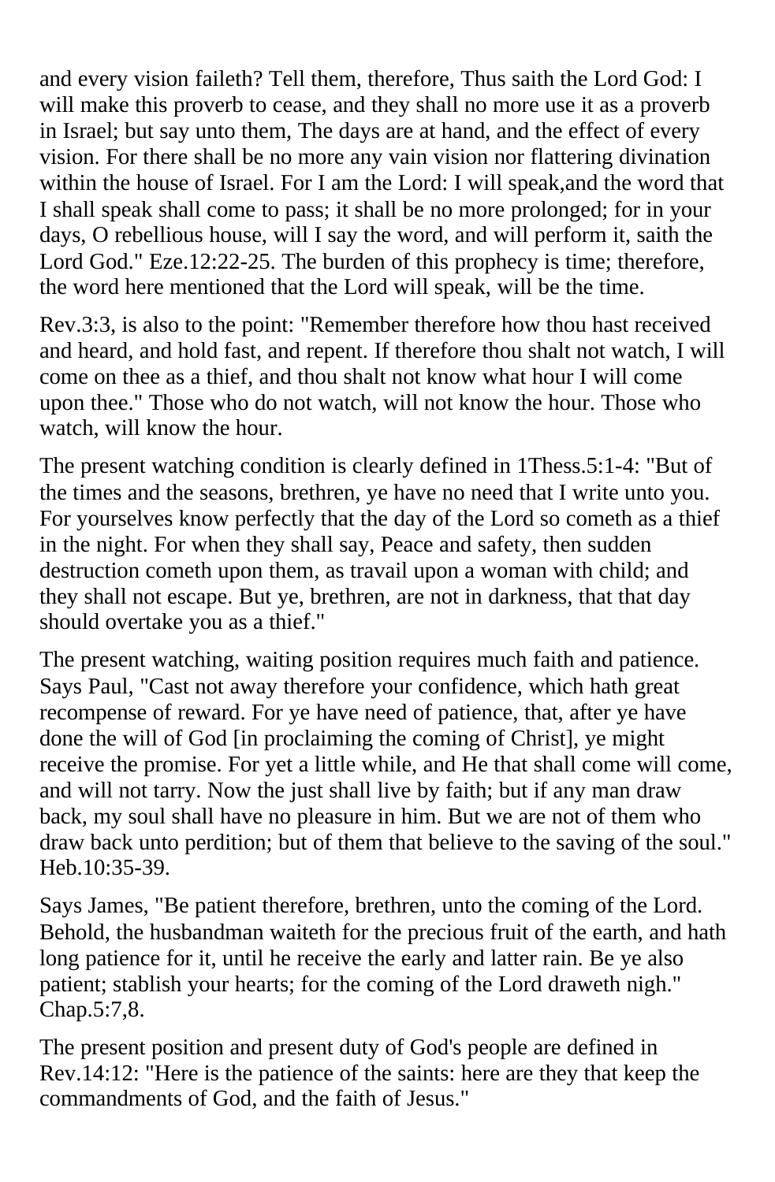and every vision faileth? Tell them, therefore, Thus saith the Lord God: I will make this proverb to cease, and they shall no more use it as a proverb in Israel; but say unto them, The days are at hand, and the effect of every vision. For there shall be no more any vain vision nor flattering divination within the house of Israel. For I am the Lord: I will speak,and the word that I shall speak shall come to pass; it shall be no more prolonged; for in your days, O rebellious house, will I say the word, and will perform it, saith the Lord God." Eze.12:22-25. The burden of this prophecy is time; therefore, the word here mentioned that the Lord will speak, will be the time.

Rev.3:3, is also to the point: "Remember therefore how thou hast received and heard, and hold fast, and repent. If therefore thou shalt not watch, I will come on thee as a thief, and thou shalt not know what hour I will come upon thee." Those who do not watch, will not know the hour. Those who watch, will know the hour.

The present watching condition is clearly defined in 1Thess.5:1-4: "But of the times and the seasons, brethren, ye have no need that I write unto you. For yourselves know perfectly that the day of the Lord so cometh as a thief in the night. For when they shall say, Peace and safety, then sudden destruction cometh upon them, as travail upon a woman with child; and they shall not escape. But ye, brethren, are not in darkness, that that day should overtake you as a thief."

The present watching, waiting position requires much faith and patience. Says Paul, "Cast not away therefore your confidence, which hath great recompense of reward. For ye have need of patience, that, after ye have done the will of God [in proclaiming the coming of Christ], ye might receive the promise. For yet a little while, and He that shall come will come, and will not tarry. Now the just shall live by faith; but if any man draw back, my soul shall have no pleasure in him. But we are not of them who draw back unto perdition; but of them that believe to the saving of the soul." Heb.10:35-39.

Says James, "Be patient therefore, brethren, unto the coming of the Lord. Behold, the husbandman waiteth for the precious fruit of the earth, and hath long patience for it, until he receive the early and latter rain. Be ye also patient; stablish your hearts; for the coming of the Lord draweth nigh." Chap.5:7,8.

The present position and present duty of God's people are defined in Rev.14:12: "Here is the patience of the saints: here are they that keep the commandments of God, and the faith of Jesus."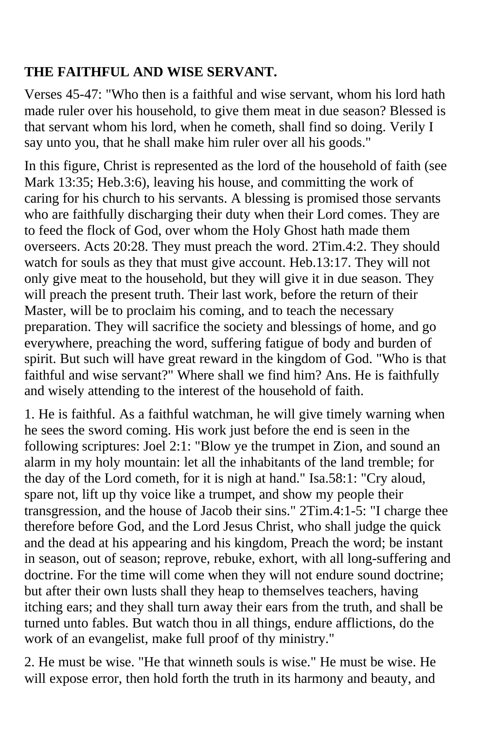**THE FAITHFUL AND WISE SERVANT.**

Verses 45-47: "Who then is a faithful and wise servant, whom his lord hath made ruler over his household, to give them meat in due season? Blessed is that servant whom his lord, when he cometh, shall find so doing. Verily I say unto you, that he shall make him ruler over all his goods."

In this figure, Christ is represented as the lord of the household of faith (see Mark 13:35; Heb.3:6), leaving his house, and committing the work of caring for his church to his servants. A blessing is promised those servants who are faithfully discharging their duty when their Lord comes. They are to feed the flock of God, over whom the Holy Ghost hath made them overseers. Acts 20:28. They must preach the word. 2Tim.4:2. They should watch for souls as they that must give account. Heb.13:17. They will not only give meat to the household, but they will give it in due season. They will preach the present truth. Their last work, before the return of their Master, will be to proclaim his coming, and to teach the necessary preparation. They will sacrifice the society and blessings of home, and go everywhere, preaching the word, suffering fatigue of body and burden of spirit. But such will have great reward in the kingdom of God. "Who is that faithful and wise servant?" Where shall we find him? Ans. He is faithfully and wisely attending to the interest of the household of faith.

1. He is faithful. As a faithful watchman, he will give timely warning when he sees the sword coming. His work just before the end is seen in the following scriptures: Joel 2:1: "Blow ye the trumpet in Zion, and sound an alarm in my holy mountain: let all the inhabitants of the land tremble; for the day of the Lord cometh, for it is nigh at hand." Isa.58:1: "Cry aloud, spare not, lift up thy voice like a trumpet, and show my people their transgression, and the house of Jacob their sins." 2Tim.4:1-5: "I charge thee therefore before God, and the Lord Jesus Christ, who shall judge the quick and the dead at his appearing and his kingdom, Preach the word; be instant in season, out of season; reprove, rebuke, exhort, with all long-suffering and doctrine. For the time will come when they will not endure sound doctrine; but after their own lusts shall they heap to themselves teachers, having itching ears; and they shall turn away their ears from the truth, and shall be turned unto fables. But watch thou in all things, endure afflictions, do the work of an evangelist, make full proof of thy ministry."

2. He must be wise. "He that winneth souls is wise." He must be wise. He will expose error, then hold forth the truth in its harmony and beauty, and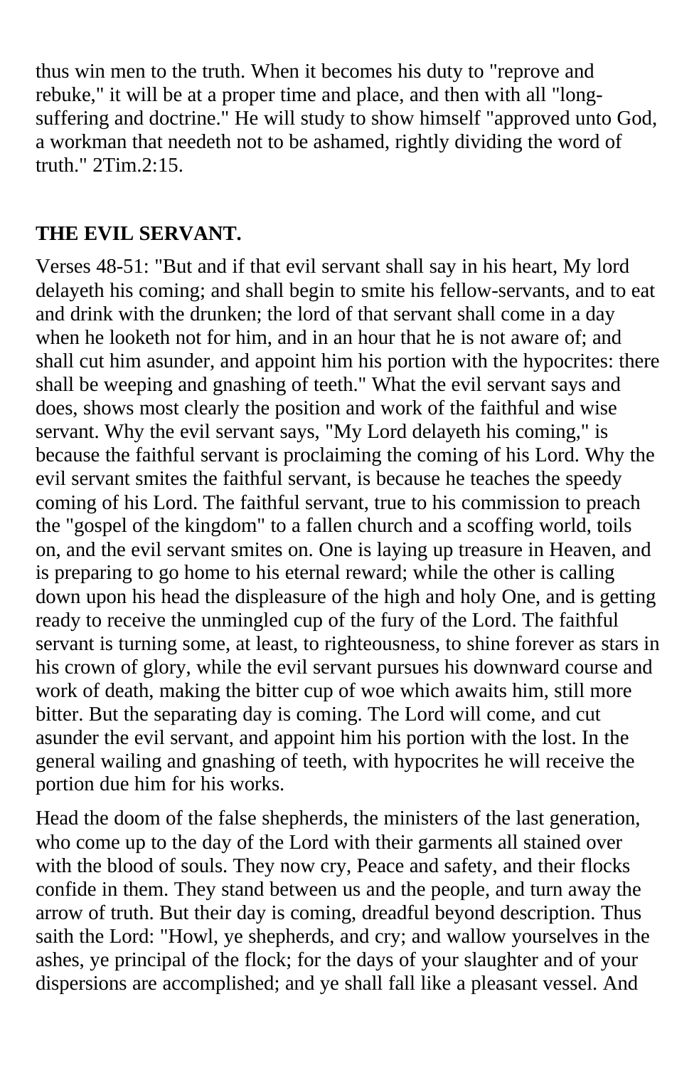thus win men to the truth. When it becomes his duty to "reprove and rebuke," it will be at a proper time and place, and then with all "long-suffering and doctrine." He will study to show himself "approved unto God, a workman that needeth not to be ashamed, rightly dividing the word of truth." 2Tim.2:15.

**THE EVIL SERVANT.**

Verses 48-51: "But and if that evil servant shall say in his heart, My lord delayeth his coming; and shall begin to smite his fellow-servants, and to eat and drink with the drunken; the lord of that servant shall come in a day when he looketh not for him, and in an hour that he is not aware of; and shall cut him asunder, and appoint him his portion with the hypocrites: there shall be weeping and gnashing of teeth." What the evil servant says and does, shows most clearly the position and work of the faithful and wise servant. Why the evil servant says, "My Lord delayeth his coming," is because the faithful servant is proclaiming the coming of his Lord. Why the evil servant smites the faithful servant, is because he teaches the speedy coming of his Lord. The faithful servant, true to his commission to preach the "gospel of the kingdom" to a fallen church and a scoffing world, toils on, and the evil servant smites on. One is laying up treasure in Heaven, and is preparing to go home to his eternal reward; while the other is calling down upon his head the displeasure of the high and holy One, and is getting ready to receive the unmingled cup of the fury of the Lord. The faithful servant is turning some, at least, to righteousness, to shine forever as stars in his crown of glory, while the evil servant pursues his downward course and work of death, making the bitter cup of woe which awaits him, still more bitter. But the separating day is coming. The Lord will come, and cut asunder the evil servant, and appoint him his portion with the lost. In the general wailing and gnashing of teeth, with hypocrites he will receive the portion due him for his works.

Head the doom of the false shepherds, the ministers of the last generation, who come up to the day of the Lord with their garments all stained over with the blood of souls. They now cry, Peace and safety, and their flocks confide in them. They stand between us and the people, and turn away the arrow of truth. But their day is coming, dreadful beyond description. Thus saith the Lord: "Howl, ye shepherds, and cry; and wallow yourselves in the ashes, ye principal of the flock; for the days of your slaughter and of your dispersions are accomplished; and ye shall fall like a pleasant vessel. And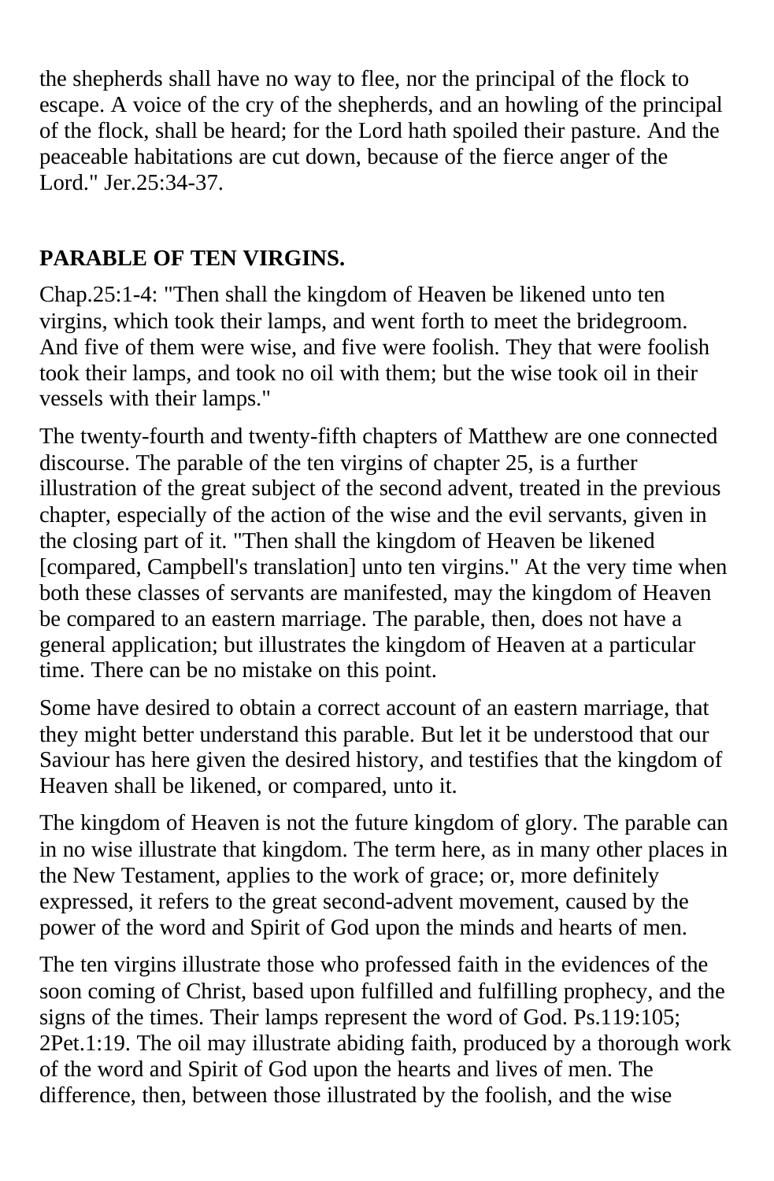the shepherds shall have no way to flee, nor the principal of the flock to escape. A voice of the cry of the shepherds, and an howling of the principal of the flock, shall be heard; for the Lord hath spoiled their pasture. And the peaceable habitations are cut down, because of the fierce anger of the Lord." Jer.25:34-37.

**PARABLE OF TEN VIRGINS.**

Chap.25:1-4: "Then shall the kingdom of Heaven be likened unto ten virgins, which took their lamps, and went forth to meet the bridegroom. And five of them were wise, and five were foolish. They that were foolish took their lamps, and took no oil with them; but the wise took oil in their vessels with their lamps."

The twenty-fourth and twenty-fifth chapters of Matthew are one connected discourse. The parable of the ten virgins of chapter 25, is a further illustration of the great subject of the second advent, treated in the previous chapter, especially of the action of the wise and the evil servants, given in the closing part of it. "Then shall the kingdom of Heaven be likened [compared, Campbell's translation] unto ten virgins." At the very time when both these classes of servants are manifested, may the kingdom of Heaven be compared to an eastern marriage. The parable, then, does not have a general application; but illustrates the kingdom of Heaven at a particular time. There can be no mistake on this point.

Some have desired to obtain a correct account of an eastern marriage, that they might better understand this parable. But let it be understood that our Saviour has here given the desired history, and testifies that the kingdom of Heaven shall be likened, or compared, unto it.

The kingdom of Heaven is not the future kingdom of glory. The parable can in no wise illustrate that kingdom. The term here, as in many other places in the New Testament, applies to the work of grace; or, more definitely expressed, it refers to the great second-advent movement, caused by the power of the word and Spirit of God upon the minds and hearts of men.

The ten virgins illustrate those who professed faith in the evidences of the soon coming of Christ, based upon fulfilled and fulfilling prophecy, and the signs of the times. Their lamps represent the word of God. Ps.119:105; 2Pet.1:19. The oil may illustrate abiding faith, produced by a thorough work of the word and Spirit of God upon the hearts and lives of men. The difference, then, between those illustrated by the foolish, and the wise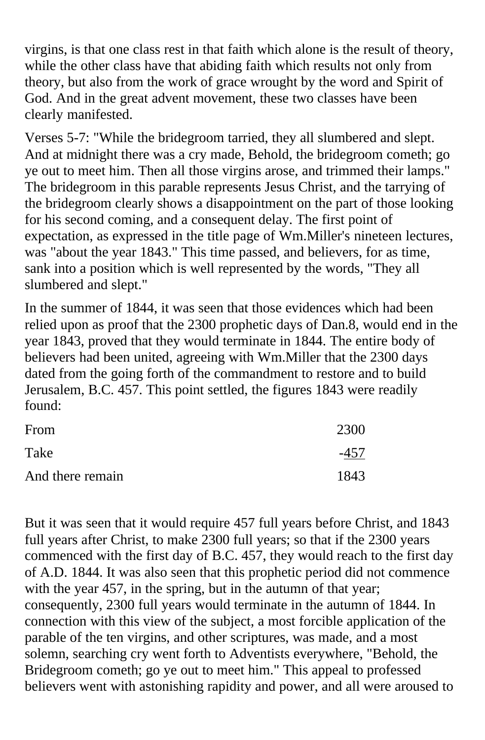virgins, is that one class rest in that faith which alone is the result of theory, while the other class have that abiding faith which results not only from theory, but also from the work of grace wrought by the word and Spirit of God. And in the great advent movement, these two classes have been clearly manifested.

Verses 5-7: "While the bridegroom tarried, they all slumbered and slept. And at midnight there was a cry made, Behold, the bridegroom cometh; go ye out to meet him. Then all those virgins arose, and trimmed their lamps." The bridegroom in this parable represents Jesus Christ, and the tarrying of the bridegroom clearly shows a disappointment on the part of those looking for his second coming, and a consequent delay. The first point of expectation, as expressed in the title page of Wm.Miller's nineteen lectures, was "about the year 1843." This time passed, and believers, for as time, sank into a position which is well represented by the words, "They all slumbered and slept."

In the summer of 1844, it was seen that those evidences which had been relied upon as proof that the 2300 prophetic days of Dan.8, would end in the year 1843, proved that they would terminate in 1844. The entire body of believers had been united, agreeing with Wm.Miller that the 2300 days dated from the going forth of the commandment to restore and to build Jerusalem, B.C. 457. This point settled, the figures 1843 were readily found:

| | |
|---|---|
| From | 2300 |
| Take | -457 |
| And there remain | 1843 |

But it was seen that it would require 457 full years before Christ, and 1843 full years after Christ, to make 2300 full years; so that if the 2300 years commenced with the first day of B.C. 457, they would reach to the first day of A.D. 1844. It was also seen that this prophetic period did not commence with the year 457, in the spring, but in the autumn of that year; consequently, 2300 full years would terminate in the autumn of 1844. In connection with this view of the subject, a most forcible application of the parable of the ten virgins, and other scriptures, was made, and a most solemn, searching cry went forth to Adventists everywhere, "Behold, the Bridegroom cometh; go ye out to meet him." This appeal to professed believers went with astonishing rapidity and power, and all were aroused to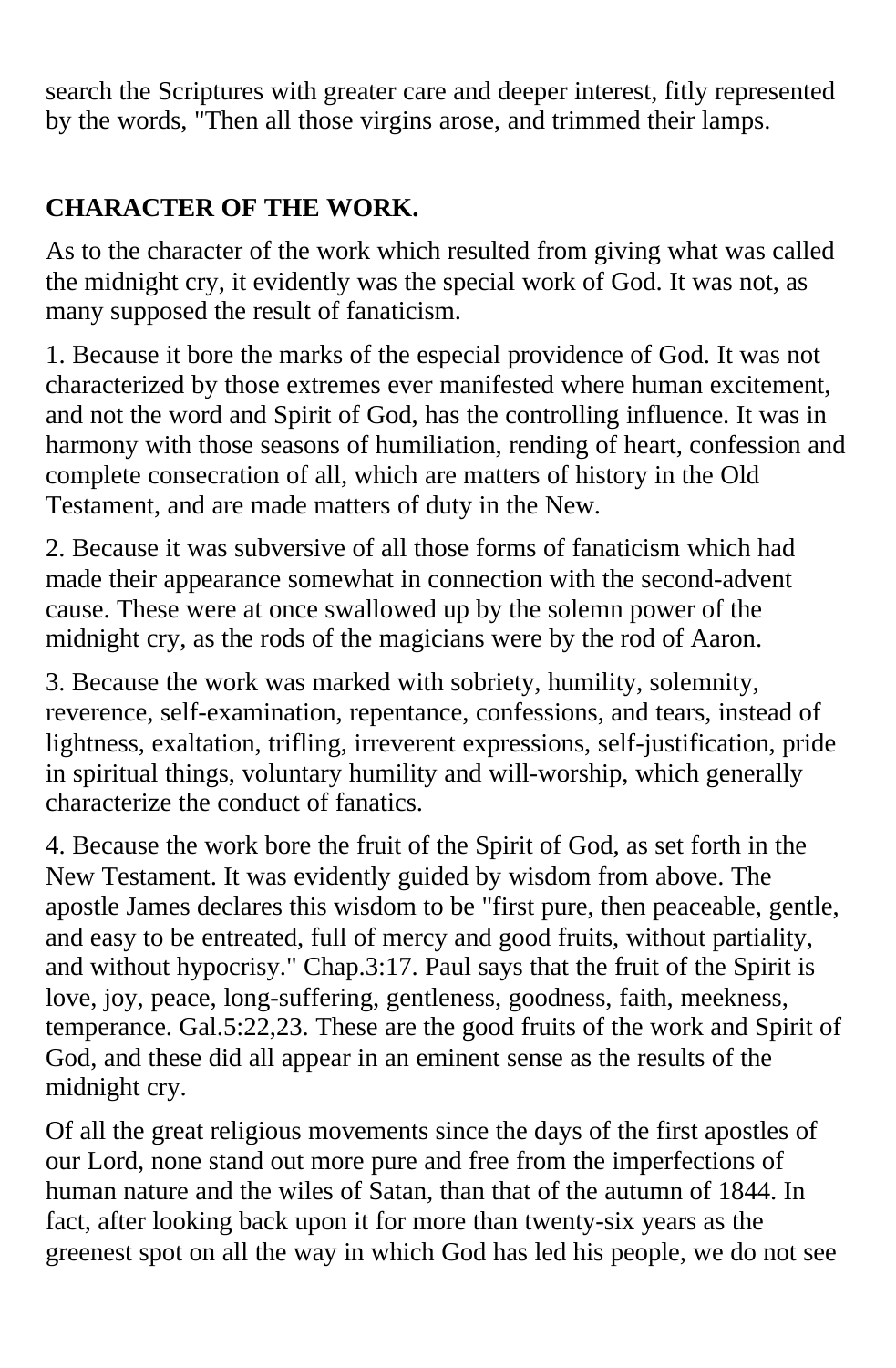search the Scriptures with greater care and deeper interest, fitly represented by the words, "Then all those virgins arose, and trimmed their lamps.

**CHARACTER OF THE WORK.**

As to the character of the work which resulted from giving what was called the midnight cry, it evidently was the special work of God. It was not, as many supposed the result of fanaticism.

1. Because it bore the marks of the especial providence of God. It was not characterized by those extremes ever manifested where human excitement, and not the word and Spirit of God, has the controlling influence. It was in harmony with those seasons of humiliation, rending of heart, confession and complete consecration of all, which are matters of history in the Old Testament, and are made matters of duty in the New.

2. Because it was subversive of all those forms of fanaticism which had made their appearance somewhat in connection with the second-advent cause. These were at once swallowed up by the solemn power of the midnight cry, as the rods of the magicians were by the rod of Aaron.

3. Because the work was marked with sobriety, humility, solemnity, reverence, self-examination, repentance, confessions, and tears, instead of lightness, exaltation, trifling, irreverent expressions, self-justification, pride in spiritual things, voluntary humility and will-worship, which generally characterize the conduct of fanatics.

4. Because the work bore the fruit of the Spirit of God, as set forth in the New Testament. It was evidently guided by wisdom from above. The apostle James declares this wisdom to be "first pure, then peaceable, gentle, and easy to be entreated, full of mercy and good fruits, without partiality, and without hypocrisy." Chap.3:17. Paul says that the fruit of the Spirit is love, joy, peace, long-suffering, gentleness, goodness, faith, meekness, temperance. Gal.5:22,23. These are the good fruits of the work and Spirit of God, and these did all appear in an eminent sense as the results of the midnight cry.

Of all the great religious movements since the days of the first apostles of our Lord, none stand out more pure and free from the imperfections of human nature and the wiles of Satan, than that of the autumn of 1844. In fact, after looking back upon it for more than twenty-six years as the greenest spot on all the way in which God has led his people, we do not see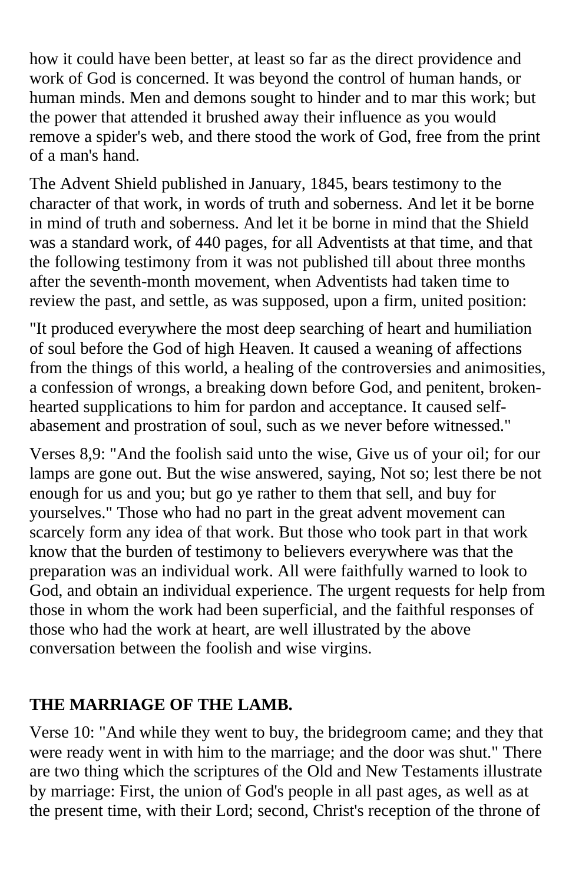how it could have been better, at least so far as the direct providence and work of God is concerned. It was beyond the control of human hands, or human minds. Men and demons sought to hinder and to mar this work; but the power that attended it brushed away their influence as you would remove a spider's web, and there stood the work of God, free from the print of a man's hand.

The Advent Shield published in January, 1845, bears testimony to the character of that work, in words of truth and soberness. And let it be borne in mind of truth and soberness. And let it be borne in mind that the Shield was a standard work, of 440 pages, for all Adventists at that time, and that the following testimony from it was not published till about three months after the seventh-month movement, when Adventists had taken time to review the past, and settle, as was supposed, upon a firm, united position:

"It produced everywhere the most deep searching of heart and humiliation of soul before the God of high Heaven. It caused a weaning of affections from the things of this world, a healing of the controversies and animosities, a confession of wrongs, a breaking down before God, and penitent, broken-hearted supplications to him for pardon and acceptance. It caused self-abasement and prostration of soul, such as we never before witnessed."

Verses 8,9: "And the foolish said unto the wise, Give us of your oil; for our lamps are gone out. But the wise answered, saying, Not so; lest there be not enough for us and you; but go ye rather to them that sell, and buy for yourselves." Those who had no part in the great advent movement can scarcely form any idea of that work. But those who took part in that work know that the burden of testimony to believers everywhere was that the preparation was an individual work. All were faithfully warned to look to God, and obtain an individual experience. The urgent requests for help from those in whom the work had been superficial, and the faithful responses of those who had the work at heart, are well illustrated by the above conversation between the foolish and wise virgins.

## THE MARRIAGE OF THE LAMB.

Verse 10: "And while they went to buy, the bridegroom came; and they that were ready went in with him to the marriage; and the door was shut." There are two thing which the scriptures of the Old and New Testaments illustrate by marriage: First, the union of God's people in all past ages, as well as at the present time, with their Lord; second, Christ's reception of the throne of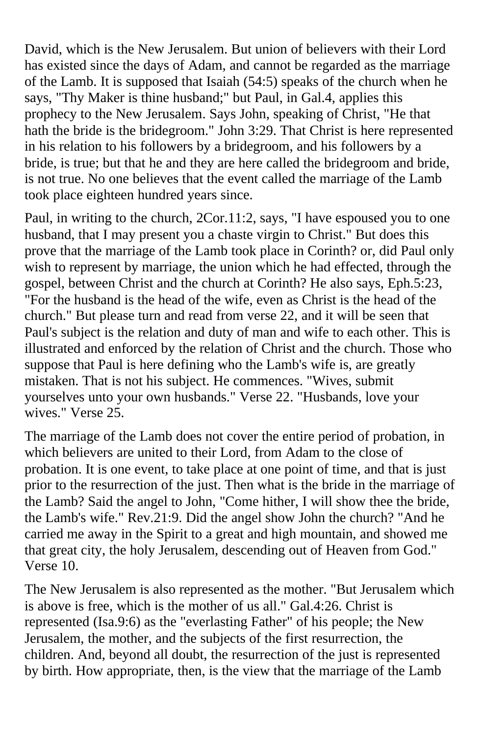David, which is the New Jerusalem. But union of believers with their Lord has existed since the days of Adam, and cannot be regarded as the marriage of the Lamb. It is supposed that Isaiah (54:5) speaks of the church when he says, "Thy Maker is thine husband;" but Paul, in Gal.4, applies this prophecy to the New Jerusalem. Says John, speaking of Christ, "He that hath the bride is the bridegroom." John 3:29. That Christ is here represented in his relation to his followers by a bridegroom, and his followers by a bride, is true; but that he and they are here called the bridegroom and bride, is not true. No one believes that the event called the marriage of the Lamb took place eighteen hundred years since.

Paul, in writing to the church, 2Cor.11:2, says, "I have espoused you to one husband, that I may present you a chaste virgin to Christ." But does this prove that the marriage of the Lamb took place in Corinth? or, did Paul only wish to represent by marriage, the union which he had effected, through the gospel, between Christ and the church at Corinth? He also says, Eph.5:23, "For the husband is the head of the wife, even as Christ is the head of the church." But please turn and read from verse 22, and it will be seen that Paul's subject is the relation and duty of man and wife to each other. This is illustrated and enforced by the relation of Christ and the church. Those who suppose that Paul is here defining who the Lamb's wife is, are greatly mistaken. That is not his subject. He commences. "Wives, submit yourselves unto your own husbands." Verse 22. "Husbands, love your wives." Verse 25.

The marriage of the Lamb does not cover the entire period of probation, in which believers are united to their Lord, from Adam to the close of probation. It is one event, to take place at one point of time, and that is just prior to the resurrection of the just. Then what is the bride in the marriage of the Lamb? Said the angel to John, "Come hither, I will show thee the bride, the Lamb's wife." Rev.21:9. Did the angel show John the church? "And he carried me away in the Spirit to a great and high mountain, and showed me that great city, the holy Jerusalem, descending out of Heaven from God." Verse 10.

The New Jerusalem is also represented as the mother. "But Jerusalem which is above is free, which is the mother of us all." Gal.4:26. Christ is represented (Isa.9:6) as the "everlasting Father" of his people; the New Jerusalem, the mother, and the subjects of the first resurrection, the children. And, beyond all doubt, the resurrection of the just is represented by birth. How appropriate, then, is the view that the marriage of the Lamb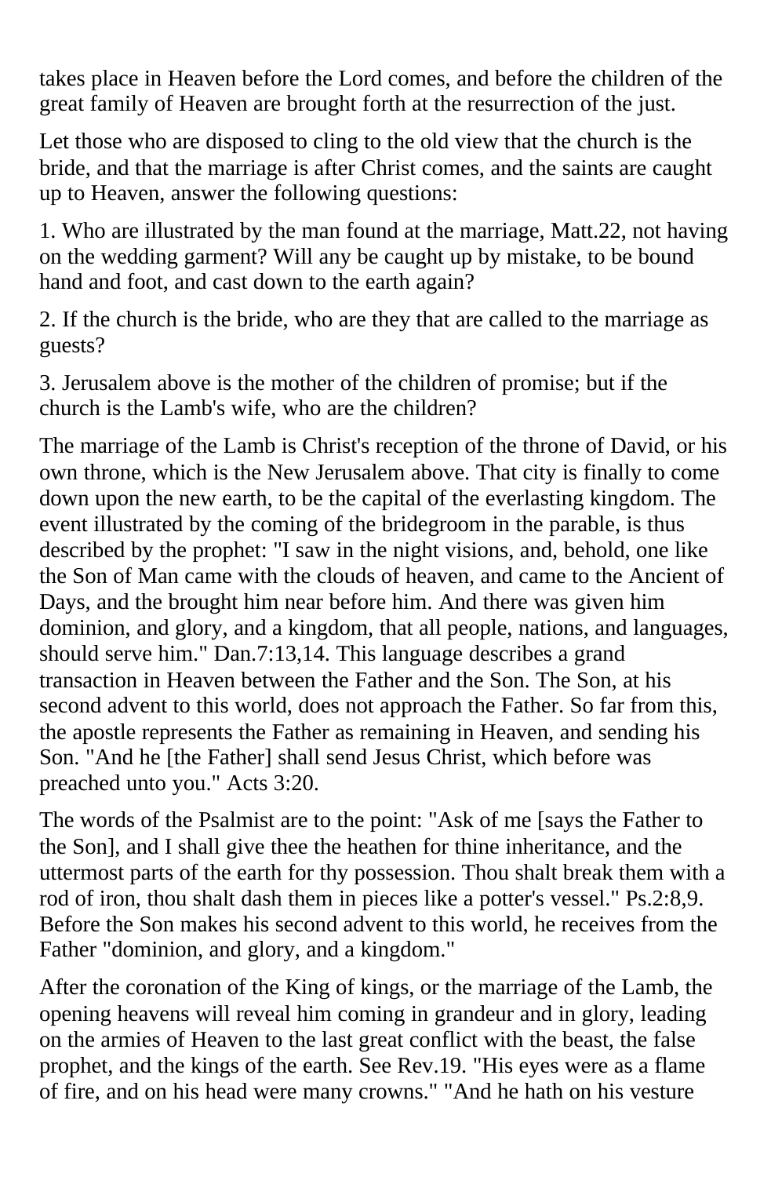takes place in Heaven before the Lord comes, and before the children of the great family of Heaven are brought forth at the resurrection of the just.

Let those who are disposed to cling to the old view that the church is the bride, and that the marriage is after Christ comes, and the saints are caught up to Heaven, answer the following questions:

1. Who are illustrated by the man found at the marriage, Matt.22, not having on the wedding garment? Will any be caught up by mistake, to be bound hand and foot, and cast down to the earth again?

2. If the church is the bride, who are they that are called to the marriage as guests?

3. Jerusalem above is the mother of the children of promise; but if the church is the Lamb's wife, who are the children?

The marriage of the Lamb is Christ's reception of the throne of David, or his own throne, which is the New Jerusalem above. That city is finally to come down upon the new earth, to be the capital of the everlasting kingdom. The event illustrated by the coming of the bridegroom in the parable, is thus described by the prophet: "I saw in the night visions, and, behold, one like the Son of Man came with the clouds of heaven, and came to the Ancient of Days, and the brought him near before him. And there was given him dominion, and glory, and a kingdom, that all people, nations, and languages, should serve him." Dan.7:13,14. This language describes a grand transaction in Heaven between the Father and the Son. The Son, at his second advent to this world, does not approach the Father. So far from this, the apostle represents the Father as remaining in Heaven, and sending his Son. "And he [the Father] shall send Jesus Christ, which before was preached unto you." Acts 3:20.

The words of the Psalmist are to the point: "Ask of me [says the Father to the Son], and I shall give thee the heathen for thine inheritance, and the uttermost parts of the earth for thy possession. Thou shalt break them with a rod of iron, thou shalt dash them in pieces like a potter's vessel." Ps.2:8,9. Before the Son makes his second advent to this world, he receives from the Father "dominion, and glory, and a kingdom."

After the coronation of the King of kings, or the marriage of the Lamb, the opening heavens will reveal him coming in grandeur and in glory, leading on the armies of Heaven to the last great conflict with the beast, the false prophet, and the kings of the earth. See Rev.19. "His eyes were as a flame of fire, and on his head were many crowns." "And he hath on his vesture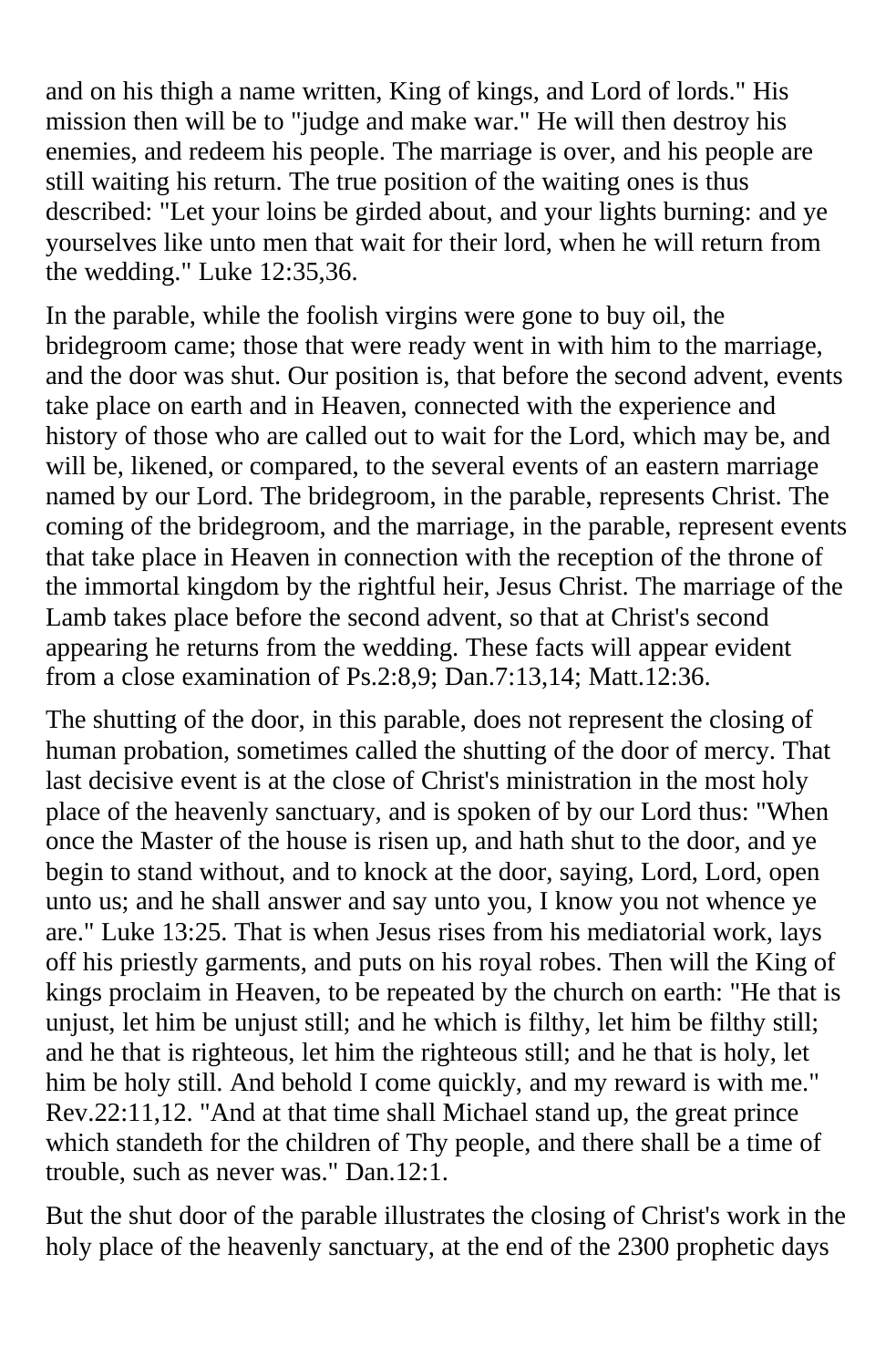and on his thigh a name written, King of kings, and Lord of lords." His mission then will be to "judge and make war." He will then destroy his enemies, and redeem his people. The marriage is over, and his people are still waiting his return. The true position of the waiting ones is thus described: "Let your loins be girded about, and your lights burning: and ye yourselves like unto men that wait for their lord, when he will return from the wedding." Luke 12:35,36.

In the parable, while the foolish virgins were gone to buy oil, the bridegroom came; those that were ready went in with him to the marriage, and the door was shut. Our position is, that before the second advent, events take place on earth and in Heaven, connected with the experience and history of those who are called out to wait for the Lord, which may be, and will be, likened, or compared, to the several events of an eastern marriage named by our Lord. The bridegroom, in the parable, represents Christ. The coming of the bridegroom, and the marriage, in the parable, represent events that take place in Heaven in connection with the reception of the throne of the immortal kingdom by the rightful heir, Jesus Christ. The marriage of the Lamb takes place before the second advent, so that at Christ's second appearing he returns from the wedding. These facts will appear evident from a close examination of Ps.2:8,9; Dan.7:13,14; Matt.12:36.

The shutting of the door, in this parable, does not represent the closing of human probation, sometimes called the shutting of the door of mercy. That last decisive event is at the close of Christ's ministration in the most holy place of the heavenly sanctuary, and is spoken of by our Lord thus: "When once the Master of the house is risen up, and hath shut to the door, and ye begin to stand without, and to knock at the door, saying, Lord, Lord, open unto us; and he shall answer and say unto you, I know you not whence ye are." Luke 13:25. That is when Jesus rises from his mediatorial work, lays off his priestly garments, and puts on his royal robes. Then will the King of kings proclaim in Heaven, to be repeated by the church on earth: "He that is unjust, let him be unjust still; and he which is filthy, let him be filthy still; and he that is righteous, let him the righteous still; and he that is holy, let him be holy still. And behold I come quickly, and my reward is with me." Rev.22:11,12. "And at that time shall Michael stand up, the great prince which standeth for the children of Thy people, and there shall be a time of trouble, such as never was." Dan.12:1.

But the shut door of the parable illustrates the closing of Christ's work in the holy place of the heavenly sanctuary, at the end of the 2300 prophetic days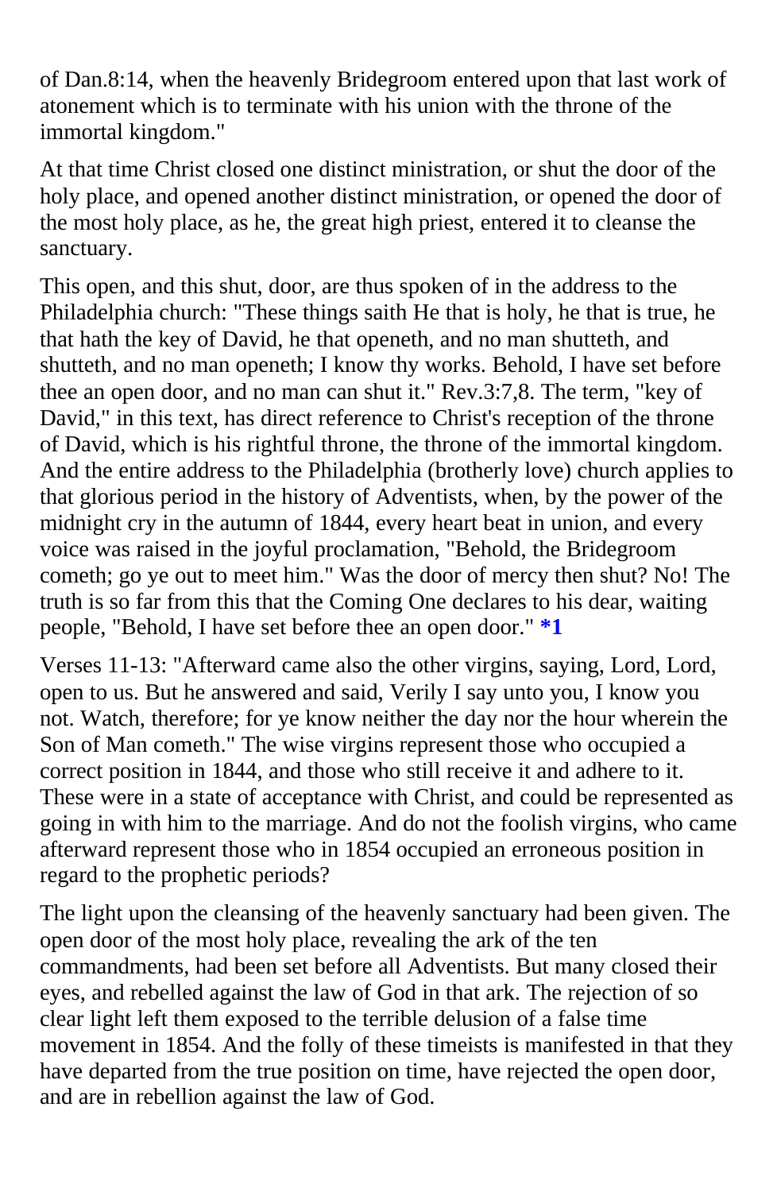of Dan.8:14, when the heavenly Bridegroom entered upon that last work of atonement which is to terminate with his union with the throne of the immortal kingdom."

At that time Christ closed one distinct ministration, or shut the door of the holy place, and opened another distinct ministration, or opened the door of the most holy place, as he, the great high priest, entered it to cleanse the sanctuary.

This open, and this shut, door, are thus spoken of in the address to the Philadelphia church: "These things saith He that is holy, he that is true, he that hath the key of David, he that openeth, and no man shutteth, and shutteth, and no man openeth; I know thy works. Behold, I have set before thee an open door, and no man can shut it." Rev.3:7,8. The term, "key of David," in this text, has direct reference to Christ's reception of the throne of David, which is his rightful throne, the throne of the immortal kingdom. And the entire address to the Philadelphia (brotherly love) church applies to that glorious period in the history of Adventists, when, by the power of the midnight cry in the autumn of 1844, every heart beat in union, and every voice was raised in the joyful proclamation, "Behold, the Bridegroom cometh; go ye out to meet him." Was the door of mercy then shut? No! The truth is so far from this that the Coming One declares to his dear, waiting people, "Behold, I have set before thee an open door." **\*1**

Verses 11-13: "Afterward came also the other virgins, saying, Lord, Lord, open to us. But he answered and said, Verily I say unto you, I know you not. Watch, therefore; for ye know neither the day nor the hour wherein the Son of Man cometh." The wise virgins represent those who occupied a correct position in 1844, and those who still receive it and adhere to it. These were in a state of acceptance with Christ, and could be represented as going in with him to the marriage. And do not the foolish virgins, who came afterward represent those who in 1854 occupied an erroneous position in regard to the prophetic periods?

The light upon the cleansing of the heavenly sanctuary had been given. The open door of the most holy place, revealing the ark of the ten commandments, had been set before all Adventists. But many closed their eyes, and rebelled against the law of God in that ark. The rejection of so clear light left them exposed to the terrible delusion of a false time movement in 1854. And the folly of these timeists is manifested in that they have departed from the true position on time, have rejected the open door, and are in rebellion against the law of God.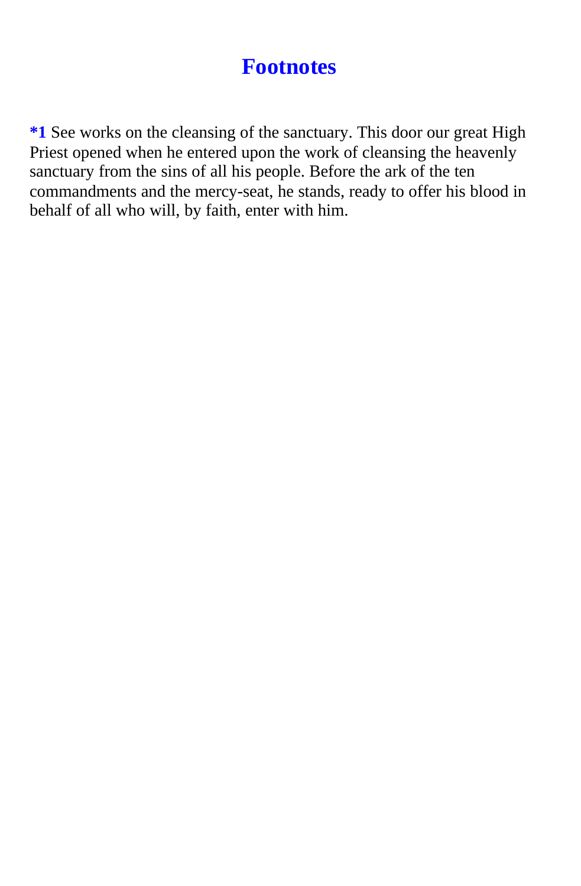# Footnotes

**\*1** See works on the cleansing of the sanctuary. This door our great High Priest opened when he entered upon the work of cleansing the heavenly sanctuary from the sins of all his people. Before the ark of the ten commandments and the mercy-seat, he stands, ready to offer his blood in behalf of all who will, by faith, enter with him.